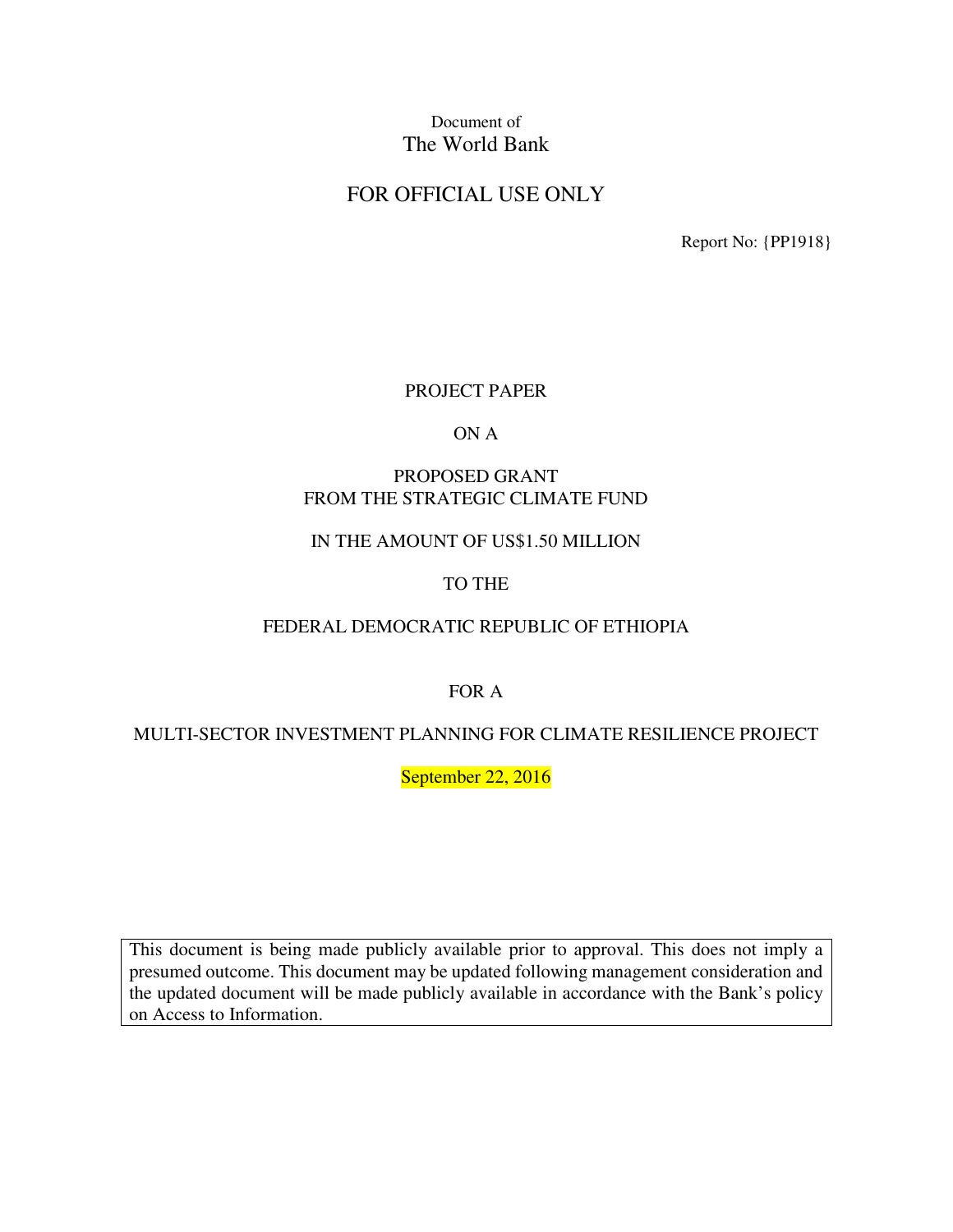Document of
The World Bank

FOR OFFICIAL USE ONLY

Report No: {PP1918}

PROJECT PAPER

ON A

PROPOSED GRANT
FROM THE STRATEGIC CLIMATE FUND

IN THE AMOUNT OF US$1.50 MILLION

TO THE

FEDERAL DEMOCRATIC REPUBLIC OF ETHIOPIA

FOR A

MULTI-SECTOR INVESTMENT PLANNING FOR CLIMATE RESILIENCE PROJECT

September 22, 2016

This document is being made publicly available prior to approval. This does not imply a presumed outcome. This document may be updated following management consideration and the updated document will be made publicly available in accordance with the Bank's policy on Access to Information.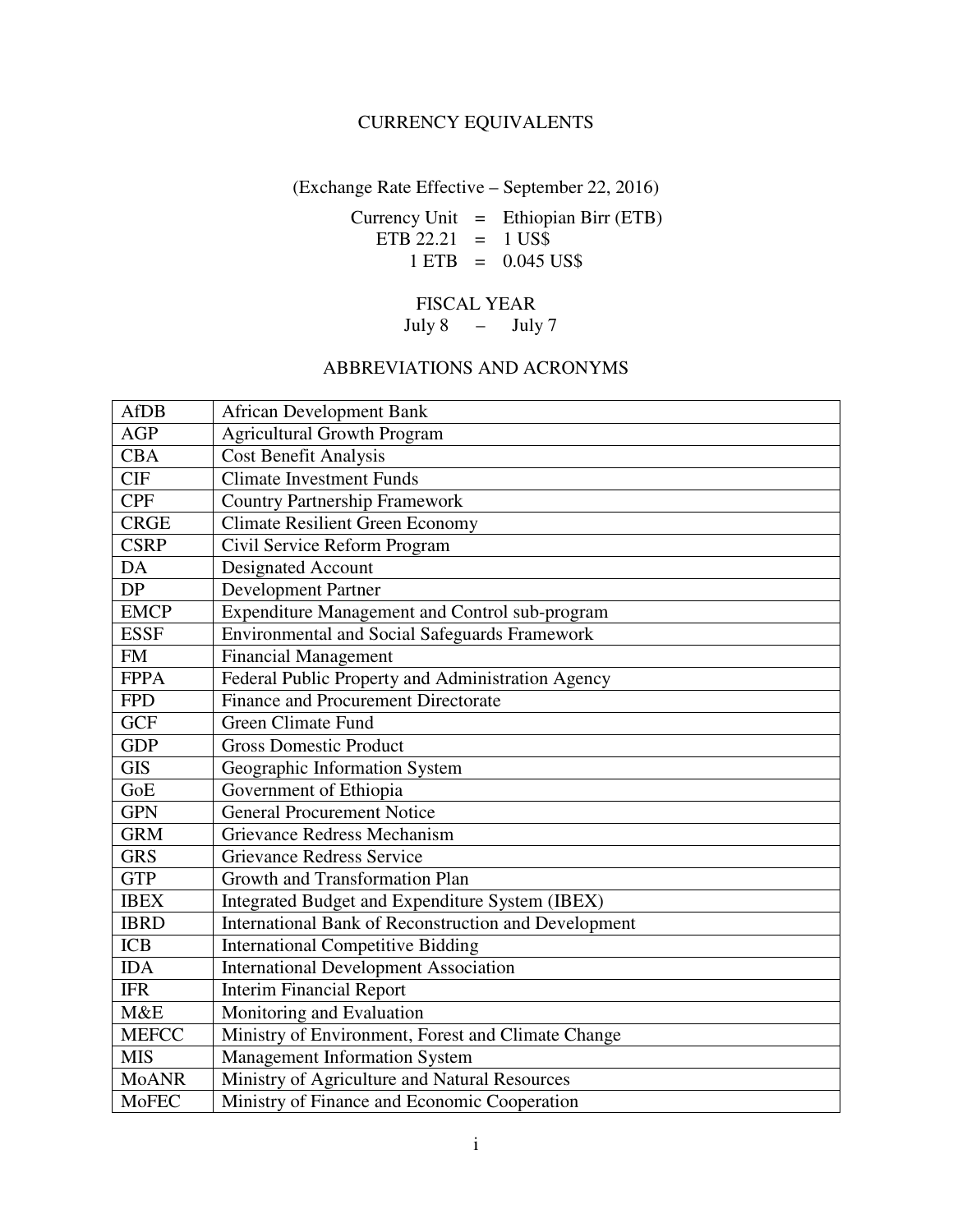# CURRENCY EQUIVALENTS

(Exchange Rate Effective – September 22, 2016)

Currency Unit = Ethiopian Birr (ETB)
ETB 22.21 = 1 US$
1 ETB = 0.045 US$

# FISCAL YEAR

July 8 – July 7

# ABBREVIATIONS AND ACRONYMS

| | |
|---|---|
| AfDB | African Development Bank |
| AGP | Agricultural Growth Program |
| CBA | Cost Benefit Analysis |
| CIF | Climate Investment Funds |
| CPF | Country Partnership Framework |
| CRGE | Climate Resilient Green Economy |
| CSRP | Civil Service Reform Program |
| DA | Designated Account |
| DP | Development Partner |
| EMCP | Expenditure Management and Control sub-program |
| ESSF | Environmental and Social Safeguards Framework |
| FM | Financial Management |
| FPPA | Federal Public Property and Administration Agency |
| FPD | Finance and Procurement Directorate |
| GCF | Green Climate Fund |
| GDP | Gross Domestic Product |
| GIS | Geographic Information System |
| GoE | Government of Ethiopia |
| GPN | General Procurement Notice |
| GRM | Grievance Redress Mechanism |
| GRS | Grievance Redress Service |
| GTP | Growth and Transformation Plan |
| IBEX | Integrated Budget and Expenditure System (IBEX) |
| IBRD | International Bank of Reconstruction and Development |
| ICB | International Competitive Bidding |
| IDA | International Development Association |
| IFR | Interim Financial Report |
| M&E | Monitoring and Evaluation |
| MEFCC | Ministry of Environment, Forest and Climate Change |
| MIS | Management Information System |
| MoANR | Ministry of Agriculture and Natural Resources |
| MoFEC | Ministry of Finance and Economic Cooperation |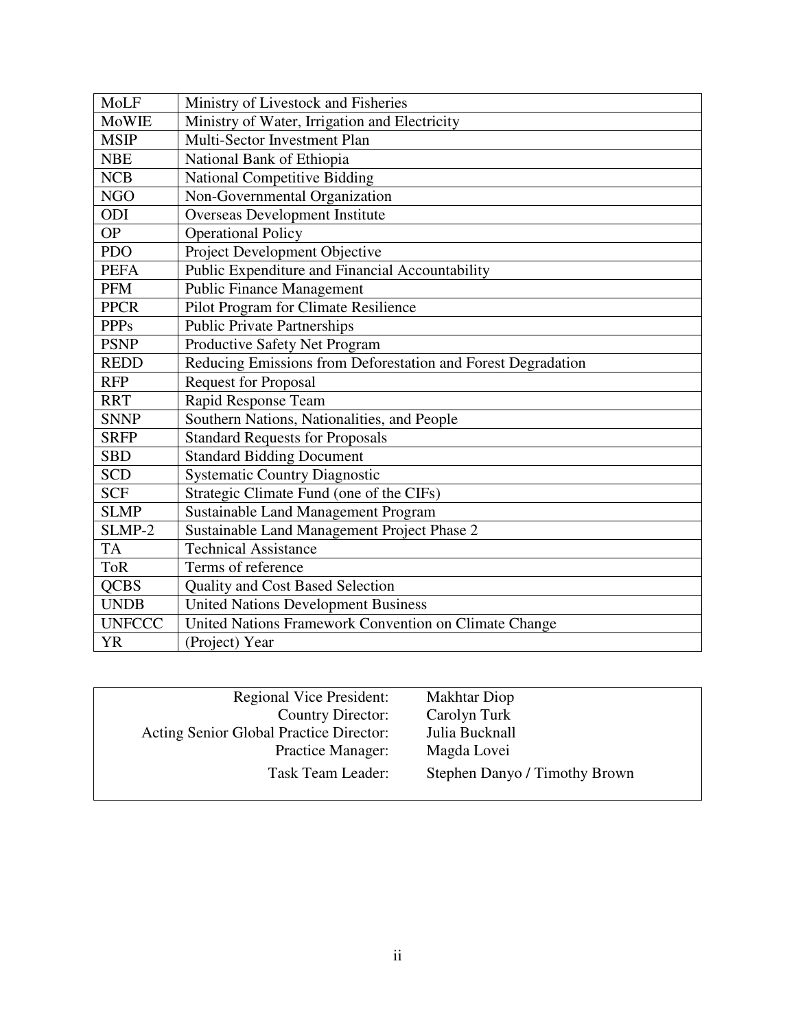| | |
|---|---|
| MoLF | Ministry of Livestock and Fisheries |
| MoWIE | Ministry of Water, Irrigation and Electricity |
| MSIP | Multi-Sector Investment Plan |
| NBE | National Bank of Ethiopia |
| NCB | National Competitive Bidding |
| NGO | Non-Governmental Organization |
| ODI | Overseas Development Institute |
| OP | Operational Policy |
| PDO | Project Development Objective |
| PEFA | Public Expenditure and Financial Accountability |
| PFM | Public Finance Management |
| PPCR | Pilot Program for Climate Resilience |
| PPPs | Public Private Partnerships |
| PSNP | Productive Safety Net Program |
| REDD | Reducing Emissions from Deforestation and Forest Degradation |
| RFP | Request for Proposal |
| RRT | Rapid Response Team |
| SNNP | Southern Nations, Nationalities, and People |
| SRFP | Standard Requests for Proposals |
| SBD | Standard Bidding Document |
| SCD | Systematic Country Diagnostic |
| SCF | Strategic Climate Fund (one of the CIFs) |
| SLMP | Sustainable Land Management Program |
| SLMP-2 | Sustainable Land Management Project Phase 2 |
| TA | Technical Assistance |
| ToR | Terms of reference |
| QCBS | Quality and Cost Based Selection |
| UNDB | United Nations Development Business |
| UNFCCC | United Nations Framework Convention on Climate Change |
| YR | (Project) Year |

| | |
|---|---|
| Regional Vice President: | Makhtar Diop |
| Country Director: | Carolyn Turk |
| Acting Senior Global Practice Director: | Julia Bucknall |
| Practice Manager: | Magda Lovei |
| Task Team Leader: | Stephen Danyo / Timothy Brown |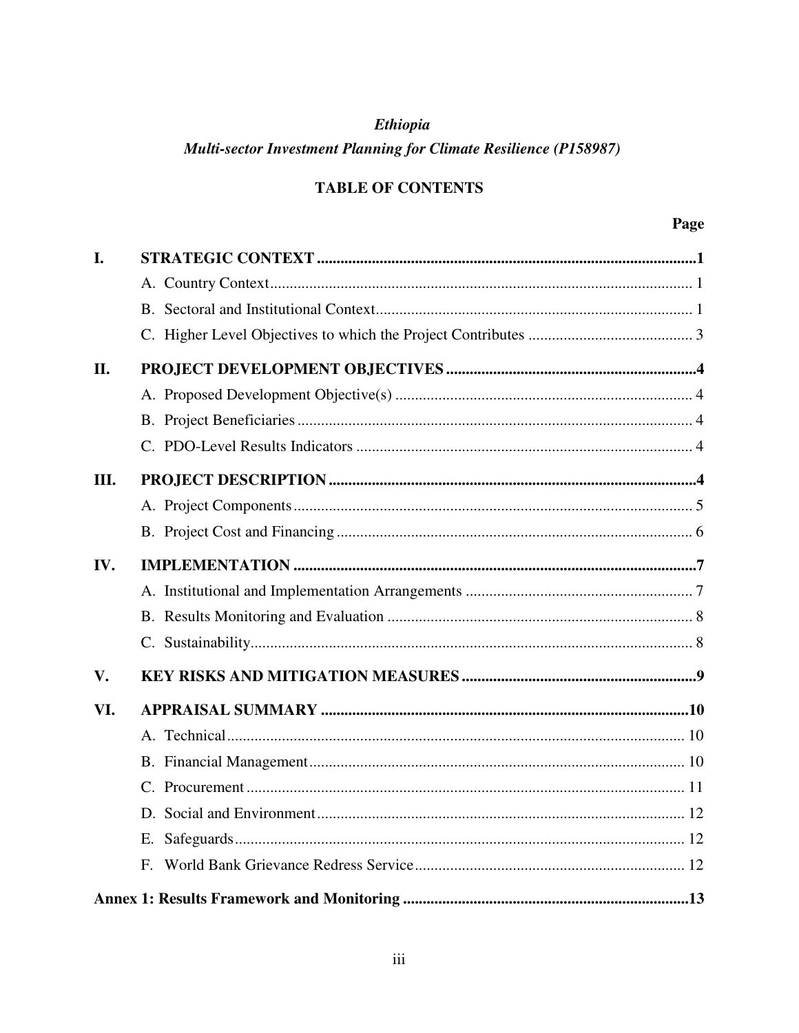*Ethiopia*

*Multi-sector Investment Planning for Climate Resilience (P158987)*

**TABLE OF CONTENTS**

| | | Page |
|---|---|---|
| **I.** | **STRATEGIC CONTEXT** | **1** |
| | A. Country Context | 1 |
| | B. Sectoral and Institutional Context | 1 |
| | C. Higher Level Objectives to which the Project Contributes | 3 |
| **II.** | **PROJECT DEVELOPMENT OBJECTIVES** | **4** |
| | A. Proposed Development Objective(s) | 4 |
| | B. Project Beneficiaries | 4 |
| | C. PDO-Level Results Indicators | 4 |
| **III.** | **PROJECT DESCRIPTION** | **4** |
| | A. Project Components | 5 |
| | B. Project Cost and Financing | 6 |
| **IV.** | **IMPLEMENTATION** | **7** |
| | A. Institutional and Implementation Arrangements | 7 |
| | B. Results Monitoring and Evaluation | 8 |
| | C. Sustainability | 8 |
| **V.** | **KEY RISKS AND MITIGATION MEASURES** | **9** |
| **VI.** | **APPRAISAL SUMMARY** | **10** |
| | A. Technical | 10 |
| | B. Financial Management | 10 |
| | C. Procurement | 11 |
| | D. Social and Environment | 12 |
| | E. Safeguards | 12 |
| | F. World Bank Grievance Redress Service | 12 |
| **Annex 1: Results Framework and Monitoring** | | **13** |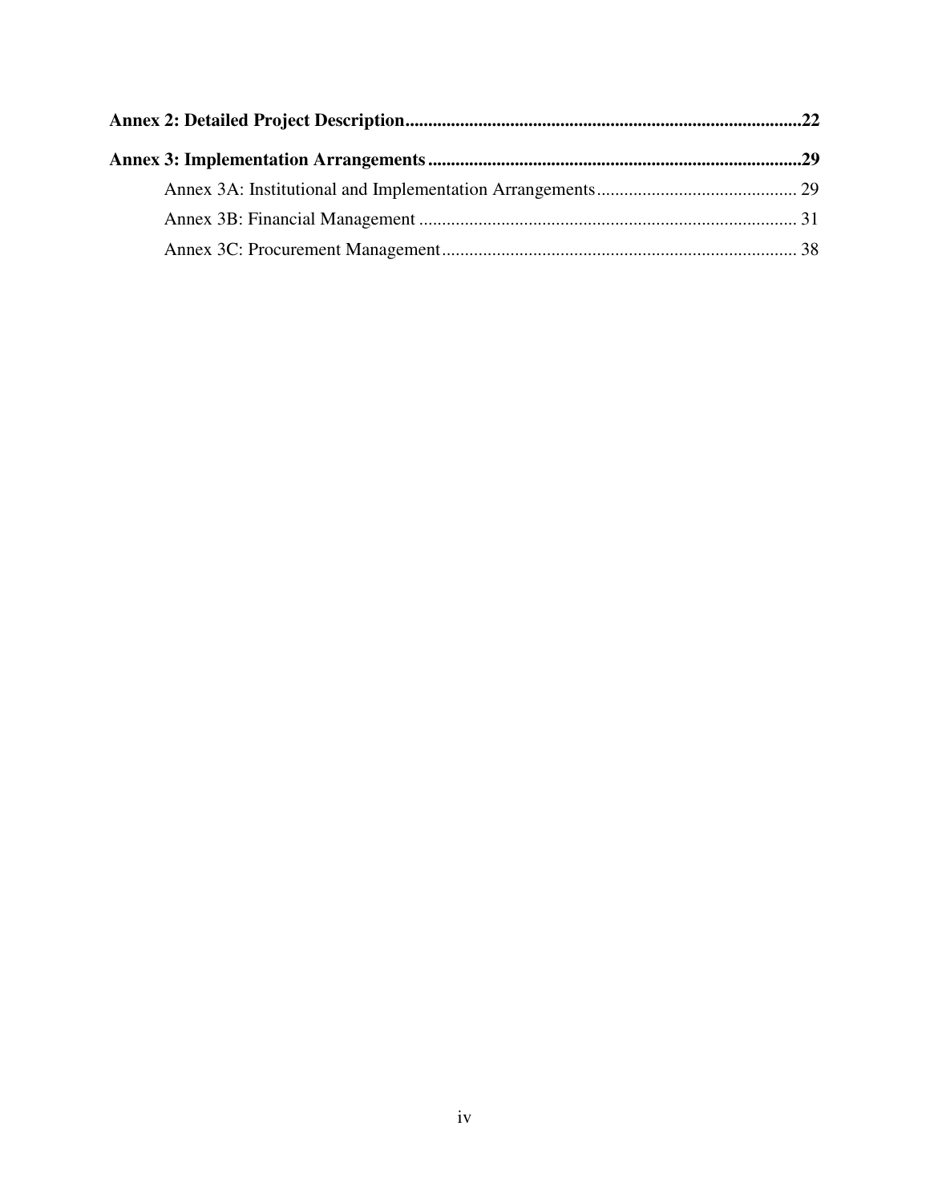**Annex 2: Detailed Project Description**......................................................................................**22**

**Annex 3: Implementation Arrangements**.................................................................................**29**

Annex 3A: Institutional and Implementation Arrangements............................................ 29

Annex 3B: Financial Management .................................................................................. 31

Annex 3C: Procurement Management............................................................................. 38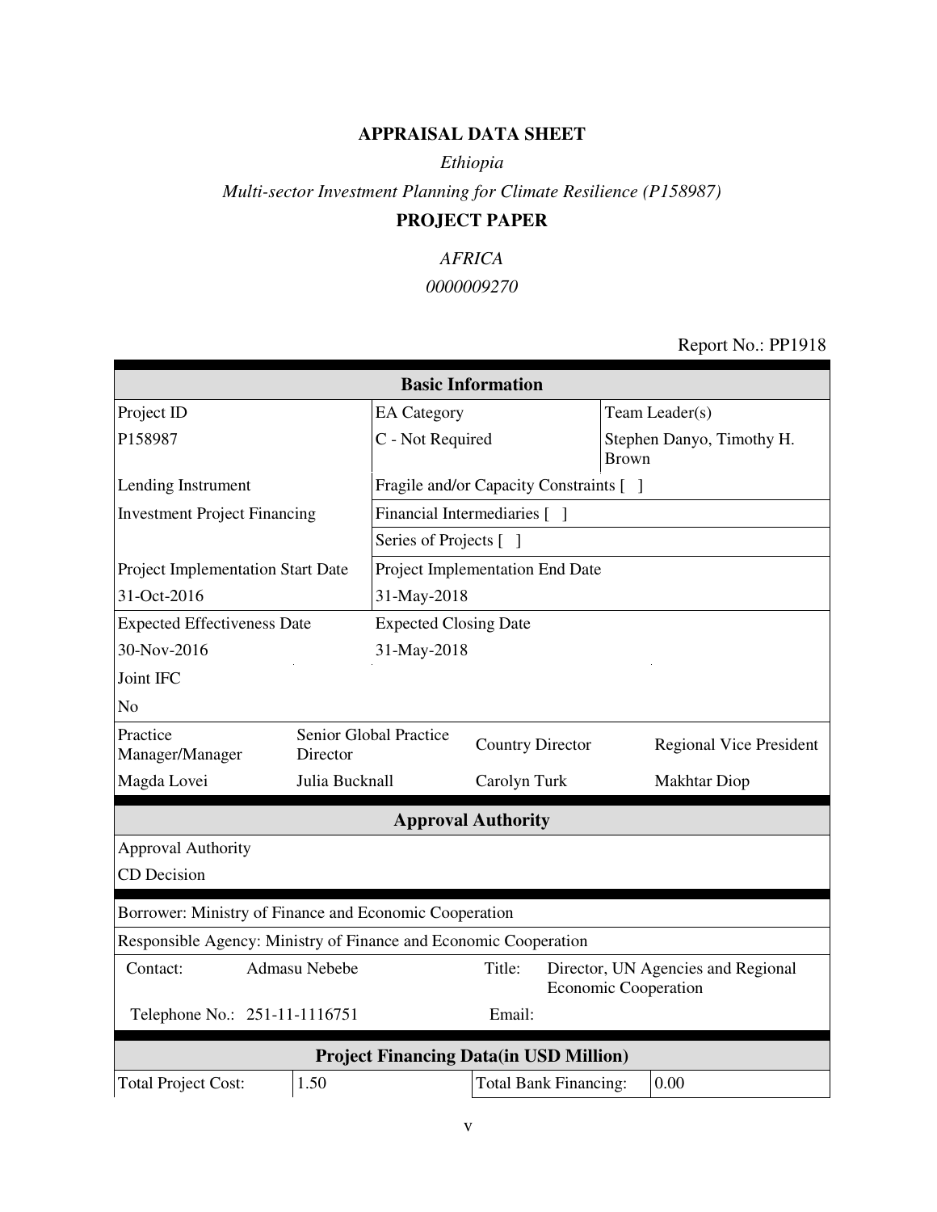# APPRAISAL DATA SHEET

*Ethiopia*

*Multi-sector Investment Planning for Climate Resilience (P158987)*

## PROJECT PAPER

*AFRICA*

*0000009270*

Report No.: PP1918

| Basic Information | | | |
|---|---|---|---|
| Project ID | EA Category | Team Leader(s) | |
| P158987 | C - Not Required | Stephen Danyo, Timothy H. Brown | |
| Lending Instrument | Fragile and/or Capacity Constraints [ ] | | |
| Investment Project Financing | Financial Intermediaries [ ] | | |
| | Series of Projects [ ] | | |
| Project Implementation Start Date | Project Implementation End Date | | |
| 31-Oct-2016 | 31-May-2018 | | |
| Expected Effectiveness Date | Expected Closing Date | | |
| 30-Nov-2016 | 31-May-2018 | | |
| Joint IFC | | | |
| No | | | |
| Practice Manager/Manager | Senior Global Practice Director | Country Director | Regional Vice President |
| Magda Lovei | Julia Bucknall | Carolyn Turk | Makhtar Diop |

| Approval Authority |
|---|
| Approval Authority |
| CD Decision |

| | | | |
|---|---|---|---|
| Borrower: Ministry of Finance and Economic Cooperation | | | |
| Responsible Agency: Ministry of Finance and Economic Cooperation | | | |
| Contact: | Admasu Nebebe | Title: | Director, UN Agencies and Regional Economic Cooperation |
| Telephone No.: | 251-11-1116751 | Email: | |

| Project Financing Data(in USD Million) | | | |
|---|---|---|---|
| Total Project Cost: | 1.50 | Total Bank Financing: | 0.00 |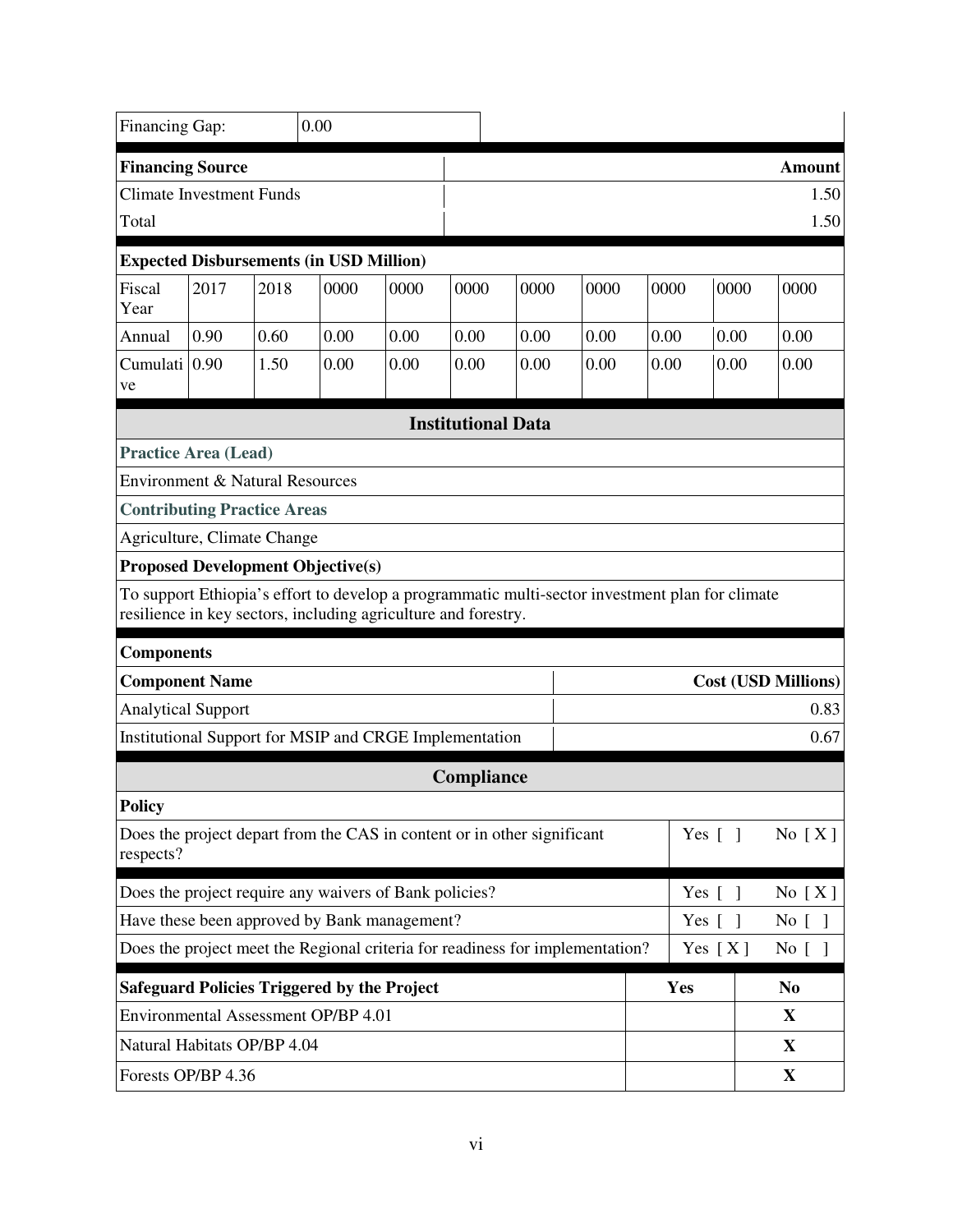| Financing Gap: | 0.00 |
|---|---|

| Financing Source | Amount |
|---|---|
| Climate Investment Funds | 1.50 |
| Total | 1.50 |

**Expected Disbursements (in USD Million)**

| Fiscal Year | 2017 | 2018 | 0000 | 0000 | 0000 | 0000 | 0000 | 0000 | 0000 | 0000 |
|---|---|---|---|---|---|---|---|---|---|---|
| Annual | 0.90 | 0.60 | 0.00 | 0.00 | 0.00 | 0.00 | 0.00 | 0.00 | 0.00 | 0.00 |
| Cumulative | 0.90 | 1.50 | 0.00 | 0.00 | 0.00 | 0.00 | 0.00 | 0.00 | 0.00 | 0.00 |

## Institutional Data

**Practice Area (Lead)**

Environment & Natural Resources

**Contributing Practice Areas**

Agriculture, Climate Change

**Proposed Development Objective(s)**

To support Ethiopia's effort to develop a programmatic multi-sector investment plan for climate resilience in key sectors, including agriculture and forestry.

**Components**

| Component Name | Cost (USD Millions) |
|---|---|
| Analytical Support | 0.83 |
| Institutional Support for MSIP and CRGE Implementation | 0.67 |

## Compliance

**Policy**

| | | |
|---|---|---|
| Does the project depart from the CAS in content or in other significant respects? | Yes [ ] | No [ X ] |
| Does the project require any waivers of Bank policies? | Yes [ ] | No [ X ] |
| Have these been approved by Bank management? | Yes [ ] | No [ ] |
| Does the project meet the Regional criteria for readiness for implementation? | Yes [ X ] | No [ ] |

| Safeguard Policies Triggered by the Project | Yes | No |
|---|---|---|
| Environmental Assessment OP/BP 4.01 | | X |
| Natural Habitats OP/BP 4.04 | | X |
| Forests OP/BP 4.36 | | X |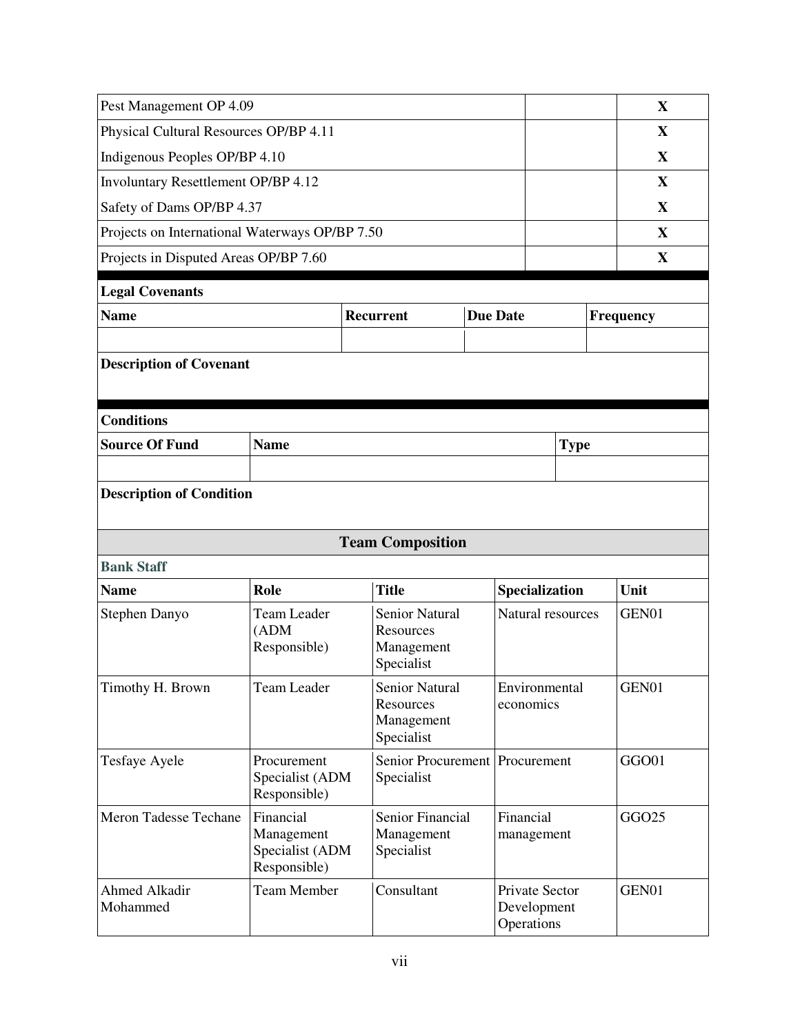| | | |
|---|---|---|
| Pest Management OP 4.09 | | X |
| Physical Cultural Resources OP/BP 4.11 | | X |
| Indigenous Peoples OP/BP 4.10 | | X |
| Involuntary Resettlement OP/BP 4.12 | | X |
| Safety of Dams OP/BP 4.37 | | X |
| Projects on International Waterways OP/BP 7.50 | | X |
| Projects in Disputed Areas OP/BP 7.60 | | X |

**Legal Covenants**

| Name | Recurrent | Due Date | Frequency |
|---|---|---|---|
| | | | |

**Description of Covenant**

**Conditions**

| Source Of Fund | Name | Type |
|---|---|---|
| | | |

**Description of Condition**

## Team Composition

**Bank Staff**

| Name | Role | Title | Specialization | Unit |
|---|---|---|---|---|
| Stephen Danyo | Team Leader (ADM Responsible) | Senior Natural Resources Management Specialist | Natural resources | GEN01 |
| Timothy H. Brown | Team Leader | Senior Natural Resources Management Specialist | Environmental economics | GEN01 |
| Tesfaye Ayele | Procurement Specialist (ADM Responsible) | Senior Procurement Specialist | Procurement | GGO01 |
| Meron Tadesse Techane | Financial Management Specialist (ADM Responsible) | Senior Financial Management Specialist | Financial management | GGO25 |
| Ahmed Alkadir Mohammed | Team Member | Consultant | Private Sector Development Operations | GEN01 |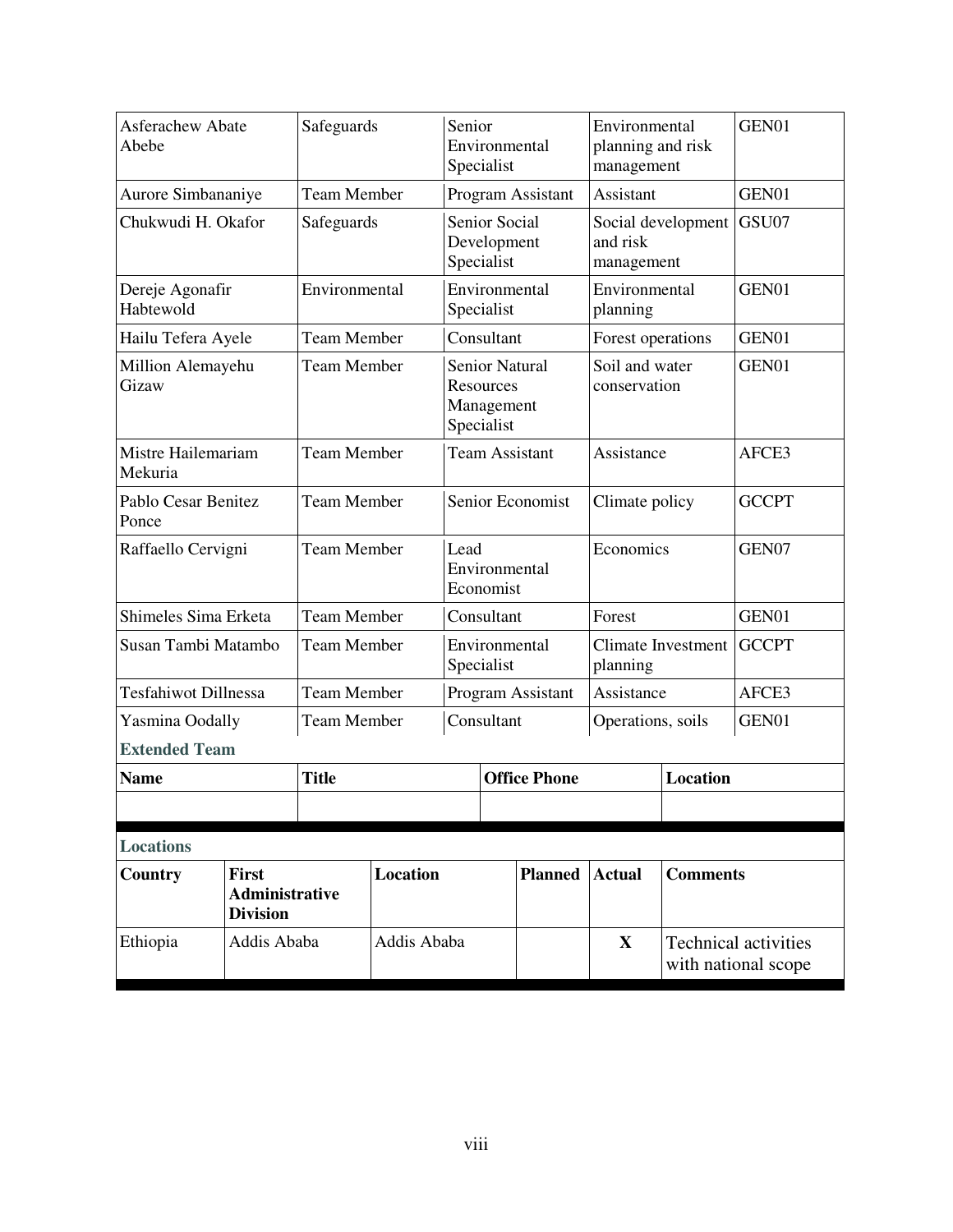| | | | | |
|---|---|---|---|---|
| Asferachew Abate Abebe | Safeguards | Senior Environmental Specialist | Environmental planning and risk management | GEN01 |
| Aurore Simbananiye | Team Member | Program Assistant | Assistant | GEN01 |
| Chukwudi H. Okafor | Safeguards | Senior Social Development Specialist | Social development and risk management | GSU07 |
| Dereje Agonafir Habtewold | Environmental | Environmental Specialist | Environmental planning | GEN01 |
| Hailu Tefera Ayele | Team Member | Consultant | Forest operations | GEN01 |
| Million Alemayehu Gizaw | Team Member | Senior Natural Resources Management Specialist | Soil and water conservation | GEN01 |
| Mistre Hailemariam Mekuria | Team Member | Team Assistant | Assistance | AFCE3 |
| Pablo Cesar Benitez Ponce | Team Member | Senior Economist | Climate policy | GCCPT |
| Raffaello Cervigni | Team Member | Lead Environmental Economist | Economics | GEN07 |
| Shimeles Sima Erketa | Team Member | Consultant | Forest | GEN01 |
| Susan Tambi Matambo | Team Member | Environmental Specialist | Climate Investment planning | GCCPT |
| Tesfahiwot Dillnessa | Team Member | Program Assistant | Assistance | AFCE3 |
| Yasmina Oodally | Team Member | Consultant | Operations, soils | GEN01 |

**Extended Team**

| Name | Title | Office Phone | Location |
|---|---|---|---|
| | | | |

**Locations**

| Country | First Administrative Division | Location | Planned | Actual | Comments |
|---|---|---|---|---|---|
| Ethiopia | Addis Ababa | Addis Ababa | | X | Technical activities with national scope |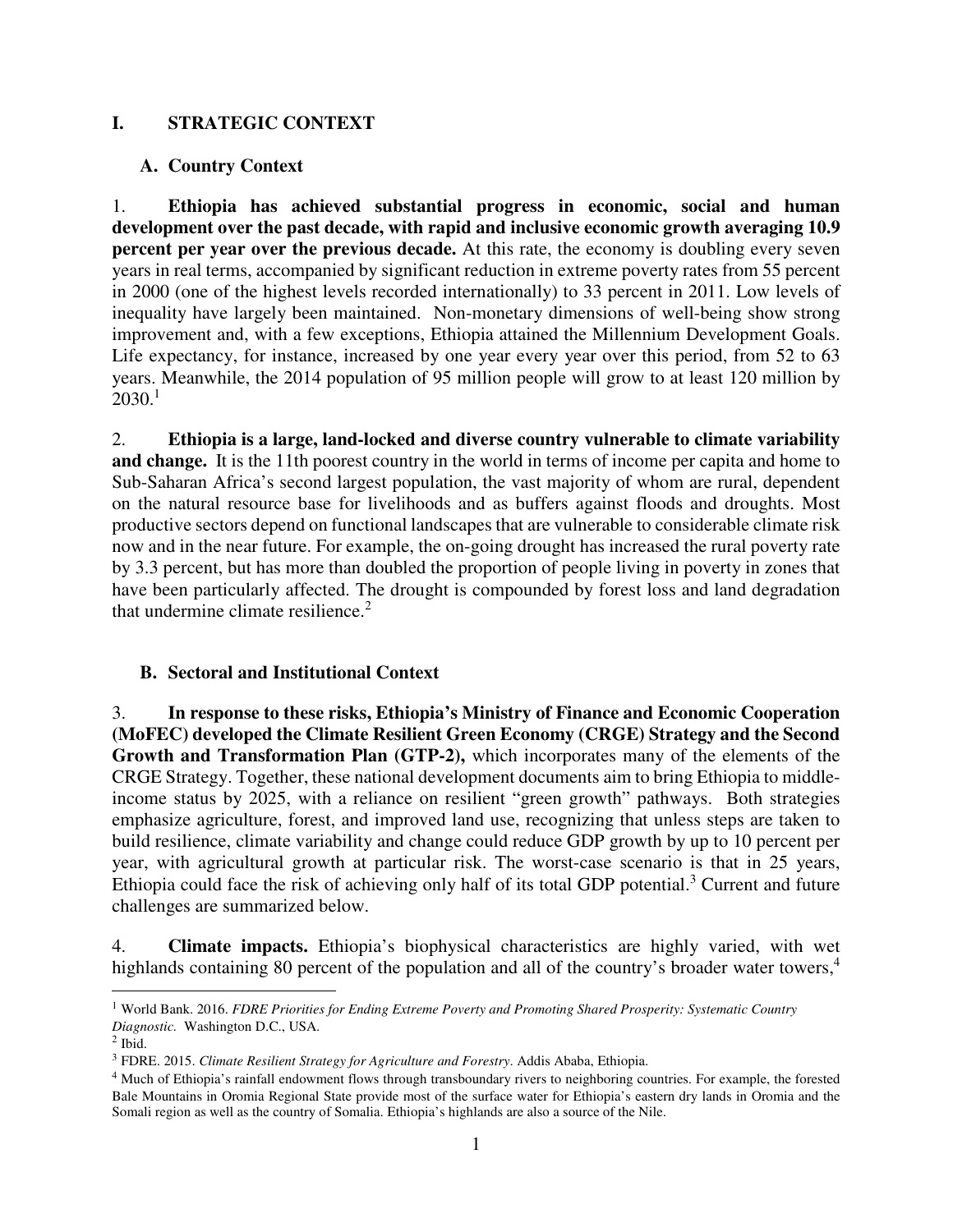# I. STRATEGIC CONTEXT

## A. Country Context

1. **Ethiopia has achieved substantial progress in economic, social and human development over the past decade, with rapid and inclusive economic growth averaging 10.9 percent per year over the previous decade.** At this rate, the economy is doubling every seven years in real terms, accompanied by significant reduction in extreme poverty rates from 55 percent in 2000 (one of the highest levels recorded internationally) to 33 percent in 2011. Low levels of inequality have largely been maintained. Non-monetary dimensions of well-being show strong improvement and, with a few exceptions, Ethiopia attained the Millennium Development Goals. Life expectancy, for instance, increased by one year every year over this period, from 52 to 63 years. Meanwhile, the 2014 population of 95 million people will grow to at least 120 million by 2030.[1]

2. **Ethiopia is a large, land-locked and diverse country vulnerable to climate variability and change.** It is the 11th poorest country in the world in terms of income per capita and home to Sub-Saharan Africa's second largest population, the vast majority of whom are rural, dependent on the natural resource base for livelihoods and as buffers against floods and droughts. Most productive sectors depend on functional landscapes that are vulnerable to considerable climate risk now and in the near future. For example, the on-going drought has increased the rural poverty rate by 3.3 percent, but has more than doubled the proportion of people living in poverty in zones that have been particularly affected. The drought is compounded by forest loss and land degradation that undermine climate resilience.[2]

## B. Sectoral and Institutional Context

3. **In response to these risks, Ethiopia's Ministry of Finance and Economic Cooperation (MoFEC) developed the Climate Resilient Green Economy (CRGE) Strategy and the Second Growth and Transformation Plan (GTP-2),** which incorporates many of the elements of the CRGE Strategy. Together, these national development documents aim to bring Ethiopia to middle-income status by 2025, with a reliance on resilient "green growth" pathways. Both strategies emphasize agriculture, forest, and improved land use, recognizing that unless steps are taken to build resilience, climate variability and change could reduce GDP growth by up to 10 percent per year, with agricultural growth at particular risk. The worst-case scenario is that in 25 years, Ethiopia could face the risk of achieving only half of its total GDP potential.[3] Current and future challenges are summarized below.

4. **Climate impacts.** Ethiopia's biophysical characteristics are highly varied, with wet highlands containing 80 percent of the population and all of the country's broader water towers,[4]

---

[1] World Bank. 2016. *FDRE Priorities for Ending Extreme Poverty and Promoting Shared Prosperity: Systematic Country Diagnostic.* Washington D.C., USA.

[2] Ibid.

[3] FDRE. 2015. *Climate Resilient Strategy for Agriculture and Forestry*. Addis Ababa, Ethiopia.

[4] Much of Ethiopia's rainfall endowment flows through transboundary rivers to neighboring countries. For example, the forested Bale Mountains in Oromia Regional State provide most of the surface water for Ethiopia's eastern dry lands in Oromia and the Somali region as well as the country of Somalia. Ethiopia's highlands are also a source of the Nile.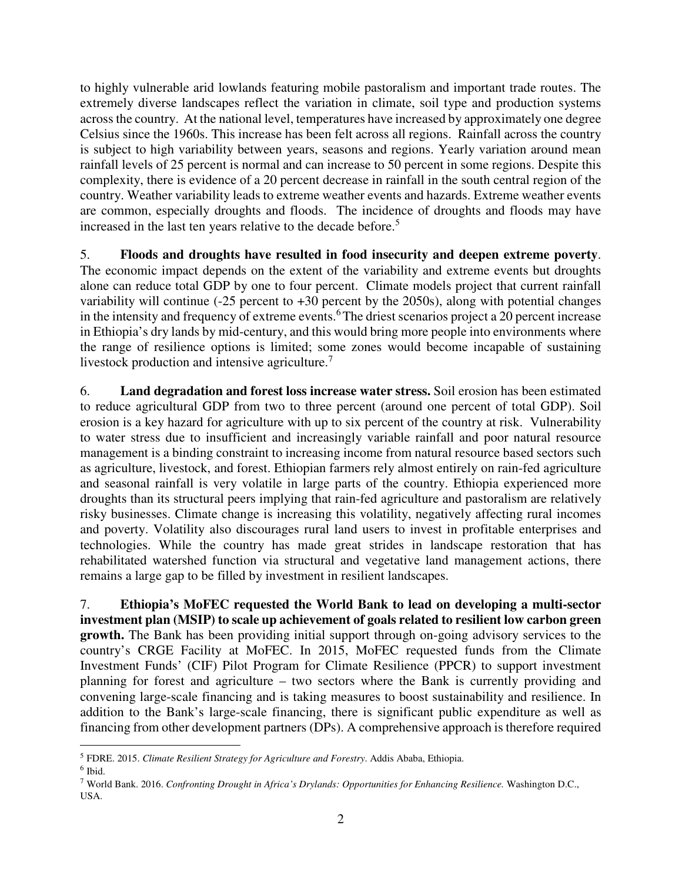to highly vulnerable arid lowlands featuring mobile pastoralism and important trade routes. The extremely diverse landscapes reflect the variation in climate, soil type and production systems across the country. At the national level, temperatures have increased by approximately one degree Celsius since the 1960s. This increase has been felt across all regions. Rainfall across the country is subject to high variability between years, seasons and regions. Yearly variation around mean rainfall levels of 25 percent is normal and can increase to 50 percent in some regions. Despite this complexity, there is evidence of a 20 percent decrease in rainfall in the south central region of the country. Weather variability leads to extreme weather events and hazards. Extreme weather events are common, especially droughts and floods. The incidence of droughts and floods may have increased in the last ten years relative to the decade before.[5]

5. **Floods and droughts have resulted in food insecurity and deepen extreme poverty**. The economic impact depends on the extent of the variability and extreme events but droughts alone can reduce total GDP by one to four percent. Climate models project that current rainfall variability will continue (-25 percent to +30 percent by the 2050s), along with potential changes in the intensity and frequency of extreme events.[6] The driest scenarios project a 20 percent increase in Ethiopia's dry lands by mid-century, and this would bring more people into environments where the range of resilience options is limited; some zones would become incapable of sustaining livestock production and intensive agriculture.[7]

6. **Land degradation and forest loss increase water stress.** Soil erosion has been estimated to reduce agricultural GDP from two to three percent (around one percent of total GDP). Soil erosion is a key hazard for agriculture with up to six percent of the country at risk. Vulnerability to water stress due to insufficient and increasingly variable rainfall and poor natural resource management is a binding constraint to increasing income from natural resource based sectors such as agriculture, livestock, and forest. Ethiopian farmers rely almost entirely on rain-fed agriculture and seasonal rainfall is very volatile in large parts of the country. Ethiopia experienced more droughts than its structural peers implying that rain-fed agriculture and pastoralism are relatively risky businesses. Climate change is increasing this volatility, negatively affecting rural incomes and poverty. Volatility also discourages rural land users to invest in profitable enterprises and technologies. While the country has made great strides in landscape restoration that has rehabilitated watershed function via structural and vegetative land management actions, there remains a large gap to be filled by investment in resilient landscapes.

7. **Ethiopia's MoFEC requested the World Bank to lead on developing a multi-sector investment plan (MSIP) to scale up achievement of goals related to resilient low carbon green growth.** The Bank has been providing initial support through on-going advisory services to the country's CRGE Facility at MoFEC. In 2015, MoFEC requested funds from the Climate Investment Funds' (CIF) Pilot Program for Climate Resilience (PPCR) to support investment planning for forest and agriculture – two sectors where the Bank is currently providing and convening large-scale financing and is taking measures to boost sustainability and resilience. In addition to the Bank's large-scale financing, there is significant public expenditure as well as financing from other development partners (DPs). A comprehensive approach is therefore required

---

[5] FDRE. 2015. *Climate Resilient Strategy for Agriculture and Forestry*. Addis Ababa, Ethiopia.

[6] Ibid.

[7] World Bank. 2016. *Confronting Drought in Africa's Drylands: Opportunities for Enhancing Resilience.* Washington D.C., USA.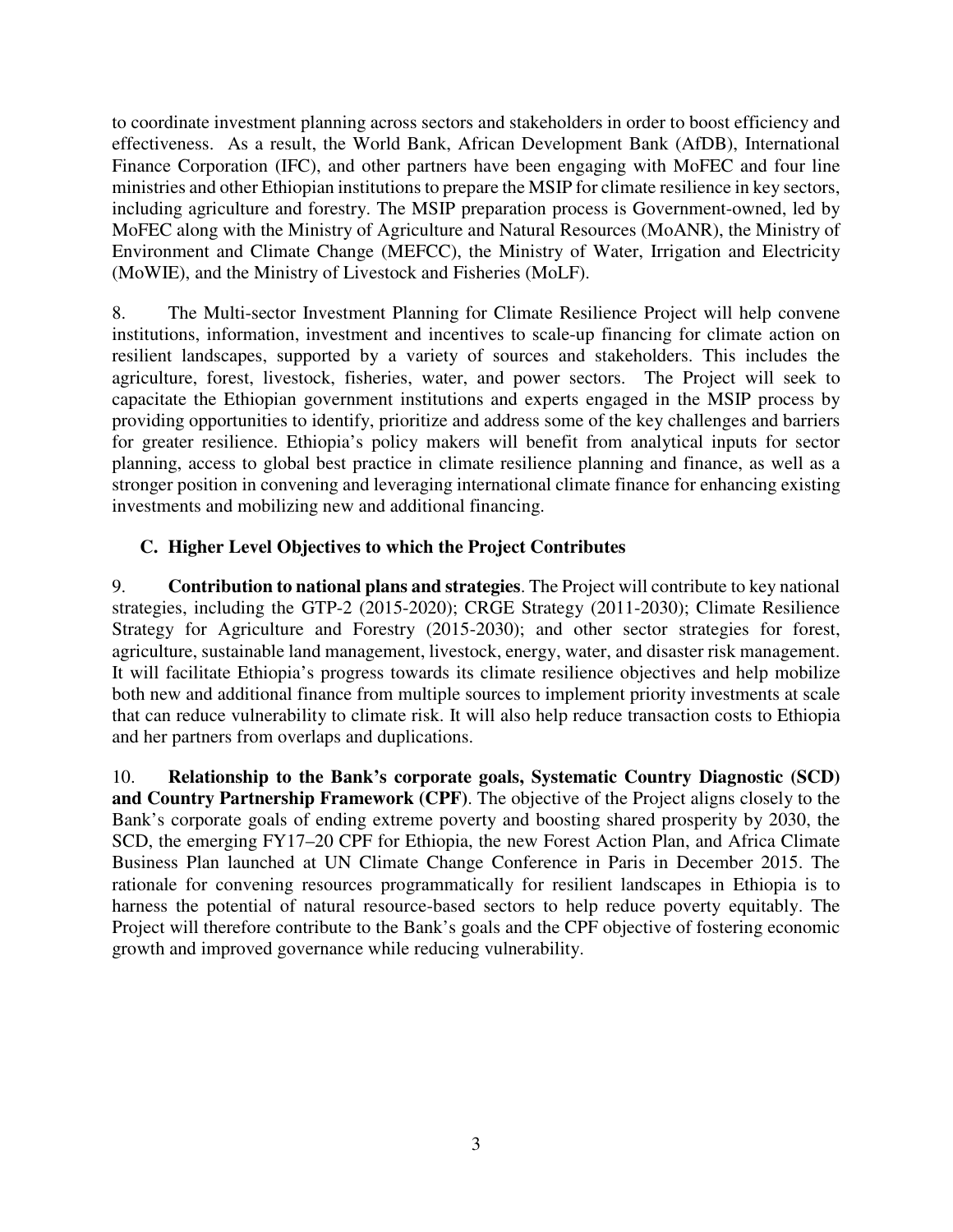to coordinate investment planning across sectors and stakeholders in order to boost efficiency and effectiveness. As a result, the World Bank, African Development Bank (AfDB), International Finance Corporation (IFC), and other partners have been engaging with MoFEC and four line ministries and other Ethiopian institutions to prepare the MSIP for climate resilience in key sectors, including agriculture and forestry. The MSIP preparation process is Government-owned, led by MoFEC along with the Ministry of Agriculture and Natural Resources (MoANR), the Ministry of Environment and Climate Change (MEFCC), the Ministry of Water, Irrigation and Electricity (MoWIE), and the Ministry of Livestock and Fisheries (MoLF).

8. The Multi-sector Investment Planning for Climate Resilience Project will help convene institutions, information, investment and incentives to scale-up financing for climate action on resilient landscapes, supported by a variety of sources and stakeholders. This includes the agriculture, forest, livestock, fisheries, water, and power sectors. The Project will seek to capacitate the Ethiopian government institutions and experts engaged in the MSIP process by providing opportunities to identify, prioritize and address some of the key challenges and barriers for greater resilience. Ethiopia's policy makers will benefit from analytical inputs for sector planning, access to global best practice in climate resilience planning and finance, as well as a stronger position in convening and leveraging international climate finance for enhancing existing investments and mobilizing new and additional financing.

### C. Higher Level Objectives to which the Project Contributes

9. **Contribution to national plans and strategies**. The Project will contribute to key national strategies, including the GTP-2 (2015-2020); CRGE Strategy (2011-2030); Climate Resilience Strategy for Agriculture and Forestry (2015-2030); and other sector strategies for forest, agriculture, sustainable land management, livestock, energy, water, and disaster risk management. It will facilitate Ethiopia's progress towards its climate resilience objectives and help mobilize both new and additional finance from multiple sources to implement priority investments at scale that can reduce vulnerability to climate risk. It will also help reduce transaction costs to Ethiopia and her partners from overlaps and duplications.

10. **Relationship to the Bank's corporate goals, Systematic Country Diagnostic (SCD) and Country Partnership Framework (CPF)**. The objective of the Project aligns closely to the Bank's corporate goals of ending extreme poverty and boosting shared prosperity by 2030, the SCD, the emerging FY17–20 CPF for Ethiopia, the new Forest Action Plan, and Africa Climate Business Plan launched at UN Climate Change Conference in Paris in December 2015. The rationale for convening resources programmatically for resilient landscapes in Ethiopia is to harness the potential of natural resource-based sectors to help reduce poverty equitably. The Project will therefore contribute to the Bank's goals and the CPF objective of fostering economic growth and improved governance while reducing vulnerability.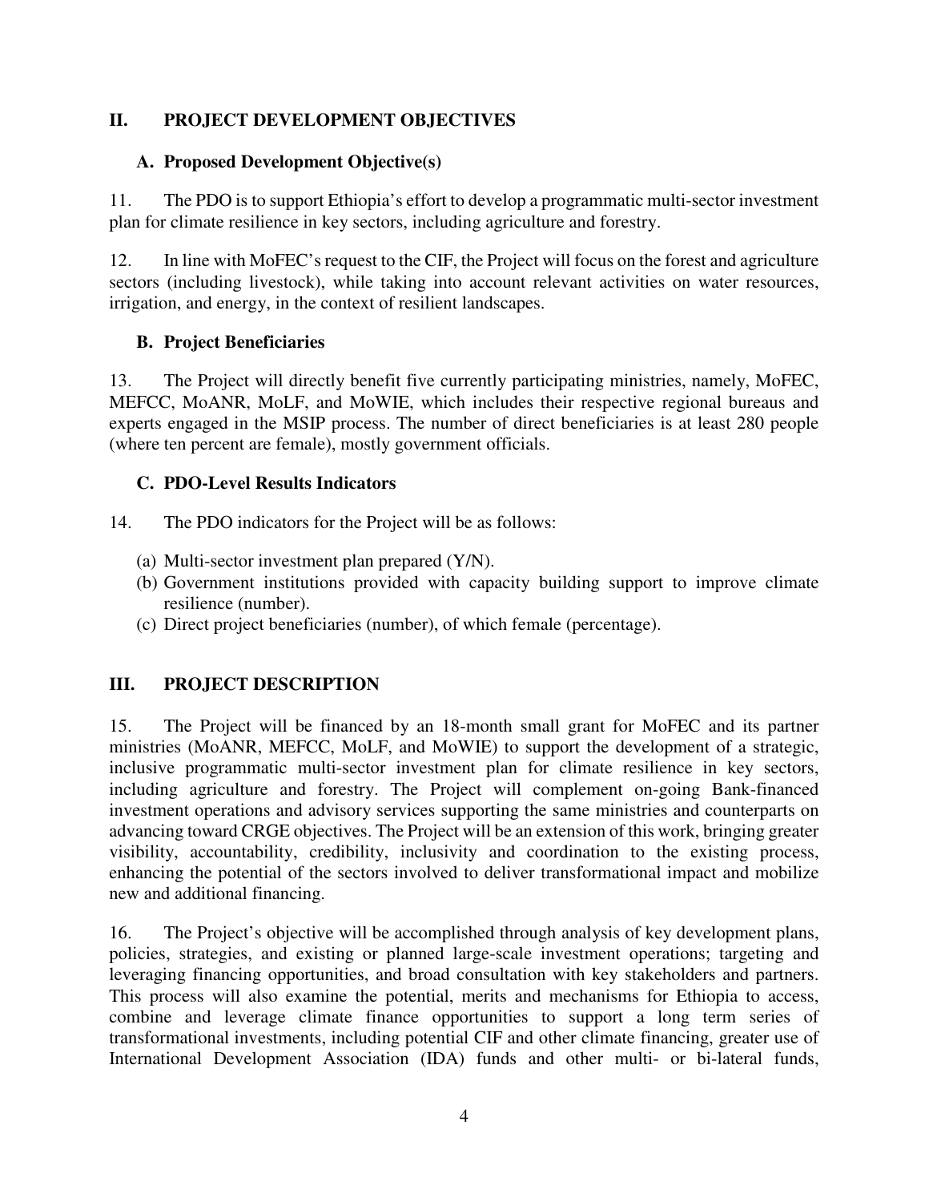## II. PROJECT DEVELOPMENT OBJECTIVES

### A. Proposed Development Objective(s)

11. The PDO is to support Ethiopia's effort to develop a programmatic multi-sector investment plan for climate resilience in key sectors, including agriculture and forestry.

12. In line with MoFEC's request to the CIF, the Project will focus on the forest and agriculture sectors (including livestock), while taking into account relevant activities on water resources, irrigation, and energy, in the context of resilient landscapes.

### B. Project Beneficiaries

13. The Project will directly benefit five currently participating ministries, namely, MoFEC, MEFCC, MoANR, MoLF, and MoWIE, which includes their respective regional bureaus and experts engaged in the MSIP process. The number of direct beneficiaries is at least 280 people (where ten percent are female), mostly government officials.

### C. PDO-Level Results Indicators

14. The PDO indicators for the Project will be as follows:

(a) Multi-sector investment plan prepared (Y/N).
(b) Government institutions provided with capacity building support to improve climate resilience (number).
(c) Direct project beneficiaries (number), of which female (percentage).

## III. PROJECT DESCRIPTION

15. The Project will be financed by an 18-month small grant for MoFEC and its partner ministries (MoANR, MEFCC, MoLF, and MoWIE) to support the development of a strategic, inclusive programmatic multi-sector investment plan for climate resilience in key sectors, including agriculture and forestry. The Project will complement on-going Bank-financed investment operations and advisory services supporting the same ministries and counterparts on advancing toward CRGE objectives. The Project will be an extension of this work, bringing greater visibility, accountability, credibility, inclusivity and coordination to the existing process, enhancing the potential of the sectors involved to deliver transformational impact and mobilize new and additional financing.

16. The Project's objective will be accomplished through analysis of key development plans, policies, strategies, and existing or planned large-scale investment operations; targeting and leveraging financing opportunities, and broad consultation with key stakeholders and partners. This process will also examine the potential, merits and mechanisms for Ethiopia to access, combine and leverage climate finance opportunities to support a long term series of transformational investments, including potential CIF and other climate financing, greater use of International Development Association (IDA) funds and other multi- or bi-lateral funds,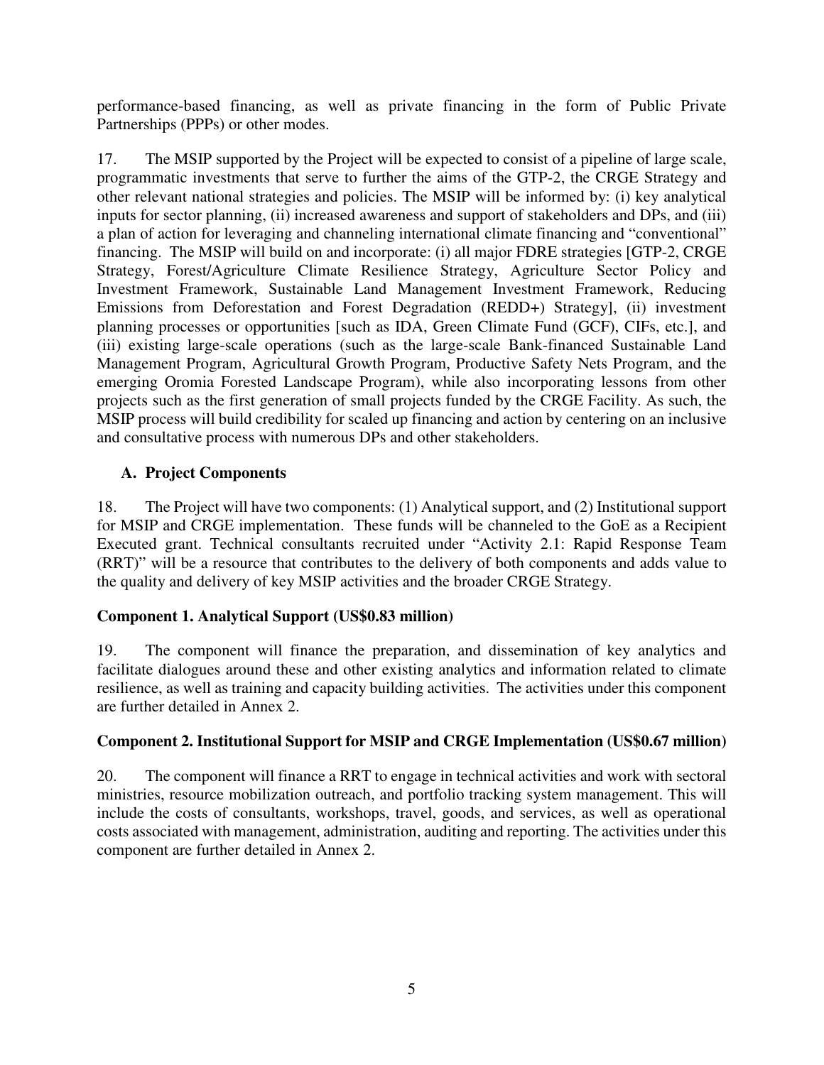performance-based financing, as well as private financing in the form of Public Private Partnerships (PPPs) or other modes.

17. The MSIP supported by the Project will be expected to consist of a pipeline of large scale, programmatic investments that serve to further the aims of the GTP-2, the CRGE Strategy and other relevant national strategies and policies. The MSIP will be informed by: (i) key analytical inputs for sector planning, (ii) increased awareness and support of stakeholders and DPs, and (iii) a plan of action for leveraging and channeling international climate financing and "conventional" financing. The MSIP will build on and incorporate: (i) all major FDRE strategies [GTP-2, CRGE Strategy, Forest/Agriculture Climate Resilience Strategy, Agriculture Sector Policy and Investment Framework, Sustainable Land Management Investment Framework, Reducing Emissions from Deforestation and Forest Degradation (REDD+) Strategy], (ii) investment planning processes or opportunities [such as IDA, Green Climate Fund (GCF), CIFs, etc.], and (iii) existing large-scale operations (such as the large-scale Bank-financed Sustainable Land Management Program, Agricultural Growth Program, Productive Safety Nets Program, and the emerging Oromia Forested Landscape Program), while also incorporating lessons from other projects such as the first generation of small projects funded by the CRGE Facility. As such, the MSIP process will build credibility for scaled up financing and action by centering on an inclusive and consultative process with numerous DPs and other stakeholders.

## A. Project Components

18. The Project will have two components: (1) Analytical support, and (2) Institutional support for MSIP and CRGE implementation. These funds will be channeled to the GoE as a Recipient Executed grant. Technical consultants recruited under "Activity 2.1: Rapid Response Team (RRT)" will be a resource that contributes to the delivery of both components and adds value to the quality and delivery of key MSIP activities and the broader CRGE Strategy.

### Component 1. Analytical Support (US$0.83 million)

19. The component will finance the preparation, and dissemination of key analytics and facilitate dialogues around these and other existing analytics and information related to climate resilience, as well as training and capacity building activities. The activities under this component are further detailed in Annex 2.

### Component 2. Institutional Support for MSIP and CRGE Implementation (US$0.67 million)

20. The component will finance a RRT to engage in technical activities and work with sectoral ministries, resource mobilization outreach, and portfolio tracking system management. This will include the costs of consultants, workshops, travel, goods, and services, as well as operational costs associated with management, administration, auditing and reporting. The activities under this component are further detailed in Annex 2.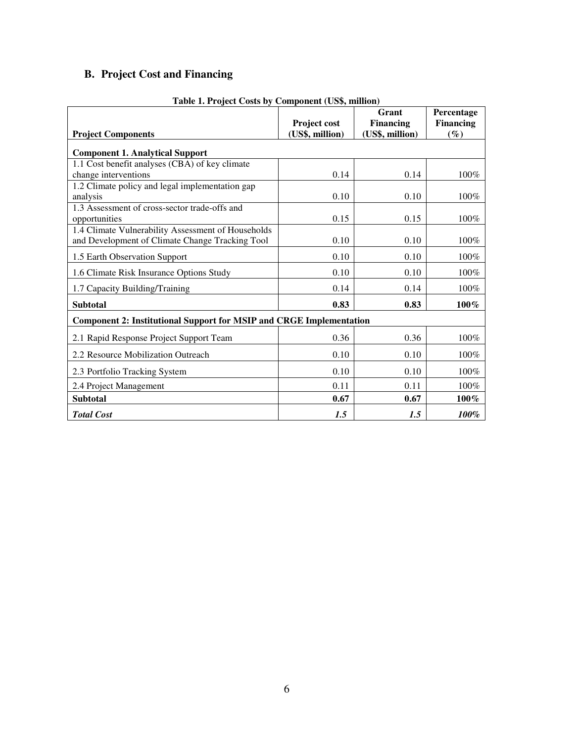## B. Project Cost and Financing

**Table 1. Project Costs by Component (US$, million)**

| Project Components | Project cost (US$, million) | Grant Financing (US$, million) | Percentage Financing (%) |
|---|---|---|---|
| **Component 1. Analytical Support** | | | |
| 1.1 Cost benefit analyses (CBA) of key climate change interventions | 0.14 | 0.14 | 100% |
| 1.2 Climate policy and legal implementation gap analysis | 0.10 | 0.10 | 100% |
| 1.3 Assessment of cross-sector trade-offs and opportunities | 0.15 | 0.15 | 100% |
| 1.4 Climate Vulnerability Assessment of Households and Development of Climate Change Tracking Tool | 0.10 | 0.10 | 100% |
| 1.5 Earth Observation Support | 0.10 | 0.10 | 100% |
| 1.6 Climate Risk Insurance Options Study | 0.10 | 0.10 | 100% |
| 1.7 Capacity Building/Training | 0.14 | 0.14 | 100% |
| **Subtotal** | **0.83** | **0.83** | **100%** |
| **Component 2: Institutional Support for MSIP and CRGE Implementation** | | | |
| 2.1 Rapid Response Project Support Team | 0.36 | 0.36 | 100% |
| 2.2 Resource Mobilization Outreach | 0.10 | 0.10 | 100% |
| 2.3 Portfolio Tracking System | 0.10 | 0.10 | 100% |
| 2.4 Project Management | 0.11 | 0.11 | 100% |
| **Subtotal** | **0.67** | **0.67** | **100%** |
| ***Total Cost*** | ***1.5*** | ***1.5*** | ***100%*** |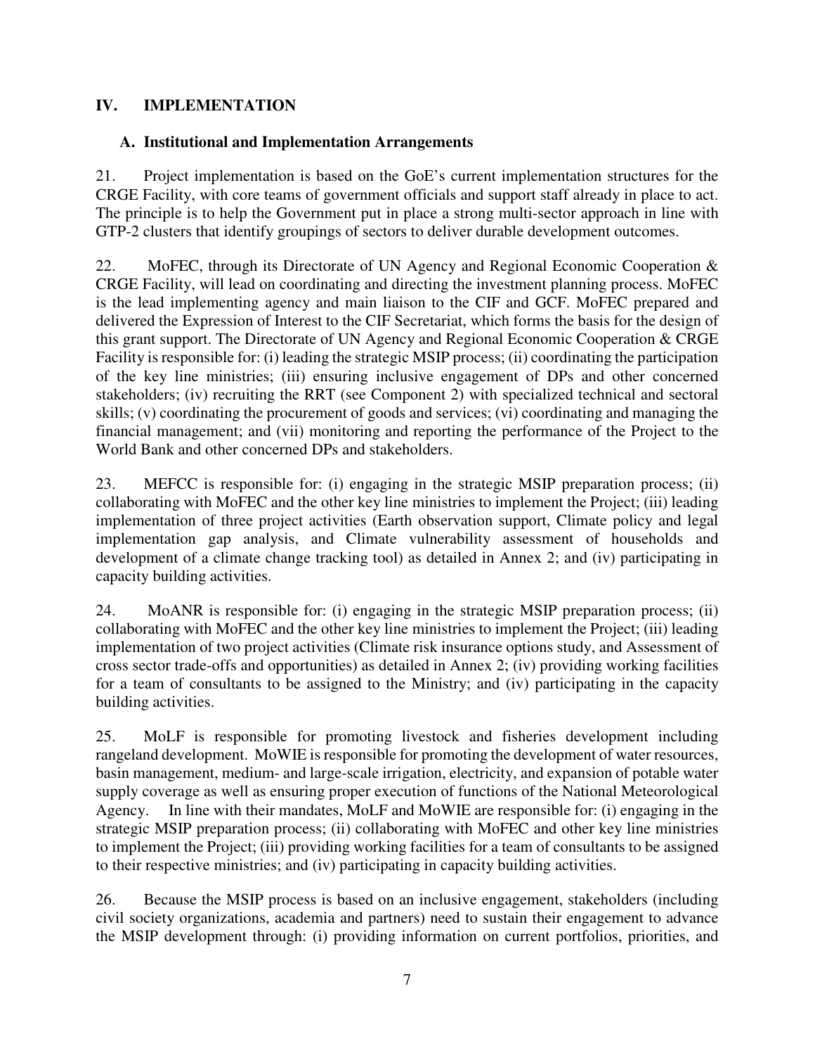## IV. IMPLEMENTATION

### A. Institutional and Implementation Arrangements

21. Project implementation is based on the GoE's current implementation structures for the CRGE Facility, with core teams of government officials and support staff already in place to act. The principle is to help the Government put in place a strong multi-sector approach in line with GTP-2 clusters that identify groupings of sectors to deliver durable development outcomes.

22. MoFEC, through its Directorate of UN Agency and Regional Economic Cooperation & CRGE Facility, will lead on coordinating and directing the investment planning process. MoFEC is the lead implementing agency and main liaison to the CIF and GCF. MoFEC prepared and delivered the Expression of Interest to the CIF Secretariat, which forms the basis for the design of this grant support. The Directorate of UN Agency and Regional Economic Cooperation & CRGE Facility is responsible for: (i) leading the strategic MSIP process; (ii) coordinating the participation of the key line ministries; (iii) ensuring inclusive engagement of DPs and other concerned stakeholders; (iv) recruiting the RRT (see Component 2) with specialized technical and sectoral skills; (v) coordinating the procurement of goods and services; (vi) coordinating and managing the financial management; and (vii) monitoring and reporting the performance of the Project to the World Bank and other concerned DPs and stakeholders.

23. MEFCC is responsible for: (i) engaging in the strategic MSIP preparation process; (ii) collaborating with MoFEC and the other key line ministries to implement the Project; (iii) leading implementation of three project activities (Earth observation support, Climate policy and legal implementation gap analysis, and Climate vulnerability assessment of households and development of a climate change tracking tool) as detailed in Annex 2; and (iv) participating in capacity building activities.

24. MoANR is responsible for: (i) engaging in the strategic MSIP preparation process; (ii) collaborating with MoFEC and the other key line ministries to implement the Project; (iii) leading implementation of two project activities (Climate risk insurance options study, and Assessment of cross sector trade-offs and opportunities) as detailed in Annex 2; (iv) providing working facilities for a team of consultants to be assigned to the Ministry; and (iv) participating in the capacity building activities.

25. MoLF is responsible for promoting livestock and fisheries development including rangeland development. MoWIE is responsible for promoting the development of water resources, basin management, medium- and large-scale irrigation, electricity, and expansion of potable water supply coverage as well as ensuring proper execution of functions of the National Meteorological Agency. In line with their mandates, MoLF and MoWIE are responsible for: (i) engaging in the strategic MSIP preparation process; (ii) collaborating with MoFEC and other key line ministries to implement the Project; (iii) providing working facilities for a team of consultants to be assigned to their respective ministries; and (iv) participating in capacity building activities.

26. Because the MSIP process is based on an inclusive engagement, stakeholders (including civil society organizations, academia and partners) need to sustain their engagement to advance the MSIP development through: (i) providing information on current portfolios, priorities, and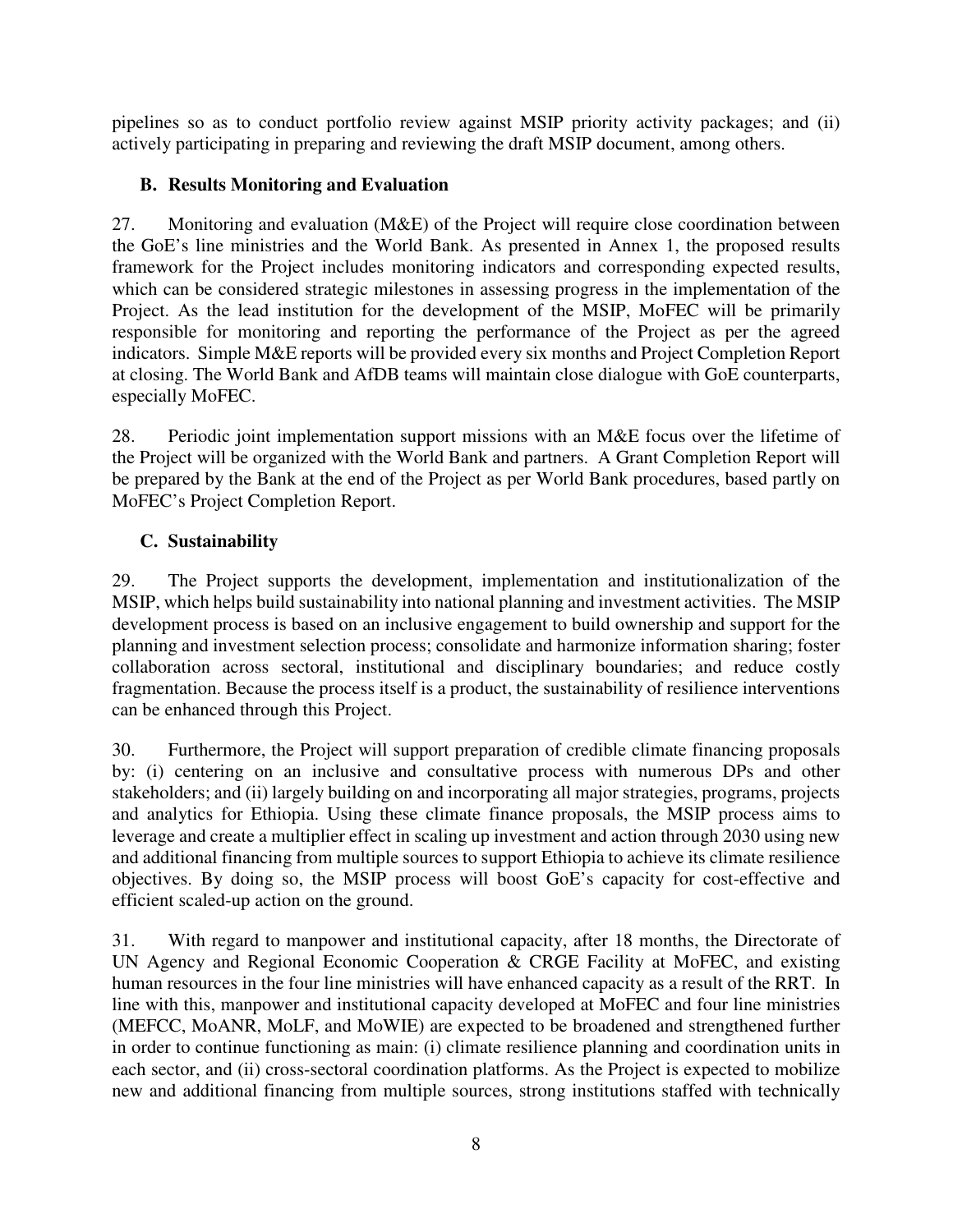pipelines so as to conduct portfolio review against MSIP priority activity packages; and (ii) actively participating in preparing and reviewing the draft MSIP document, among others.

### B. Results Monitoring and Evaluation

27. Monitoring and evaluation (M&E) of the Project will require close coordination between the GoE's line ministries and the World Bank. As presented in Annex 1, the proposed results framework for the Project includes monitoring indicators and corresponding expected results, which can be considered strategic milestones in assessing progress in the implementation of the Project. As the lead institution for the development of the MSIP, MoFEC will be primarily responsible for monitoring and reporting the performance of the Project as per the agreed indicators. Simple M&E reports will be provided every six months and Project Completion Report at closing. The World Bank and AfDB teams will maintain close dialogue with GoE counterparts, especially MoFEC.

28. Periodic joint implementation support missions with an M&E focus over the lifetime of the Project will be organized with the World Bank and partners. A Grant Completion Report will be prepared by the Bank at the end of the Project as per World Bank procedures, based partly on MoFEC's Project Completion Report.

### C. Sustainability

29. The Project supports the development, implementation and institutionalization of the MSIP, which helps build sustainability into national planning and investment activities. The MSIP development process is based on an inclusive engagement to build ownership and support for the planning and investment selection process; consolidate and harmonize information sharing; foster collaboration across sectoral, institutional and disciplinary boundaries; and reduce costly fragmentation. Because the process itself is a product, the sustainability of resilience interventions can be enhanced through this Project.

30. Furthermore, the Project will support preparation of credible climate financing proposals by: (i) centering on an inclusive and consultative process with numerous DPs and other stakeholders; and (ii) largely building on and incorporating all major strategies, programs, projects and analytics for Ethiopia. Using these climate finance proposals, the MSIP process aims to leverage and create a multiplier effect in scaling up investment and action through 2030 using new and additional financing from multiple sources to support Ethiopia to achieve its climate resilience objectives. By doing so, the MSIP process will boost GoE's capacity for cost-effective and efficient scaled-up action on the ground.

31. With regard to manpower and institutional capacity, after 18 months, the Directorate of UN Agency and Regional Economic Cooperation & CRGE Facility at MoFEC, and existing human resources in the four line ministries will have enhanced capacity as a result of the RRT. In line with this, manpower and institutional capacity developed at MoFEC and four line ministries (MEFCC, MoANR, MoLF, and MoWIE) are expected to be broadened and strengthened further in order to continue functioning as main: (i) climate resilience planning and coordination units in each sector, and (ii) cross-sectoral coordination platforms. As the Project is expected to mobilize new and additional financing from multiple sources, strong institutions staffed with technically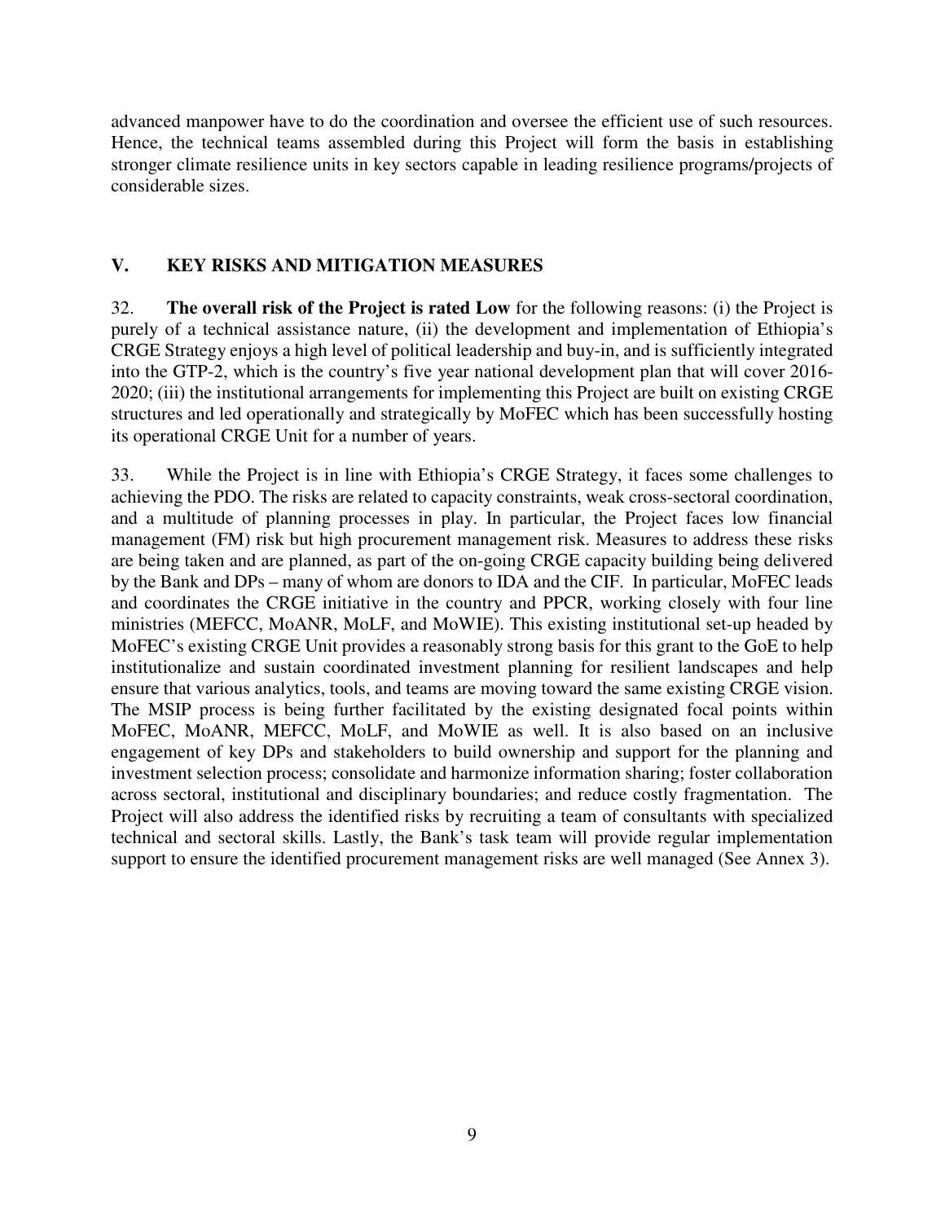advanced manpower have to do the coordination and oversee the efficient use of such resources. Hence, the technical teams assembled during this Project will form the basis in establishing stronger climate resilience units in key sectors capable in leading resilience programs/projects of considerable sizes.

## V. KEY RISKS AND MITIGATION MEASURES

32. **The overall risk of the Project is rated Low** for the following reasons: (i) the Project is purely of a technical assistance nature, (ii) the development and implementation of Ethiopia's CRGE Strategy enjoys a high level of political leadership and buy-in, and is sufficiently integrated into the GTP-2, which is the country's five year national development plan that will cover 2016-2020; (iii) the institutional arrangements for implementing this Project are built on existing CRGE structures and led operationally and strategically by MoFEC which has been successfully hosting its operational CRGE Unit for a number of years.

33. While the Project is in line with Ethiopia's CRGE Strategy, it faces some challenges to achieving the PDO. The risks are related to capacity constraints, weak cross-sectoral coordination, and a multitude of planning processes in play. In particular, the Project faces low financial management (FM) risk but high procurement management risk. Measures to address these risks are being taken and are planned, as part of the on-going CRGE capacity building being delivered by the Bank and DPs – many of whom are donors to IDA and the CIF. In particular, MoFEC leads and coordinates the CRGE initiative in the country and PPCR, working closely with four line ministries (MEFCC, MoANR, MoLF, and MoWIE). This existing institutional set-up headed by MoFEC's existing CRGE Unit provides a reasonably strong basis for this grant to the GoE to help institutionalize and sustain coordinated investment planning for resilient landscapes and help ensure that various analytics, tools, and teams are moving toward the same existing CRGE vision. The MSIP process is being further facilitated by the existing designated focal points within MoFEC, MoANR, MEFCC, MoLF, and MoWIE as well. It is also based on an inclusive engagement of key DPs and stakeholders to build ownership and support for the planning and investment selection process; consolidate and harmonize information sharing; foster collaboration across sectoral, institutional and disciplinary boundaries; and reduce costly fragmentation. The Project will also address the identified risks by recruiting a team of consultants with specialized technical and sectoral skills. Lastly, the Bank's task team will provide regular implementation support to ensure the identified procurement management risks are well managed (See Annex 3).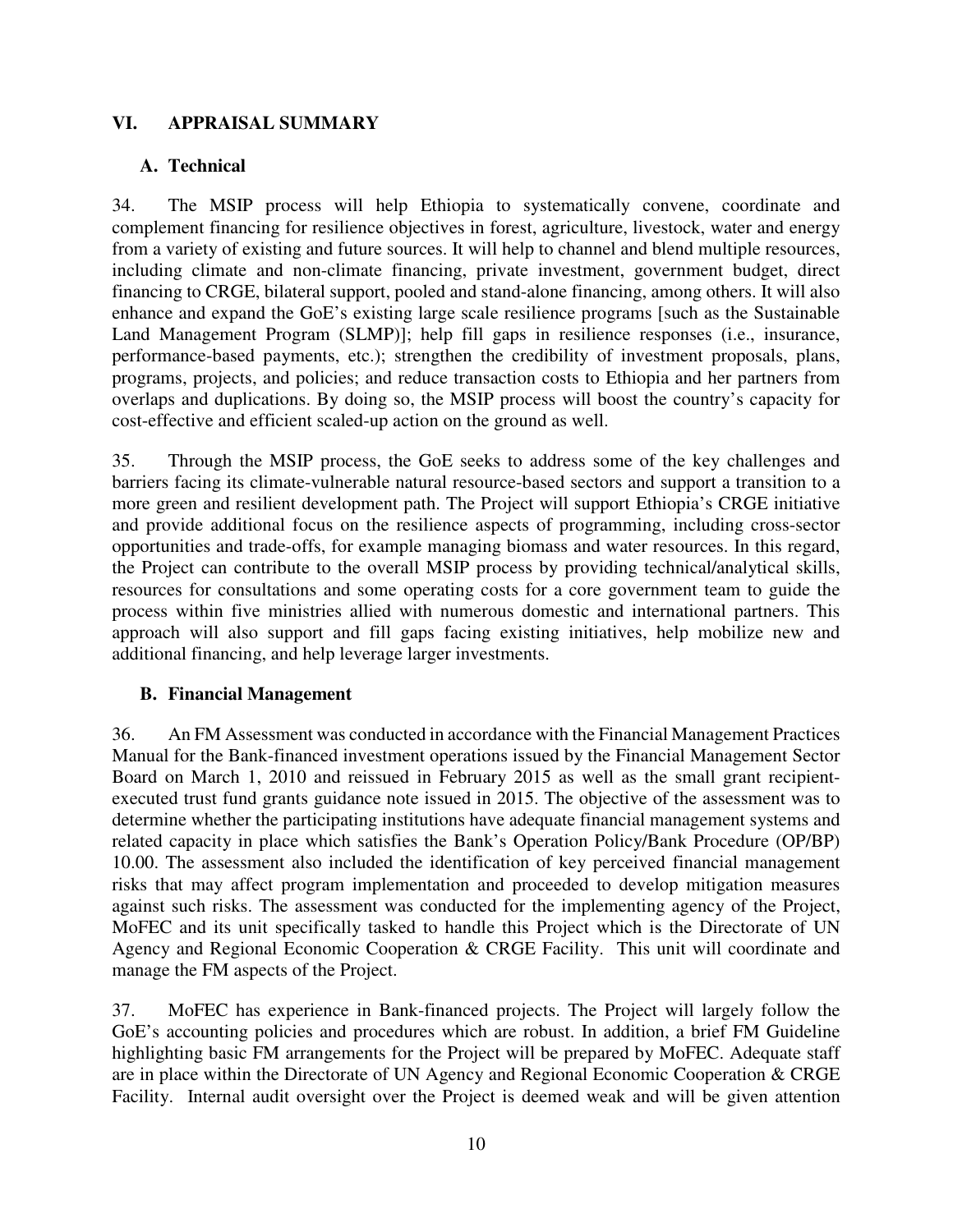## VI. APPRAISAL SUMMARY

### A. Technical

34. The MSIP process will help Ethiopia to systematically convene, coordinate and complement financing for resilience objectives in forest, agriculture, livestock, water and energy from a variety of existing and future sources. It will help to channel and blend multiple resources, including climate and non-climate financing, private investment, government budget, direct financing to CRGE, bilateral support, pooled and stand-alone financing, among others. It will also enhance and expand the GoE's existing large scale resilience programs [such as the Sustainable Land Management Program (SLMP)]; help fill gaps in resilience responses (i.e., insurance, performance-based payments, etc.); strengthen the credibility of investment proposals, plans, programs, projects, and policies; and reduce transaction costs to Ethiopia and her partners from overlaps and duplications. By doing so, the MSIP process will boost the country's capacity for cost-effective and efficient scaled-up action on the ground as well.

35. Through the MSIP process, the GoE seeks to address some of the key challenges and barriers facing its climate-vulnerable natural resource-based sectors and support a transition to a more green and resilient development path. The Project will support Ethiopia's CRGE initiative and provide additional focus on the resilience aspects of programming, including cross-sector opportunities and trade-offs, for example managing biomass and water resources. In this regard, the Project can contribute to the overall MSIP process by providing technical/analytical skills, resources for consultations and some operating costs for a core government team to guide the process within five ministries allied with numerous domestic and international partners. This approach will also support and fill gaps facing existing initiatives, help mobilize new and additional financing, and help leverage larger investments.

### B. Financial Management

36. An FM Assessment was conducted in accordance with the Financial Management Practices Manual for the Bank-financed investment operations issued by the Financial Management Sector Board on March 1, 2010 and reissued in February 2015 as well as the small grant recipient-executed trust fund grants guidance note issued in 2015. The objective of the assessment was to determine whether the participating institutions have adequate financial management systems and related capacity in place which satisfies the Bank's Operation Policy/Bank Procedure (OP/BP) 10.00. The assessment also included the identification of key perceived financial management risks that may affect program implementation and proceeded to develop mitigation measures against such risks. The assessment was conducted for the implementing agency of the Project, MoFEC and its unit specifically tasked to handle this Project which is the Directorate of UN Agency and Regional Economic Cooperation & CRGE Facility. This unit will coordinate and manage the FM aspects of the Project.

37. MoFEC has experience in Bank-financed projects. The Project will largely follow the GoE's accounting policies and procedures which are robust. In addition, a brief FM Guideline highlighting basic FM arrangements for the Project will be prepared by MoFEC. Adequate staff are in place within the Directorate of UN Agency and Regional Economic Cooperation & CRGE Facility. Internal audit oversight over the Project is deemed weak and will be given attention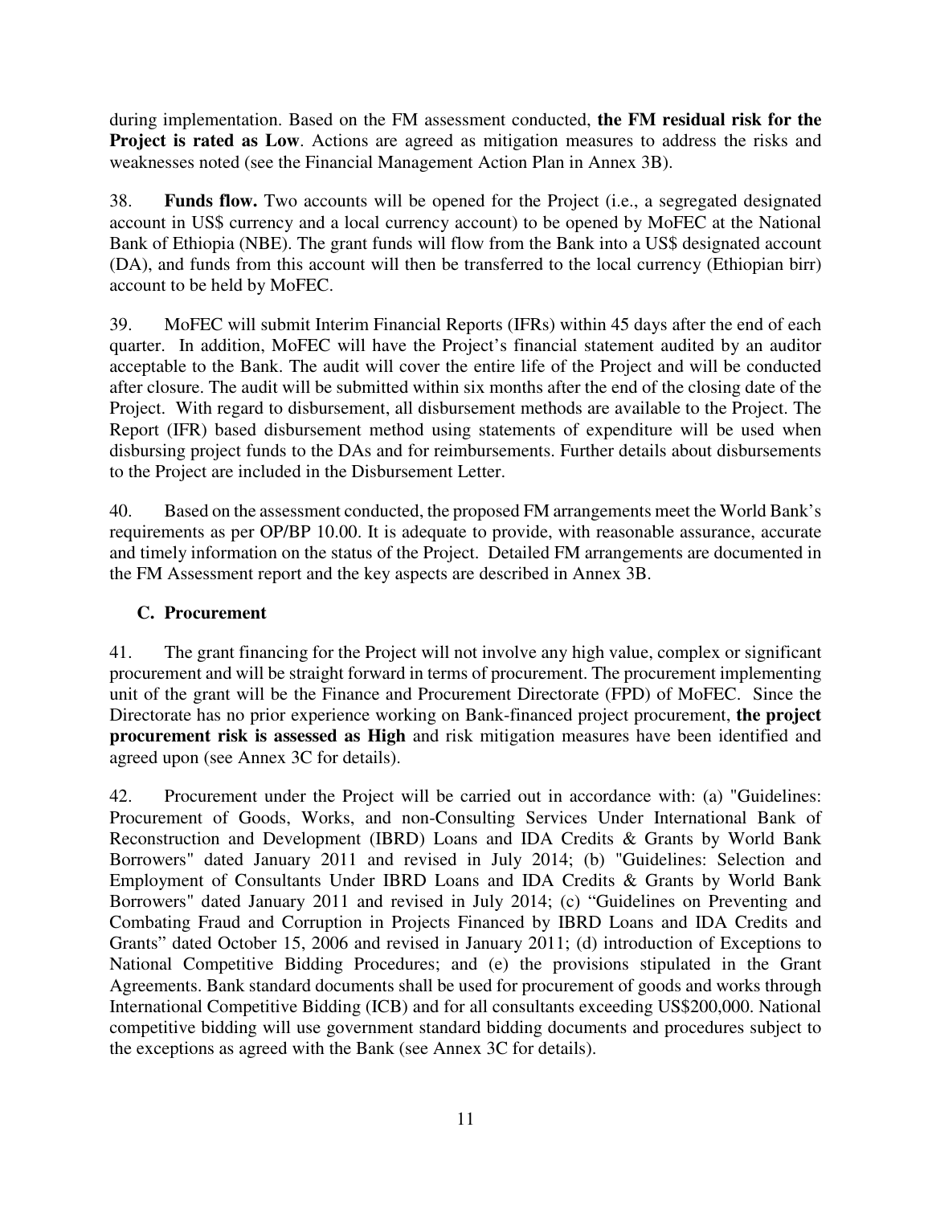during implementation. Based on the FM assessment conducted, **the FM residual risk for the Project is rated as Low**. Actions are agreed as mitigation measures to address the risks and weaknesses noted (see the Financial Management Action Plan in Annex 3B).

38. **Funds flow.** Two accounts will be opened for the Project (i.e., a segregated designated account in US$ currency and a local currency account) to be opened by MoFEC at the National Bank of Ethiopia (NBE). The grant funds will flow from the Bank into a US$ designated account (DA), and funds from this account will then be transferred to the local currency (Ethiopian birr) account to be held by MoFEC.

39. MoFEC will submit Interim Financial Reports (IFRs) within 45 days after the end of each quarter. In addition, MoFEC will have the Project's financial statement audited by an auditor acceptable to the Bank. The audit will cover the entire life of the Project and will be conducted after closure. The audit will be submitted within six months after the end of the closing date of the Project. With regard to disbursement, all disbursement methods are available to the Project. The Report (IFR) based disbursement method using statements of expenditure will be used when disbursing project funds to the DAs and for reimbursements. Further details about disbursements to the Project are included in the Disbursement Letter.

40. Based on the assessment conducted, the proposed FM arrangements meet the World Bank's requirements as per OP/BP 10.00. It is adequate to provide, with reasonable assurance, accurate and timely information on the status of the Project. Detailed FM arrangements are documented in the FM Assessment report and the key aspects are described in Annex 3B.

## C. Procurement

41. The grant financing for the Project will not involve any high value, complex or significant procurement and will be straight forward in terms of procurement. The procurement implementing unit of the grant will be the Finance and Procurement Directorate (FPD) of MoFEC. Since the Directorate has no prior experience working on Bank-financed project procurement, **the project procurement risk is assessed as High** and risk mitigation measures have been identified and agreed upon (see Annex 3C for details).

42. Procurement under the Project will be carried out in accordance with: (a) "Guidelines: Procurement of Goods, Works, and non-Consulting Services Under International Bank of Reconstruction and Development (IBRD) Loans and IDA Credits & Grants by World Bank Borrowers" dated January 2011 and revised in July 2014; (b) "Guidelines: Selection and Employment of Consultants Under IBRD Loans and IDA Credits & Grants by World Bank Borrowers" dated January 2011 and revised in July 2014; (c) "Guidelines on Preventing and Combating Fraud and Corruption in Projects Financed by IBRD Loans and IDA Credits and Grants" dated October 15, 2006 and revised in January 2011; (d) introduction of Exceptions to National Competitive Bidding Procedures; and (e) the provisions stipulated in the Grant Agreements. Bank standard documents shall be used for procurement of goods and works through International Competitive Bidding (ICB) and for all consultants exceeding US$200,000. National competitive bidding will use government standard bidding documents and procedures subject to the exceptions as agreed with the Bank (see Annex 3C for details).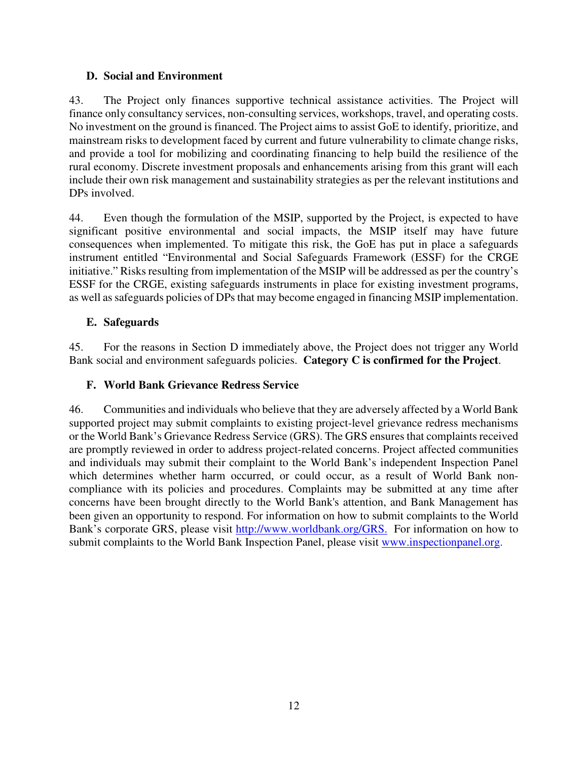### D. Social and Environment

43. The Project only finances supportive technical assistance activities. The Project will finance only consultancy services, non-consulting services, workshops, travel, and operating costs. No investment on the ground is financed. The Project aims to assist GoE to identify, prioritize, and mainstream risks to development faced by current and future vulnerability to climate change risks, and provide a tool for mobilizing and coordinating financing to help build the resilience of the rural economy. Discrete investment proposals and enhancements arising from this grant will each include their own risk management and sustainability strategies as per the relevant institutions and DPs involved.

44. Even though the formulation of the MSIP, supported by the Project, is expected to have significant positive environmental and social impacts, the MSIP itself may have future consequences when implemented. To mitigate this risk, the GoE has put in place a safeguards instrument entitled "Environmental and Social Safeguards Framework (ESSF) for the CRGE initiative." Risks resulting from implementation of the MSIP will be addressed as per the country's ESSF for the CRGE, existing safeguards instruments in place for existing investment programs, as well as safeguards policies of DPs that may become engaged in financing MSIP implementation.

### E. Safeguards

45. For the reasons in Section D immediately above, the Project does not trigger any World Bank social and environment safeguards policies. **Category C is confirmed for the Project**.

### F. World Bank Grievance Redress Service

46. Communities and individuals who believe that they are adversely affected by a World Bank supported project may submit complaints to existing project-level grievance redress mechanisms or the World Bank's Grievance Redress Service (GRS). The GRS ensures that complaints received are promptly reviewed in order to address project-related concerns. Project affected communities and individuals may submit their complaint to the World Bank's independent Inspection Panel which determines whether harm occurred, or could occur, as a result of World Bank non-compliance with its policies and procedures. Complaints may be submitted at any time after concerns have been brought directly to the World Bank's attention, and Bank Management has been given an opportunity to respond. For information on how to submit complaints to the World Bank's corporate GRS, please visit http://www.worldbank.org/GRS. For information on how to submit complaints to the World Bank Inspection Panel, please visit www.inspectionpanel.org.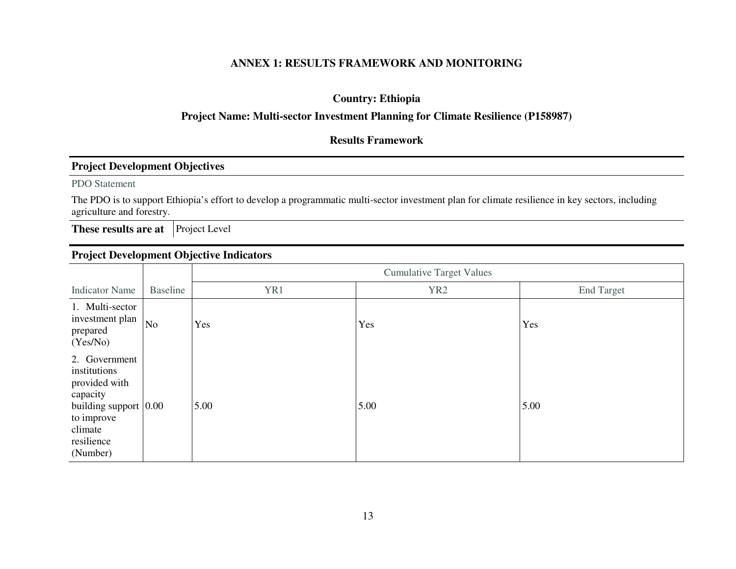# ANNEX 1: RESULTS FRAMEWORK AND MONITORING

**Country: Ethiopia**

**Project Name: Multi-sector Investment Planning for Climate Resilience (P158987)**

**Results Framework**

## Project Development Objectives

PDO Statement

The PDO is to support Ethiopia's effort to develop a programmatic multi-sector investment plan for climate resilience in key sectors, including agriculture and forestry.

| **These results are at** | Project Level |
|---|---|

## Project Development Objective Indicators

| | | Cumulative Target Values | | |
|---|---|---|---|---|
| Indicator Name | Baseline | YR1 | YR2 | End Target |
| 1. Multi-sector investment plan prepared (Yes/No) | No | Yes | Yes | Yes |
| 2. Government institutions provided with capacity building support to improve climate resilience (Number) | 0.00 | 5.00 | 5.00 | 5.00 |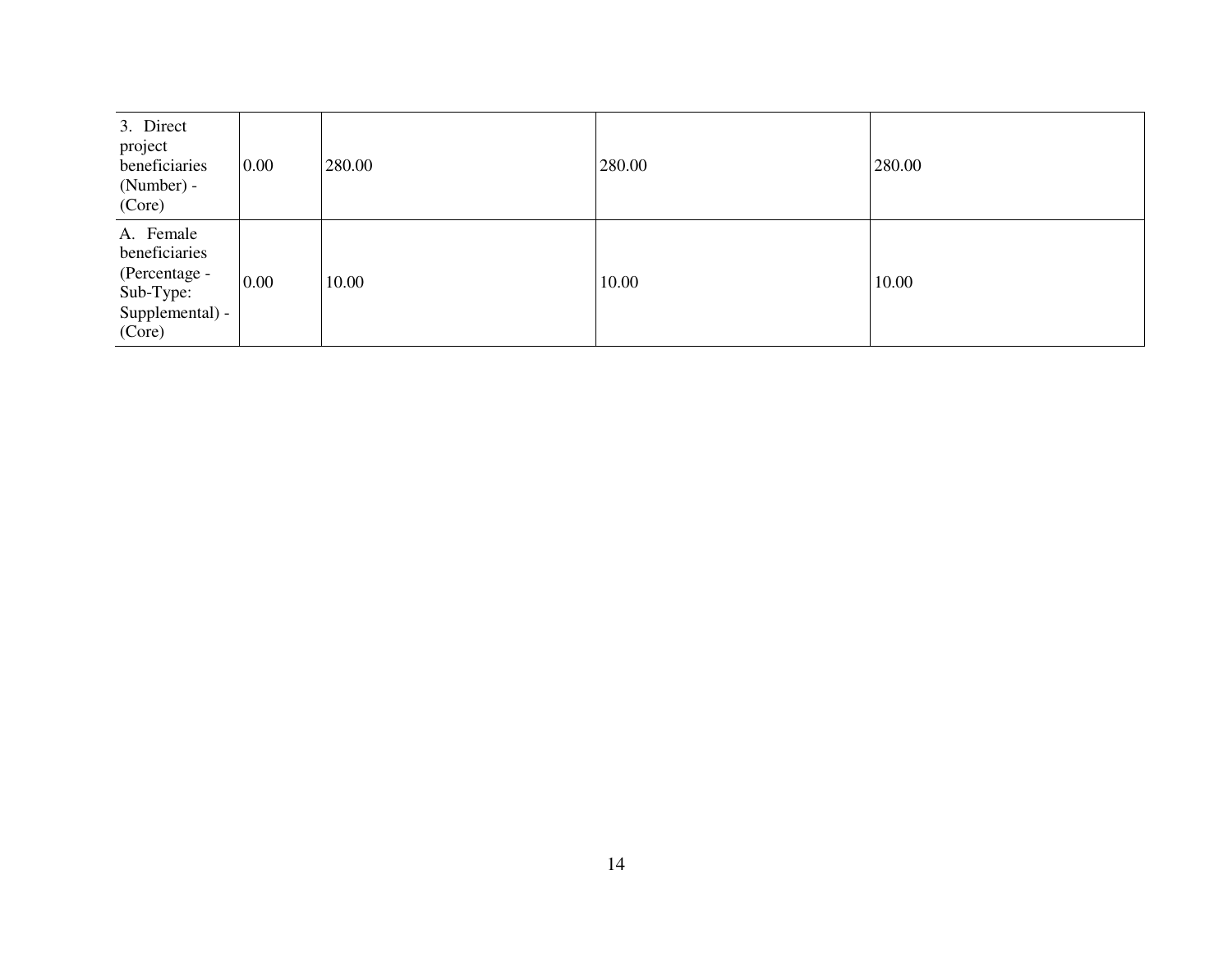| 3. Direct project beneficiaries (Number) - (Core) | 0.00 | 280.00 | 280.00 | 280.00 |
|---|---|---|---|---|
| A. Female beneficiaries (Percentage - Sub-Type: Supplemental) - (Core) | 0.00 | 10.00 | 10.00 | 10.00 |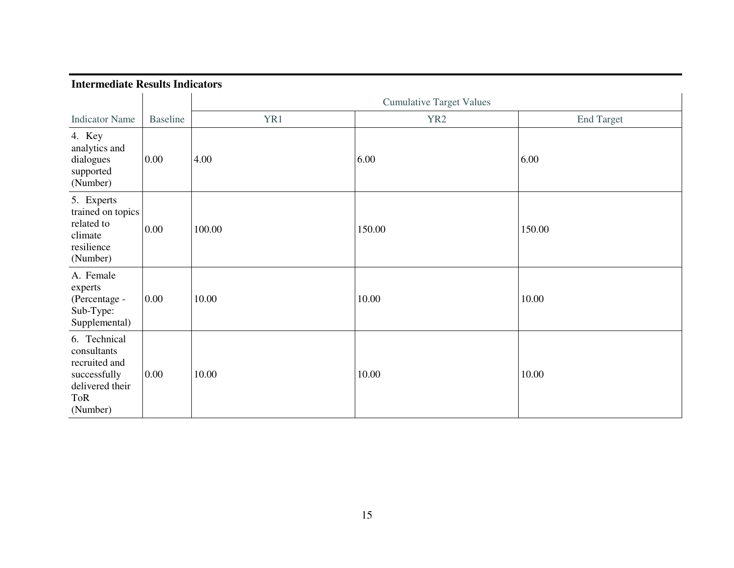**Intermediate Results Indicators**

| | | Cumulative Target Values | | |
|---|---|---|---|---|
| Indicator Name | Baseline | YR1 | YR2 | End Target |
| 4. Key analytics and dialogues supported (Number) | 0.00 | 4.00 | 6.00 | 6.00 |
| 5. Experts trained on topics related to climate resilience (Number) | 0.00 | 100.00 | 150.00 | 150.00 |
| A. Female experts (Percentage - Sub-Type: Supplemental) | 0.00 | 10.00 | 10.00 | 10.00 |
| 6. Technical consultants recruited and successfully delivered their ToR (Number) | 0.00 | 10.00 | 10.00 | 10.00 |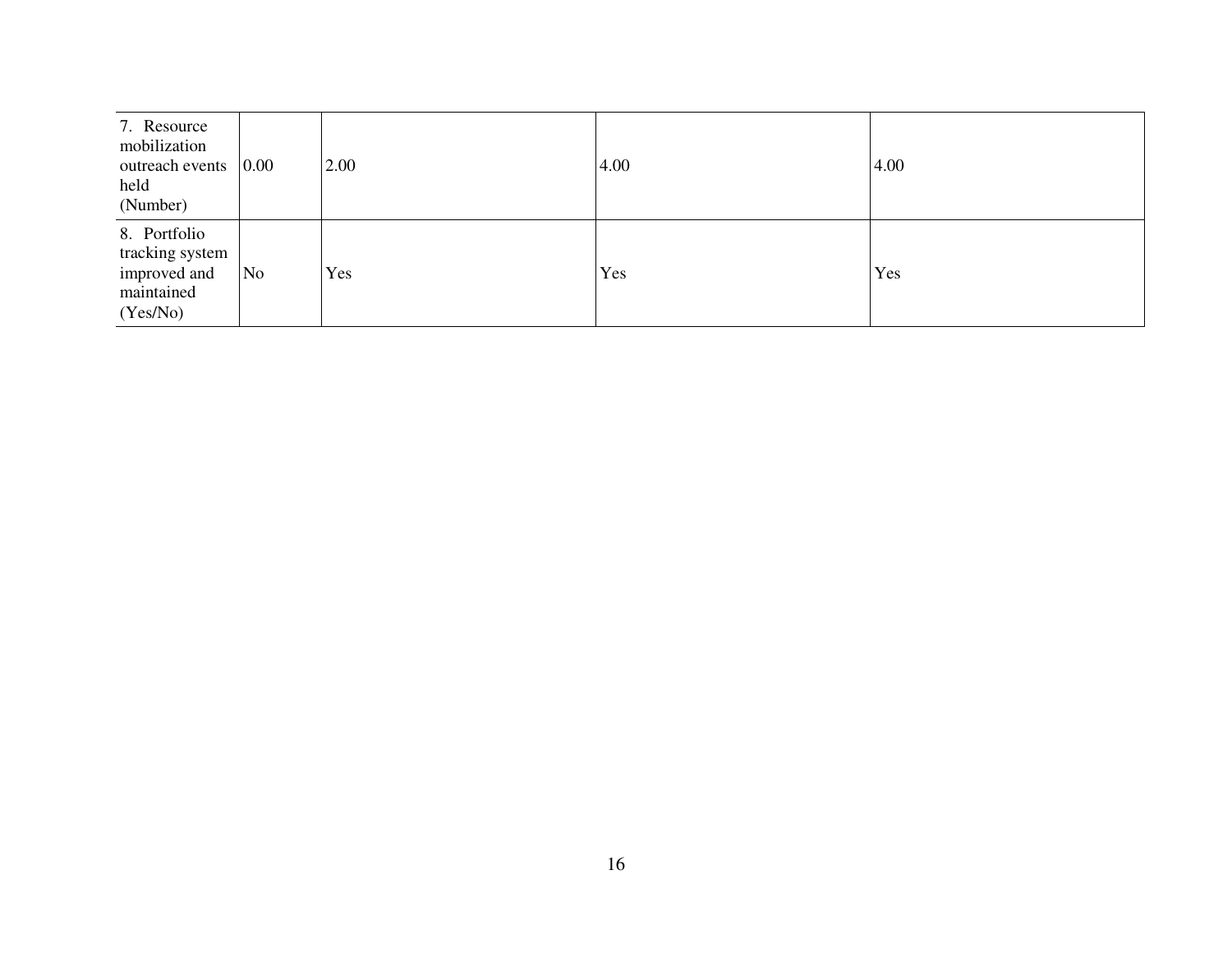| | | | | |
|---|---|---|---|---|
| 7. Resource mobilization outreach events held (Number) | 0.00 | 2.00 | 4.00 | 4.00 |
| 8. Portfolio tracking system improved and maintained (Yes/No) | No | Yes | Yes | Yes |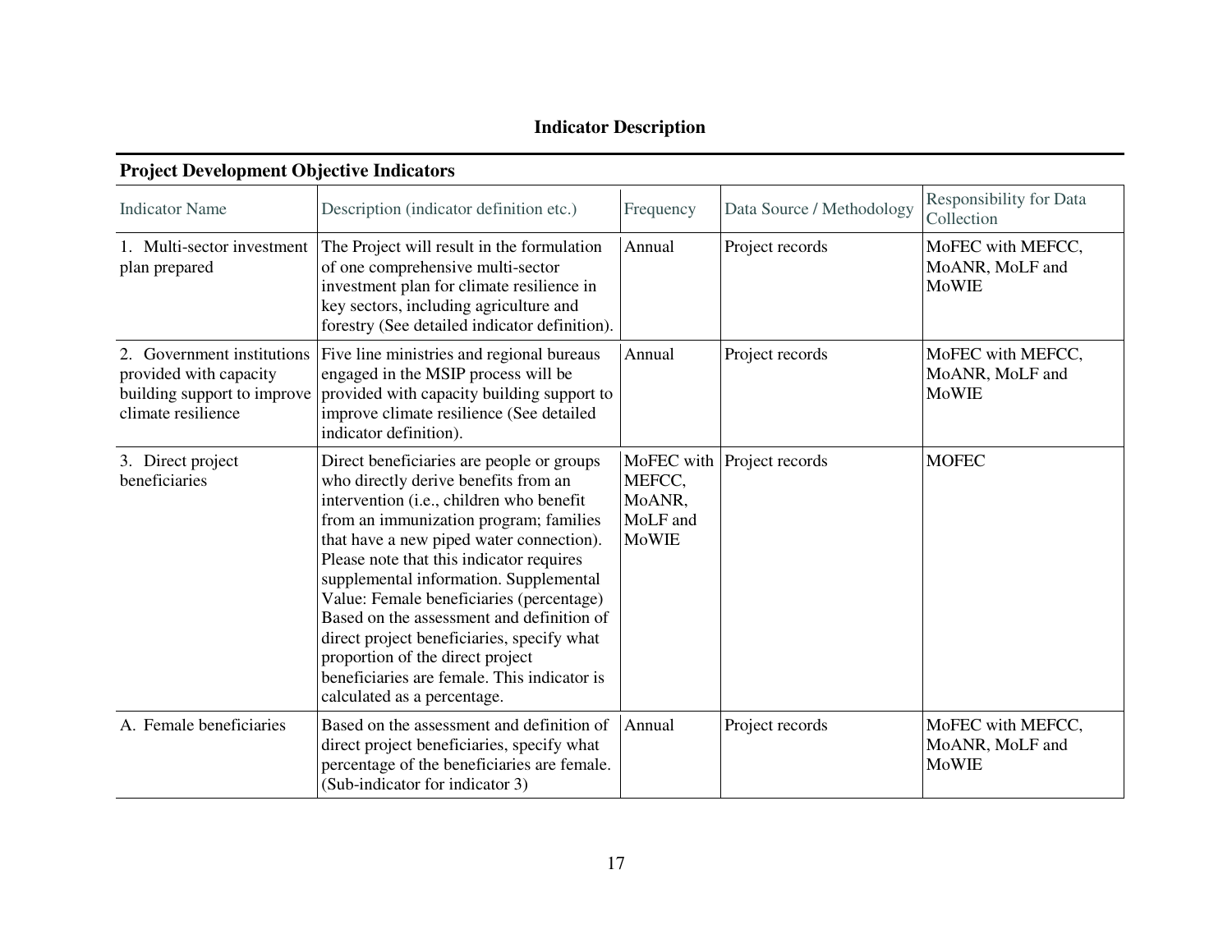## Indicator Description

### Project Development Objective Indicators

| Indicator Name | Description (indicator definition etc.) | Frequency | Data Source / Methodology | Responsibility for Data Collection |
|---|---|---|---|---|
| 1. Multi-sector investment plan prepared | The Project will result in the formulation of one comprehensive multi-sector investment plan for climate resilience in key sectors, including agriculture and forestry (See detailed indicator definition). | Annual | Project records | MoFEC with MEFCC, MoANR, MoLF and MoWIE |
| 2. Government institutions provided with capacity building support to improve climate resilience | Five line ministries and regional bureaus engaged in the MSIP process will be provided with capacity building support to improve climate resilience (See detailed indicator definition). | Annual | Project records | MoFEC with MEFCC, MoANR, MoLF and MoWIE |
| 3. Direct project beneficiaries | Direct beneficiaries are people or groups who directly derive benefits from an intervention (i.e., children who benefit from an immunization program; families that have a new piped water connection). Please note that this indicator requires supplemental information. Supplemental Value: Female beneficiaries (percentage) Based on the assessment and definition of direct project beneficiaries, specify what proportion of the direct project beneficiaries are female. This indicator is calculated as a percentage. | MoFEC with MEFCC, MoANR, MoLF and MoWIE | Project records | MOFEC |
| A. Female beneficiaries | Based on the assessment and definition of direct project beneficiaries, specify what percentage of the beneficiaries are female. (Sub-indicator for indicator 3) | Annual | Project records | MoFEC with MEFCC, MoANR, MoLF and MoWIE |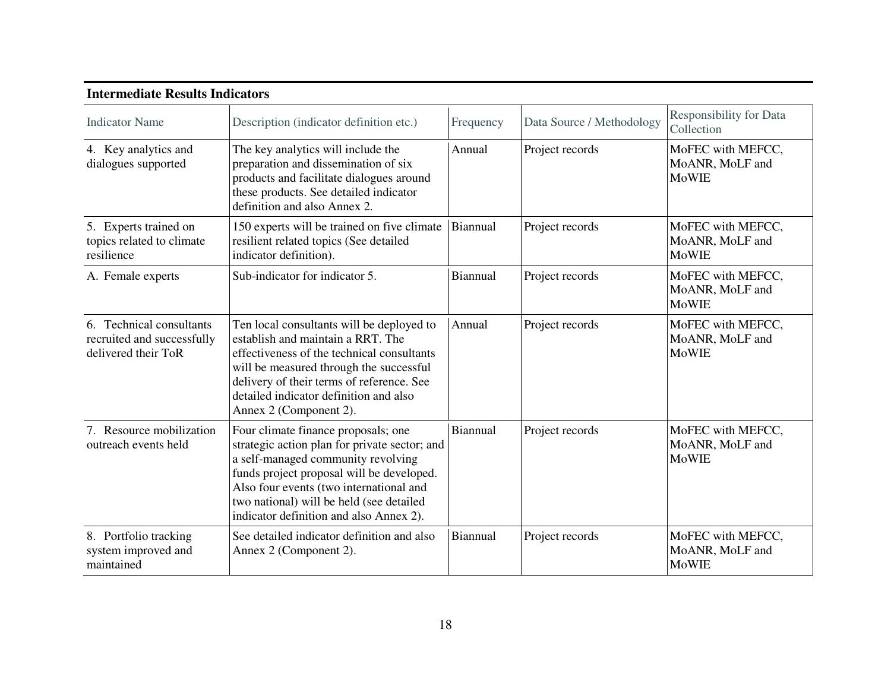**Intermediate Results Indicators**

| Indicator Name | Description (indicator definition etc.) | Frequency | Data Source / Methodology | Responsibility for Data Collection |
|---|---|---|---|---|
| 4. Key analytics and dialogues supported | The key analytics will include the preparation and dissemination of six products and facilitate dialogues around these products. See detailed indicator definition and also Annex 2. | Annual | Project records | MoFEC with MEFCC, MoANR, MoLF and MoWIE |
| 5. Experts trained on topics related to climate resilience | 150 experts will be trained on five climate resilient related topics (See detailed indicator definition). | Biannual | Project records | MoFEC with MEFCC, MoANR, MoLF and MoWIE |
| A. Female experts | Sub-indicator for indicator 5. | Biannual | Project records | MoFEC with MEFCC, MoANR, MoLF and MoWIE |
| 6. Technical consultants recruited and successfully delivered their ToR | Ten local consultants will be deployed to establish and maintain a RRT. The effectiveness of the technical consultants will be measured through the successful delivery of their terms of reference. See detailed indicator definition and also Annex 2 (Component 2). | Annual | Project records | MoFEC with MEFCC, MoANR, MoLF and MoWIE |
| 7. Resource mobilization outreach events held | Four climate finance proposals; one strategic action plan for private sector; and a self-managed community revolving funds project proposal will be developed. Also four events (two international and two national) will be held (see detailed indicator definition and also Annex 2). | Biannual | Project records | MoFEC with MEFCC, MoANR, MoLF and MoWIE |
| 8. Portfolio tracking system improved and maintained | See detailed indicator definition and also Annex 2 (Component 2). | Biannual | Project records | MoFEC with MEFCC, MoANR, MoLF and MoWIE |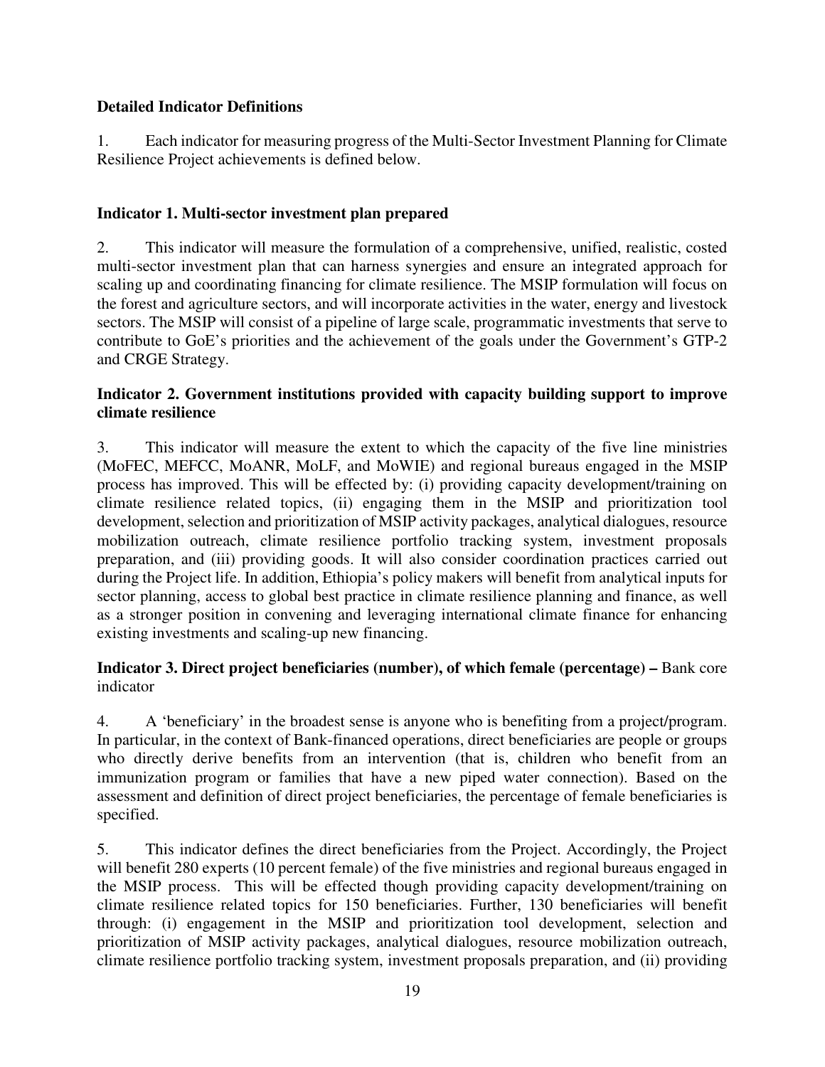**Detailed Indicator Definitions**

1. Each indicator for measuring progress of the Multi-Sector Investment Planning for Climate Resilience Project achievements is defined below.

**Indicator 1. Multi-sector investment plan prepared**

2. This indicator will measure the formulation of a comprehensive, unified, realistic, costed multi-sector investment plan that can harness synergies and ensure an integrated approach for scaling up and coordinating financing for climate resilience. The MSIP formulation will focus on the forest and agriculture sectors, and will incorporate activities in the water, energy and livestock sectors. The MSIP will consist of a pipeline of large scale, programmatic investments that serve to contribute to GoE's priorities and the achievement of the goals under the Government's GTP-2 and CRGE Strategy.

**Indicator 2. Government institutions provided with capacity building support to improve climate resilience**

3. This indicator will measure the extent to which the capacity of the five line ministries (MoFEC, MEFCC, MoANR, MoLF, and MoWIE) and regional bureaus engaged in the MSIP process has improved. This will be effected by: (i) providing capacity development/training on climate resilience related topics, (ii) engaging them in the MSIP and prioritization tool development, selection and prioritization of MSIP activity packages, analytical dialogues, resource mobilization outreach, climate resilience portfolio tracking system, investment proposals preparation, and (iii) providing goods. It will also consider coordination practices carried out during the Project life. In addition, Ethiopia's policy makers will benefit from analytical inputs for sector planning, access to global best practice in climate resilience planning and finance, as well as a stronger position in convening and leveraging international climate finance for enhancing existing investments and scaling-up new financing.

**Indicator 3. Direct project beneficiaries (number), of which female (percentage) –** Bank core indicator

4. A 'beneficiary' in the broadest sense is anyone who is benefiting from a project/program. In particular, in the context of Bank-financed operations, direct beneficiaries are people or groups who directly derive benefits from an intervention (that is, children who benefit from an immunization program or families that have a new piped water connection). Based on the assessment and definition of direct project beneficiaries, the percentage of female beneficiaries is specified.

5. This indicator defines the direct beneficiaries from the Project. Accordingly, the Project will benefit 280 experts (10 percent female) of the five ministries and regional bureaus engaged in the MSIP process. This will be effected though providing capacity development/training on climate resilience related topics for 150 beneficiaries. Further, 130 beneficiaries will benefit through: (i) engagement in the MSIP and prioritization tool development, selection and prioritization of MSIP activity packages, analytical dialogues, resource mobilization outreach, climate resilience portfolio tracking system, investment proposals preparation, and (ii) providing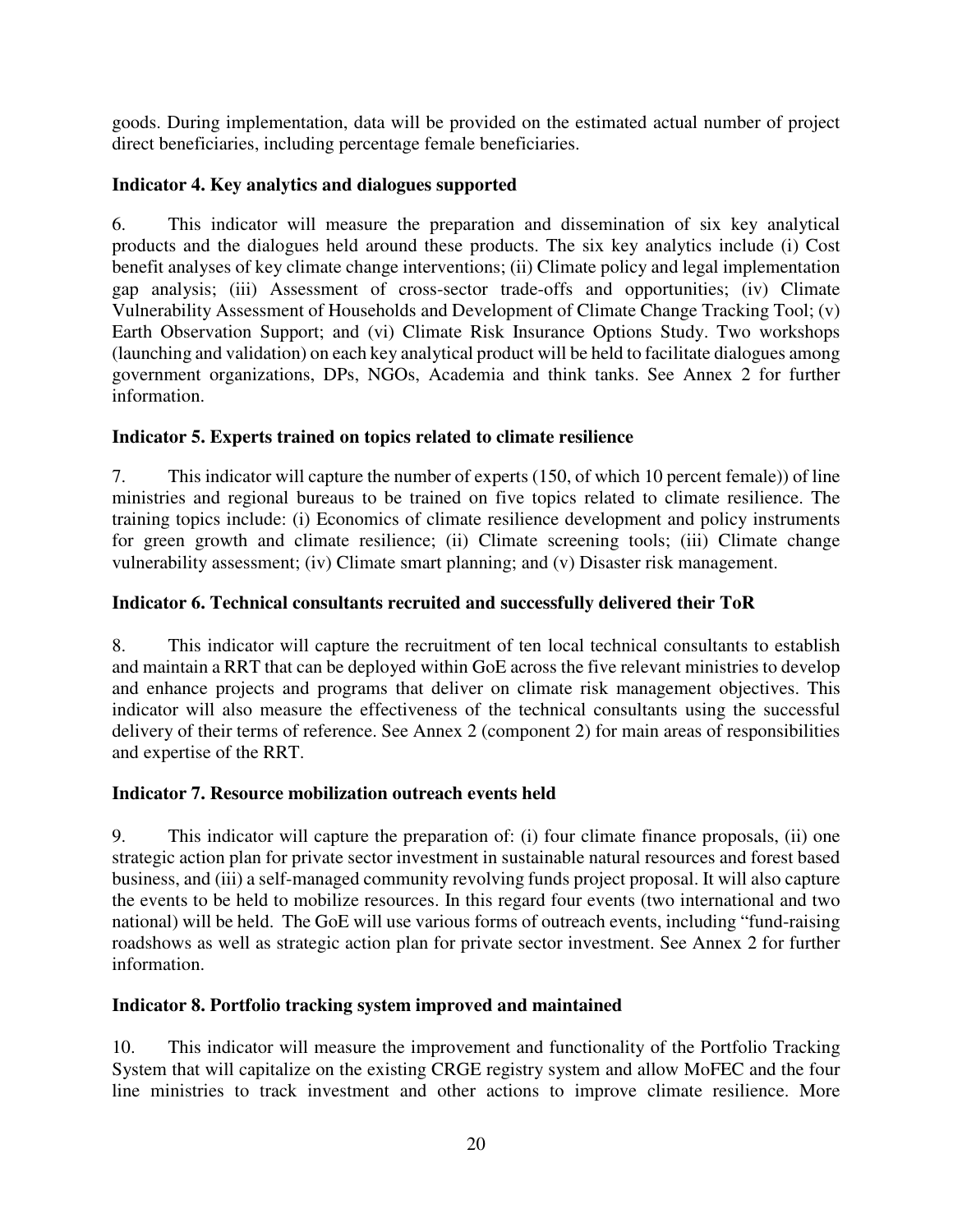goods. During implementation, data will be provided on the estimated actual number of project direct beneficiaries, including percentage female beneficiaries.

**Indicator 4. Key analytics and dialogues supported**

6. This indicator will measure the preparation and dissemination of six key analytical products and the dialogues held around these products. The six key analytics include (i) Cost benefit analyses of key climate change interventions; (ii) Climate policy and legal implementation gap analysis; (iii) Assessment of cross-sector trade-offs and opportunities; (iv) Climate Vulnerability Assessment of Households and Development of Climate Change Tracking Tool; (v) Earth Observation Support; and (vi) Climate Risk Insurance Options Study. Two workshops (launching and validation) on each key analytical product will be held to facilitate dialogues among government organizations, DPs, NGOs, Academia and think tanks. See Annex 2 for further information.

**Indicator 5. Experts trained on topics related to climate resilience**

7. This indicator will capture the number of experts (150, of which 10 percent female)) of line ministries and regional bureaus to be trained on five topics related to climate resilience. The training topics include: (i) Economics of climate resilience development and policy instruments for green growth and climate resilience; (ii) Climate screening tools; (iii) Climate change vulnerability assessment; (iv) Climate smart planning; and (v) Disaster risk management.

**Indicator 6. Technical consultants recruited and successfully delivered their ToR**

8. This indicator will capture the recruitment of ten local technical consultants to establish and maintain a RRT that can be deployed within GoE across the five relevant ministries to develop and enhance projects and programs that deliver on climate risk management objectives. This indicator will also measure the effectiveness of the technical consultants using the successful delivery of their terms of reference. See Annex 2 (component 2) for main areas of responsibilities and expertise of the RRT.

**Indicator 7. Resource mobilization outreach events held**

9. This indicator will capture the preparation of: (i) four climate finance proposals, (ii) one strategic action plan for private sector investment in sustainable natural resources and forest based business, and (iii) a self-managed community revolving funds project proposal. It will also capture the events to be held to mobilize resources. In this regard four events (two international and two national) will be held. The GoE will use various forms of outreach events, including "fund-raising roadshows as well as strategic action plan for private sector investment. See Annex 2 for further information.

**Indicator 8. Portfolio tracking system improved and maintained**

10. This indicator will measure the improvement and functionality of the Portfolio Tracking System that will capitalize on the existing CRGE registry system and allow MoFEC and the four line ministries to track investment and other actions to improve climate resilience. More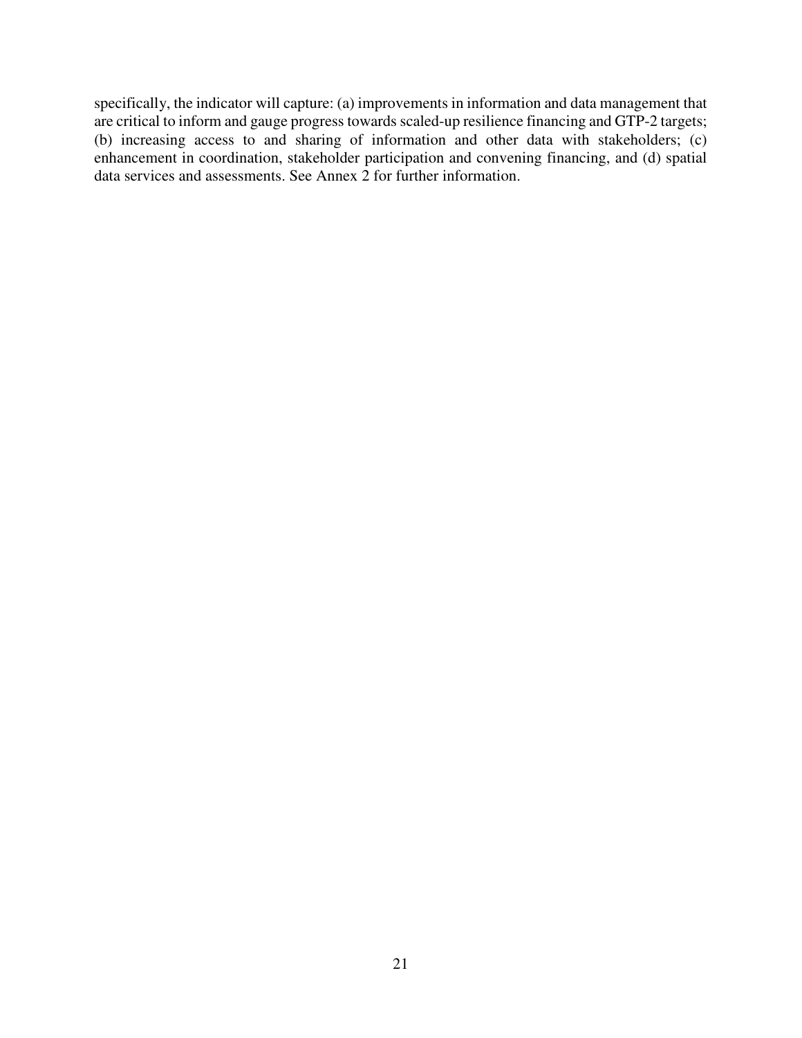specifically, the indicator will capture: (a) improvements in information and data management that are critical to inform and gauge progress towards scaled-up resilience financing and GTP-2 targets; (b) increasing access to and sharing of information and other data with stakeholders; (c) enhancement in coordination, stakeholder participation and convening financing, and (d) spatial data services and assessments. See Annex 2 for further information.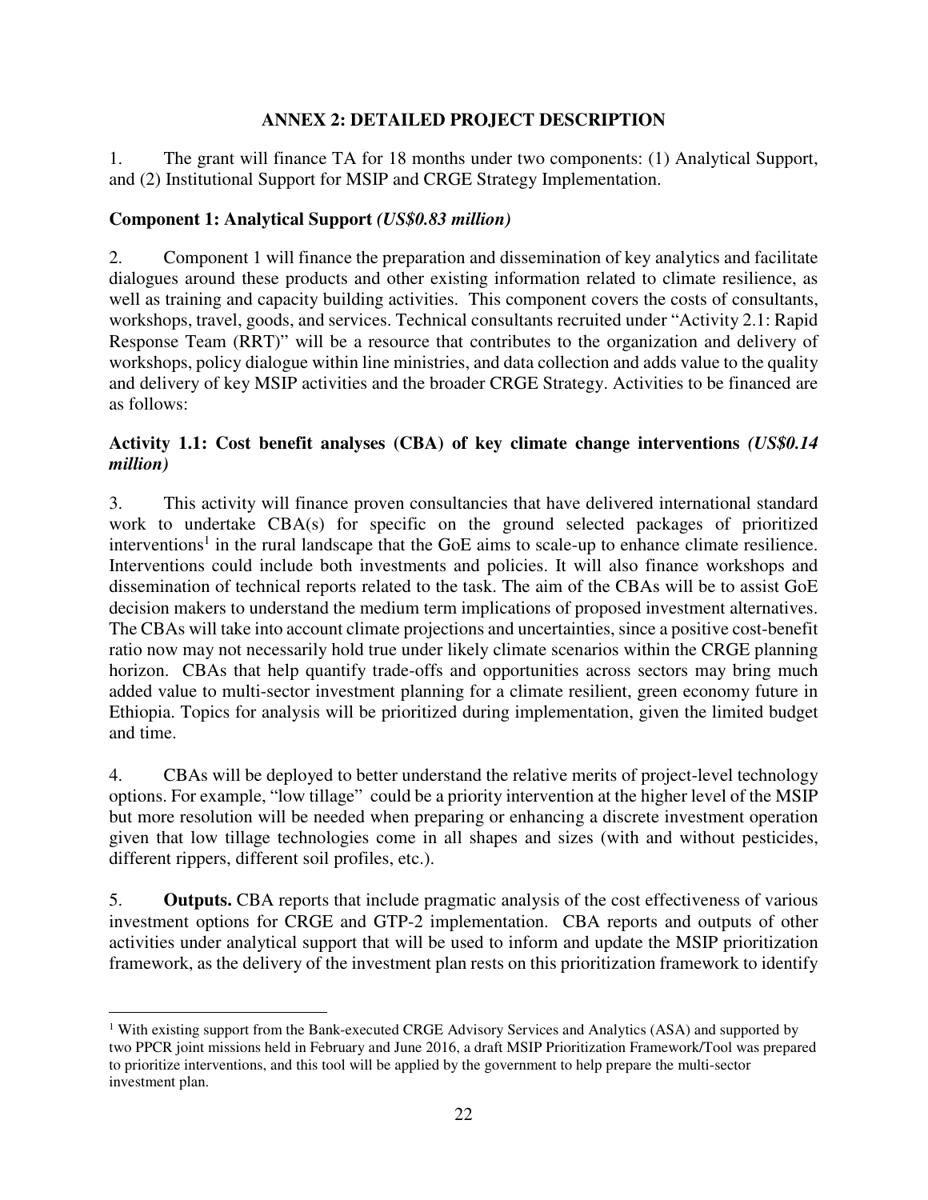## ANNEX 2: DETAILED PROJECT DESCRIPTION

1. The grant will finance TA for 18 months under two components: (1) Analytical Support, and (2) Institutional Support for MSIP and CRGE Strategy Implementation.

### Component 1: Analytical Support *(US$0.83 million)*

2. Component 1 will finance the preparation and dissemination of key analytics and facilitate dialogues around these products and other existing information related to climate resilience, as well as training and capacity building activities. This component covers the costs of consultants, workshops, travel, goods, and services. Technical consultants recruited under "Activity 2.1: Rapid Response Team (RRT)" will be a resource that contributes to the organization and delivery of workshops, policy dialogue within line ministries, and data collection and adds value to the quality and delivery of key MSIP activities and the broader CRGE Strategy. Activities to be financed are as follows:

#### Activity 1.1: Cost benefit analyses (CBA) of key climate change interventions *(US$0.14 million)*

3. This activity will finance proven consultancies that have delivered international standard work to undertake CBA(s) for specific on the ground selected packages of prioritized interventions[1] in the rural landscape that the GoE aims to scale-up to enhance climate resilience. Interventions could include both investments and policies. It will also finance workshops and dissemination of technical reports related to the task. The aim of the CBAs will be to assist GoE decision makers to understand the medium term implications of proposed investment alternatives. The CBAs will take into account climate projections and uncertainties, since a positive cost-benefit ratio now may not necessarily hold true under likely climate scenarios within the CRGE planning horizon. CBAs that help quantify trade-offs and opportunities across sectors may bring much added value to multi-sector investment planning for a climate resilient, green economy future in Ethiopia. Topics for analysis will be prioritized during implementation, given the limited budget and time.

4. CBAs will be deployed to better understand the relative merits of project-level technology options. For example, "low tillage" could be a priority intervention at the higher level of the MSIP but more resolution will be needed when preparing or enhancing a discrete investment operation given that low tillage technologies come in all shapes and sizes (with and without pesticides, different rippers, different soil profiles, etc.).

5. **Outputs.** CBA reports that include pragmatic analysis of the cost effectiveness of various investment options for CRGE and GTP-2 implementation. CBA reports and outputs of other activities under analytical support that will be used to inform and update the MSIP prioritization framework, as the delivery of the investment plan rests on this prioritization framework to identify

---

[1] With existing support from the Bank-executed CRGE Advisory Services and Analytics (ASA) and supported by two PPCR joint missions held in February and June 2016, a draft MSIP Prioritization Framework/Tool was prepared to prioritize interventions, and this tool will be applied by the government to help prepare the multi-sector investment plan.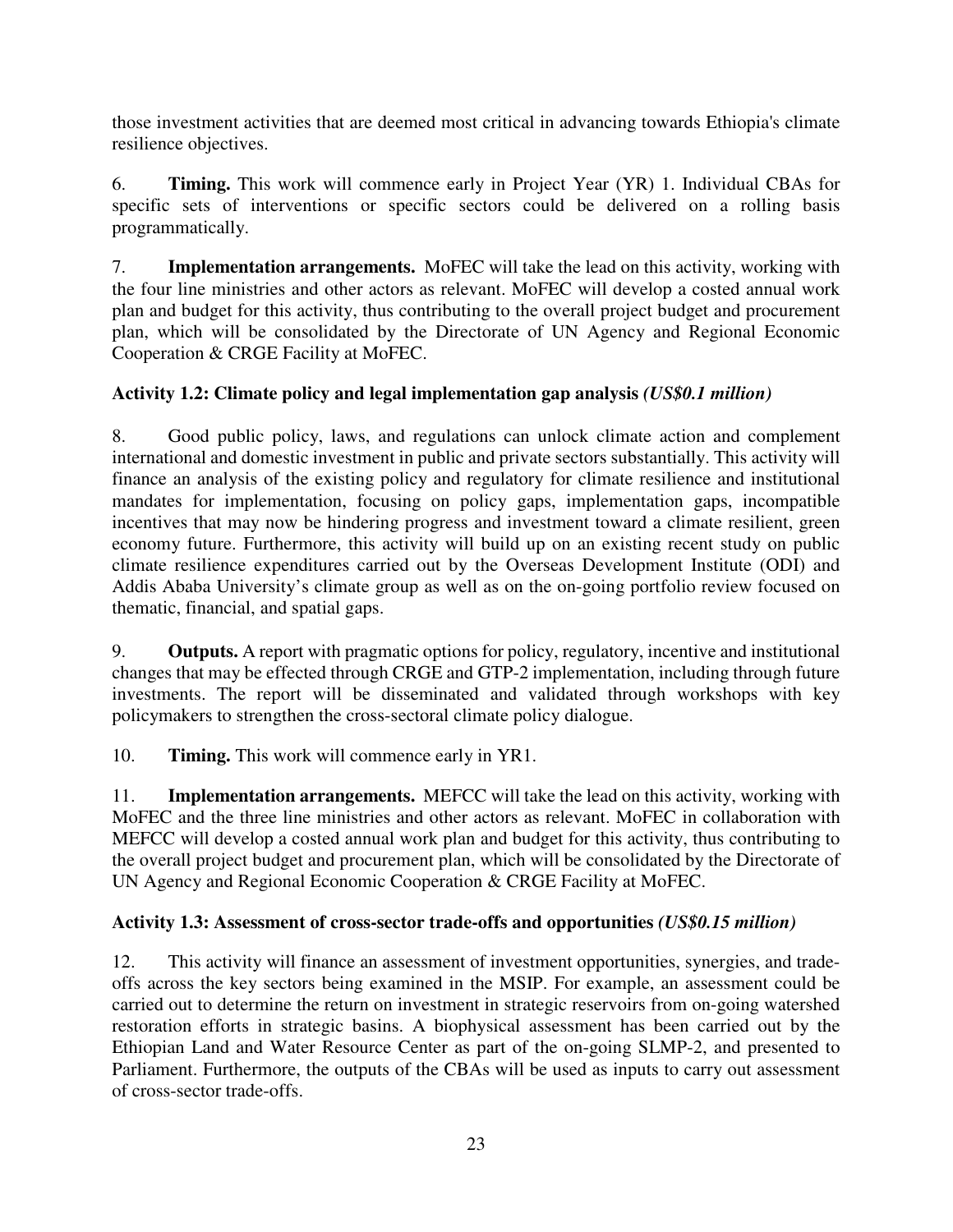those investment activities that are deemed most critical in advancing towards Ethiopia's climate resilience objectives.

6. **Timing.** This work will commence early in Project Year (YR) 1. Individual CBAs for specific sets of interventions or specific sectors could be delivered on a rolling basis programmatically.

7. **Implementation arrangements.** MoFEC will take the lead on this activity, working with the four line ministries and other actors as relevant. MoFEC will develop a costed annual work plan and budget for this activity, thus contributing to the overall project budget and procurement plan, which will be consolidated by the Directorate of UN Agency and Regional Economic Cooperation & CRGE Facility at MoFEC.

### Activity 1.2: Climate policy and legal implementation gap analysis *(US$0.1 million)*

8. Good public policy, laws, and regulations can unlock climate action and complement international and domestic investment in public and private sectors substantially. This activity will finance an analysis of the existing policy and regulatory for climate resilience and institutional mandates for implementation, focusing on policy gaps, implementation gaps, incompatible incentives that may now be hindering progress and investment toward a climate resilient, green economy future. Furthermore, this activity will build up on an existing recent study on public climate resilience expenditures carried out by the Overseas Development Institute (ODI) and Addis Ababa University's climate group as well as on the on-going portfolio review focused on thematic, financial, and spatial gaps.

9. **Outputs.** A report with pragmatic options for policy, regulatory, incentive and institutional changes that may be effected through CRGE and GTP-2 implementation, including through future investments. The report will be disseminated and validated through workshops with key policymakers to strengthen the cross-sectoral climate policy dialogue.

10. **Timing.** This work will commence early in YR1.

11. **Implementation arrangements.** MEFCC will take the lead on this activity, working with MoFEC and the three line ministries and other actors as relevant. MoFEC in collaboration with MEFCC will develop a costed annual work plan and budget for this activity, thus contributing to the overall project budget and procurement plan, which will be consolidated by the Directorate of UN Agency and Regional Economic Cooperation & CRGE Facility at MoFEC.

### Activity 1.3: Assessment of cross-sector trade-offs and opportunities *(US$0.15 million)*

12. This activity will finance an assessment of investment opportunities, synergies, and trade-offs across the key sectors being examined in the MSIP. For example, an assessment could be carried out to determine the return on investment in strategic reservoirs from on-going watershed restoration efforts in strategic basins. A biophysical assessment has been carried out by the Ethiopian Land and Water Resource Center as part of the on-going SLMP-2, and presented to Parliament. Furthermore, the outputs of the CBAs will be used as inputs to carry out assessment of cross-sector trade-offs.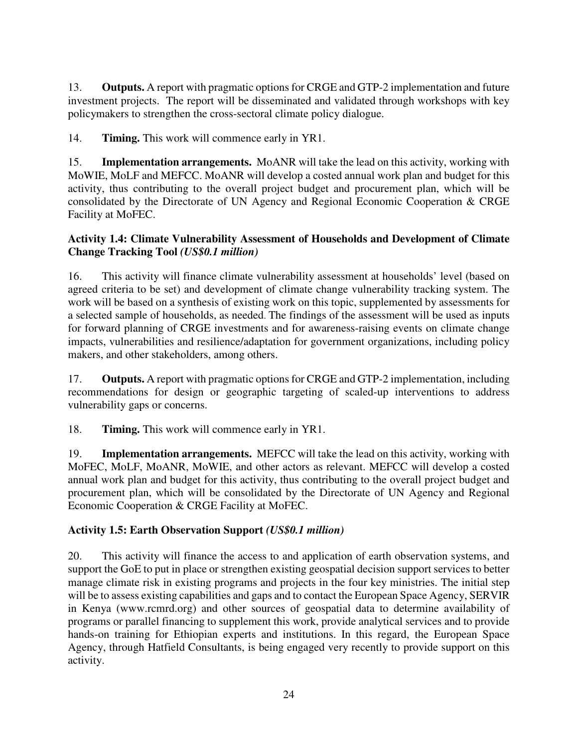13. **Outputs.** A report with pragmatic options for CRGE and GTP-2 implementation and future investment projects. The report will be disseminated and validated through workshops with key policymakers to strengthen the cross-sectoral climate policy dialogue.

14. **Timing.** This work will commence early in YR1.

15. **Implementation arrangements.** MoANR will take the lead on this activity, working with MoWIE, MoLF and MEFCC. MoANR will develop a costed annual work plan and budget for this activity, thus contributing to the overall project budget and procurement plan, which will be consolidated by the Directorate of UN Agency and Regional Economic Cooperation & CRGE Facility at MoFEC.

### Activity 1.4: Climate Vulnerability Assessment of Households and Development of Climate Change Tracking Tool *(US$0.1 million)*

16. This activity will finance climate vulnerability assessment at households' level (based on agreed criteria to be set) and development of climate change vulnerability tracking system. The work will be based on a synthesis of existing work on this topic, supplemented by assessments for a selected sample of households, as needed. The findings of the assessment will be used as inputs for forward planning of CRGE investments and for awareness-raising events on climate change impacts, vulnerabilities and resilience/adaptation for government organizations, including policy makers, and other stakeholders, among others.

17. **Outputs.** A report with pragmatic options for CRGE and GTP-2 implementation, including recommendations for design or geographic targeting of scaled-up interventions to address vulnerability gaps or concerns.

18. **Timing.** This work will commence early in YR1.

19. **Implementation arrangements.** MEFCC will take the lead on this activity, working with MoFEC, MoLF, MoANR, MoWIE, and other actors as relevant. MEFCC will develop a costed annual work plan and budget for this activity, thus contributing to the overall project budget and procurement plan, which will be consolidated by the Directorate of UN Agency and Regional Economic Cooperation & CRGE Facility at MoFEC.

### Activity 1.5: Earth Observation Support *(US$0.1 million)*

20. This activity will finance the access to and application of earth observation systems, and support the GoE to put in place or strengthen existing geospatial decision support services to better manage climate risk in existing programs and projects in the four key ministries. The initial step will be to assess existing capabilities and gaps and to contact the European Space Agency, SERVIR in Kenya (www.rcmrd.org) and other sources of geospatial data to determine availability of programs or parallel financing to supplement this work, provide analytical services and to provide hands-on training for Ethiopian experts and institutions. In this regard, the European Space Agency, through Hatfield Consultants, is being engaged very recently to provide support on this activity.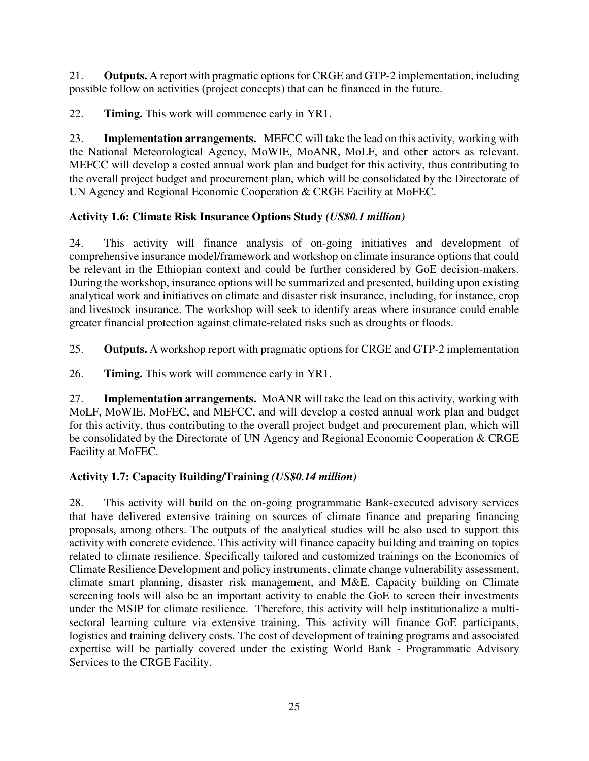21. **Outputs.** A report with pragmatic options for CRGE and GTP-2 implementation, including possible follow on activities (project concepts) that can be financed in the future.

22. **Timing.** This work will commence early in YR1.

23. **Implementation arrangements.** MEFCC will take the lead on this activity, working with the National Meteorological Agency, MoWIE, MoANR, MoLF, and other actors as relevant. MEFCC will develop a costed annual work plan and budget for this activity, thus contributing to the overall project budget and procurement plan, which will be consolidated by the Directorate of UN Agency and Regional Economic Cooperation & CRGE Facility at MoFEC.

### Activity 1.6: Climate Risk Insurance Options Study *(US$0.1 million)*

24. This activity will finance analysis of on-going initiatives and development of comprehensive insurance model/framework and workshop on climate insurance options that could be relevant in the Ethiopian context and could be further considered by GoE decision-makers. During the workshop, insurance options will be summarized and presented, building upon existing analytical work and initiatives on climate and disaster risk insurance, including, for instance, crop and livestock insurance. The workshop will seek to identify areas where insurance could enable greater financial protection against climate-related risks such as droughts or floods.

25. **Outputs.** A workshop report with pragmatic options for CRGE and GTP-2 implementation

26. **Timing.** This work will commence early in YR1.

27. **Implementation arrangements.** MoANR will take the lead on this activity, working with MoLF, MoWIE. MoFEC, and MEFCC, and will develop a costed annual work plan and budget for this activity, thus contributing to the overall project budget and procurement plan, which will be consolidated by the Directorate of UN Agency and Regional Economic Cooperation & CRGE Facility at MoFEC.

### Activity 1.7: Capacity Building/Training *(US$0.14 million)*

28. This activity will build on the on-going programmatic Bank-executed advisory services that have delivered extensive training on sources of climate finance and preparing financing proposals, among others. The outputs of the analytical studies will be also used to support this activity with concrete evidence. This activity will finance capacity building and training on topics related to climate resilience. Specifically tailored and customized trainings on the Economics of Climate Resilience Development and policy instruments, climate change vulnerability assessment, climate smart planning, disaster risk management, and M&E. Capacity building on Climate screening tools will also be an important activity to enable the GoE to screen their investments under the MSIP for climate resilience. Therefore, this activity will help institutionalize a multi-sectoral learning culture via extensive training. This activity will finance GoE participants, logistics and training delivery costs. The cost of development of training programs and associated expertise will be partially covered under the existing World Bank - Programmatic Advisory Services to the CRGE Facility.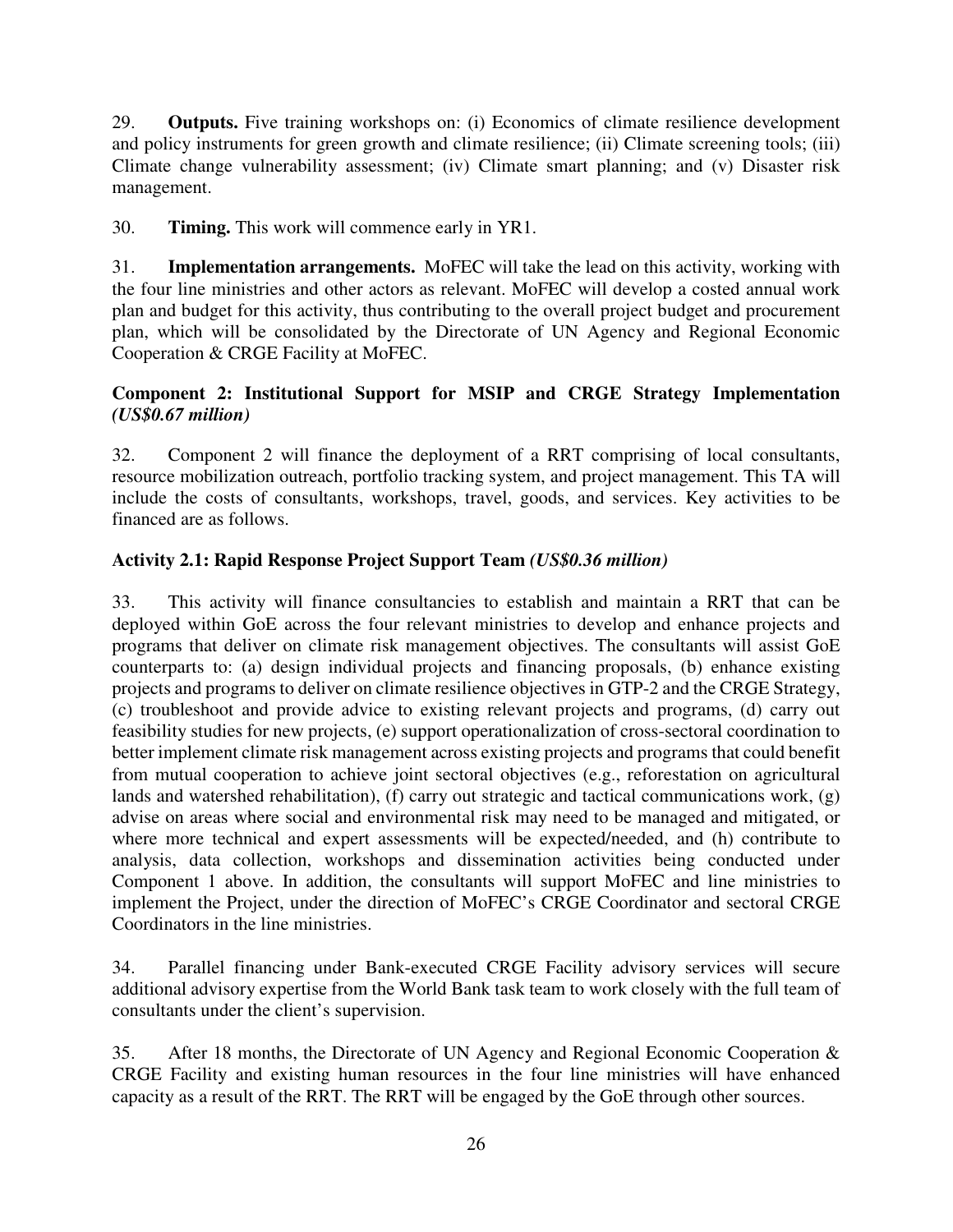29. **Outputs.** Five training workshops on: (i) Economics of climate resilience development and policy instruments for green growth and climate resilience; (ii) Climate screening tools; (iii) Climate change vulnerability assessment; (iv) Climate smart planning; and (v) Disaster risk management.

30. **Timing.** This work will commence early in YR1.

31. **Implementation arrangements.** MoFEC will take the lead on this activity, working with the four line ministries and other actors as relevant. MoFEC will develop a costed annual work plan and budget for this activity, thus contributing to the overall project budget and procurement plan, which will be consolidated by the Directorate of UN Agency and Regional Economic Cooperation & CRGE Facility at MoFEC.

### Component 2: Institutional Support for MSIP and CRGE Strategy Implementation *(US$0.67 million)*

32. Component 2 will finance the deployment of a RRT comprising of local consultants, resource mobilization outreach, portfolio tracking system, and project management. This TA will include the costs of consultants, workshops, travel, goods, and services. Key activities to be financed are as follows.

### Activity 2.1: Rapid Response Project Support Team *(US$0.36 million)*

33. This activity will finance consultancies to establish and maintain a RRT that can be deployed within GoE across the four relevant ministries to develop and enhance projects and programs that deliver on climate risk management objectives. The consultants will assist GoE counterparts to: (a) design individual projects and financing proposals, (b) enhance existing projects and programs to deliver on climate resilience objectives in GTP-2 and the CRGE Strategy, (c) troubleshoot and provide advice to existing relevant projects and programs, (d) carry out feasibility studies for new projects, (e) support operationalization of cross-sectoral coordination to better implement climate risk management across existing projects and programs that could benefit from mutual cooperation to achieve joint sectoral objectives (e.g., reforestation on agricultural lands and watershed rehabilitation), (f) carry out strategic and tactical communications work, (g) advise on areas where social and environmental risk may need to be managed and mitigated, or where more technical and expert assessments will be expected/needed, and (h) contribute to analysis, data collection, workshops and dissemination activities being conducted under Component 1 above. In addition, the consultants will support MoFEC and line ministries to implement the Project, under the direction of MoFEC's CRGE Coordinator and sectoral CRGE Coordinators in the line ministries.

34. Parallel financing under Bank-executed CRGE Facility advisory services will secure additional advisory expertise from the World Bank task team to work closely with the full team of consultants under the client's supervision.

35. After 18 months, the Directorate of UN Agency and Regional Economic Cooperation & CRGE Facility and existing human resources in the four line ministries will have enhanced capacity as a result of the RRT. The RRT will be engaged by the GoE through other sources.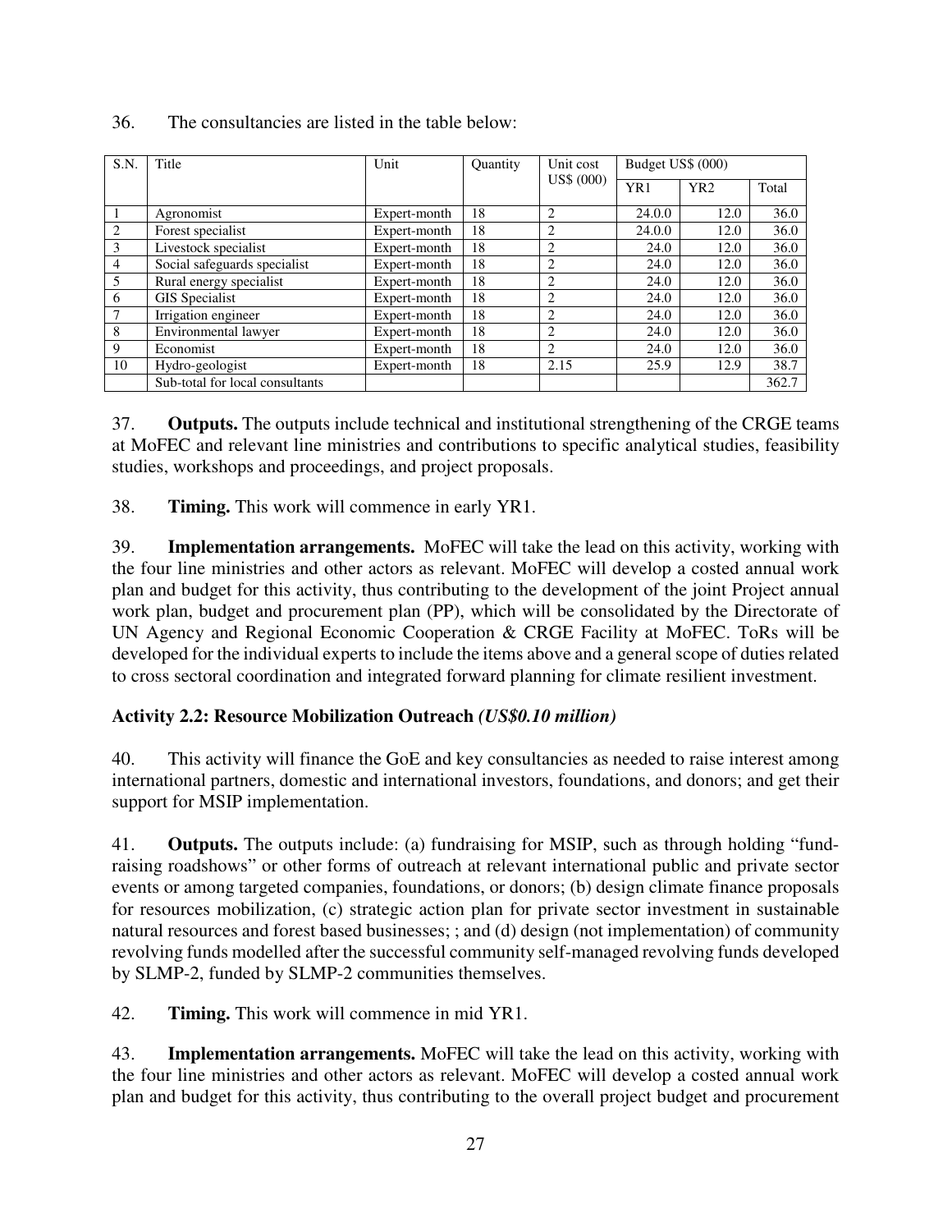36. The consultancies are listed in the table below:

| S.N. | Title | Unit | Quantity | Unit cost US$ (000) | Budget US$ (000) | | |
|---|---|---|---|---|---|---|---|
| | | | | | YR1 | YR2 | Total |
| 1 | Agronomist | Expert-month | 18 | 2 | 24.0.0 | 12.0 | 36.0 |
| 2 | Forest specialist | Expert-month | 18 | 2 | 24.0.0 | 12.0 | 36.0 |
| 3 | Livestock specialist | Expert-month | 18 | 2 | 24.0 | 12.0 | 36.0 |
| 4 | Social safeguards specialist | Expert-month | 18 | 2 | 24.0 | 12.0 | 36.0 |
| 5 | Rural energy specialist | Expert-month | 18 | 2 | 24.0 | 12.0 | 36.0 |
| 6 | GIS Specialist | Expert-month | 18 | 2 | 24.0 | 12.0 | 36.0 |
| 7 | Irrigation engineer | Expert-month | 18 | 2 | 24.0 | 12.0 | 36.0 |
| 8 | Environmental lawyer | Expert-month | 18 | 2 | 24.0 | 12.0 | 36.0 |
| 9 | Economist | Expert-month | 18 | 2 | 24.0 | 12.0 | 36.0 |
| 10 | Hydro-geologist | Expert-month | 18 | 2.15 | 25.9 | 12.9 | 38.7 |
| | Sub-total for local consultants | | | | | | 362.7 |

37. **Outputs.** The outputs include technical and institutional strengthening of the CRGE teams at MoFEC and relevant line ministries and contributions to specific analytical studies, feasibility studies, workshops and proceedings, and project proposals.

38. **Timing.** This work will commence in early YR1.

39. **Implementation arrangements.** MoFEC will take the lead on this activity, working with the four line ministries and other actors as relevant. MoFEC will develop a costed annual work plan and budget for this activity, thus contributing to the development of the joint Project annual work plan, budget and procurement plan (PP), which will be consolidated by the Directorate of UN Agency and Regional Economic Cooperation & CRGE Facility at MoFEC. ToRs will be developed for the individual experts to include the items above and a general scope of duties related to cross sectoral coordination and integrated forward planning for climate resilient investment.

### Activity 2.2: Resource Mobilization Outreach *(US$0.10 million)*

40. This activity will finance the GoE and key consultancies as needed to raise interest among international partners, domestic and international investors, foundations, and donors; and get their support for MSIP implementation.

41. **Outputs.** The outputs include: (a) fundraising for MSIP, such as through holding "fund-raising roadshows" or other forms of outreach at relevant international public and private sector events or among targeted companies, foundations, or donors; (b) design climate finance proposals for resources mobilization, (c) strategic action plan for private sector investment in sustainable natural resources and forest based businesses; ; and (d) design (not implementation) of community revolving funds modelled after the successful community self-managed revolving funds developed by SLMP-2, funded by SLMP-2 communities themselves.

42. **Timing.** This work will commence in mid YR1.

43. **Implementation arrangements.** MoFEC will take the lead on this activity, working with the four line ministries and other actors as relevant. MoFEC will develop a costed annual work plan and budget for this activity, thus contributing to the overall project budget and procurement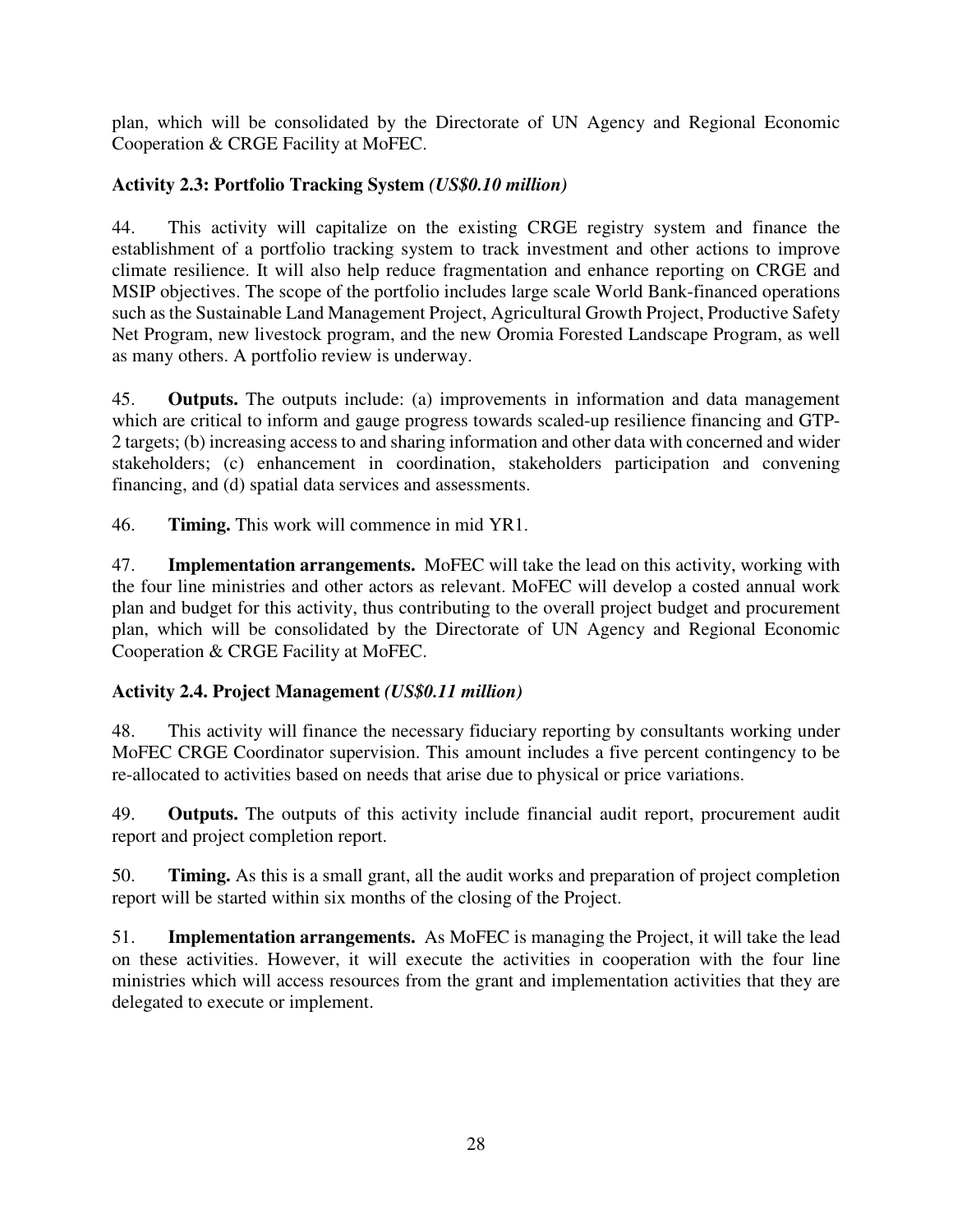plan, which will be consolidated by the Directorate of UN Agency and Regional Economic Cooperation & CRGE Facility at MoFEC.

### Activity 2.3: Portfolio Tracking System *(US$0.10 million)*

44. This activity will capitalize on the existing CRGE registry system and finance the establishment of a portfolio tracking system to track investment and other actions to improve climate resilience. It will also help reduce fragmentation and enhance reporting on CRGE and MSIP objectives. The scope of the portfolio includes large scale World Bank-financed operations such as the Sustainable Land Management Project, Agricultural Growth Project, Productive Safety Net Program, new livestock program, and the new Oromia Forested Landscape Program, as well as many others. A portfolio review is underway.

45. **Outputs.** The outputs include: (a) improvements in information and data management which are critical to inform and gauge progress towards scaled-up resilience financing and GTP-2 targets; (b) increasing access to and sharing information and other data with concerned and wider stakeholders; (c) enhancement in coordination, stakeholders participation and convening financing, and (d) spatial data services and assessments.

46. **Timing.** This work will commence in mid YR1.

47. **Implementation arrangements.** MoFEC will take the lead on this activity, working with the four line ministries and other actors as relevant. MoFEC will develop a costed annual work plan and budget for this activity, thus contributing to the overall project budget and procurement plan, which will be consolidated by the Directorate of UN Agency and Regional Economic Cooperation & CRGE Facility at MoFEC.

### Activity 2.4. Project Management *(US$0.11 million)*

48. This activity will finance the necessary fiduciary reporting by consultants working under MoFEC CRGE Coordinator supervision. This amount includes a five percent contingency to be re-allocated to activities based on needs that arise due to physical or price variations.

49. **Outputs.** The outputs of this activity include financial audit report, procurement audit report and project completion report.

50. **Timing.** As this is a small grant, all the audit works and preparation of project completion report will be started within six months of the closing of the Project.

51. **Implementation arrangements.** As MoFEC is managing the Project, it will take the lead on these activities. However, it will execute the activities in cooperation with the four line ministries which will access resources from the grant and implementation activities that they are delegated to execute or implement.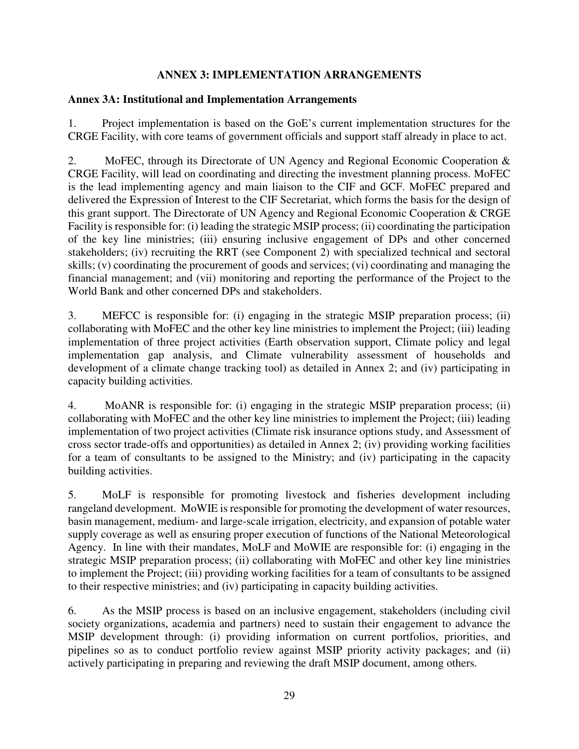# ANNEX 3: IMPLEMENTATION ARRANGEMENTS

## Annex 3A: Institutional and Implementation Arrangements

1. Project implementation is based on the GoE's current implementation structures for the CRGE Facility, with core teams of government officials and support staff already in place to act.

2. MoFEC, through its Directorate of UN Agency and Regional Economic Cooperation & CRGE Facility, will lead on coordinating and directing the investment planning process. MoFEC is the lead implementing agency and main liaison to the CIF and GCF. MoFEC prepared and delivered the Expression of Interest to the CIF Secretariat, which forms the basis for the design of this grant support. The Directorate of UN Agency and Regional Economic Cooperation & CRGE Facility is responsible for: (i) leading the strategic MSIP process; (ii) coordinating the participation of the key line ministries; (iii) ensuring inclusive engagement of DPs and other concerned stakeholders; (iv) recruiting the RRT (see Component 2) with specialized technical and sectoral skills; (v) coordinating the procurement of goods and services; (vi) coordinating and managing the financial management; and (vii) monitoring and reporting the performance of the Project to the World Bank and other concerned DPs and stakeholders.

3. MEFCC is responsible for: (i) engaging in the strategic MSIP preparation process; (ii) collaborating with MoFEC and the other key line ministries to implement the Project; (iii) leading implementation of three project activities (Earth observation support, Climate policy and legal implementation gap analysis, and Climate vulnerability assessment of households and development of a climate change tracking tool) as detailed in Annex 2; and (iv) participating in capacity building activities.

4. MoANR is responsible for: (i) engaging in the strategic MSIP preparation process; (ii) collaborating with MoFEC and the other key line ministries to implement the Project; (iii) leading implementation of two project activities (Climate risk insurance options study, and Assessment of cross sector trade-offs and opportunities) as detailed in Annex 2; (iv) providing working facilities for a team of consultants to be assigned to the Ministry; and (iv) participating in the capacity building activities.

5. MoLF is responsible for promoting livestock and fisheries development including rangeland development. MoWIE is responsible for promoting the development of water resources, basin management, medium- and large-scale irrigation, electricity, and expansion of potable water supply coverage as well as ensuring proper execution of functions of the National Meteorological Agency. In line with their mandates, MoLF and MoWIE are responsible for: (i) engaging in the strategic MSIP preparation process; (ii) collaborating with MoFEC and other key line ministries to implement the Project; (iii) providing working facilities for a team of consultants to be assigned to their respective ministries; and (iv) participating in capacity building activities.

6. As the MSIP process is based on an inclusive engagement, stakeholders (including civil society organizations, academia and partners) need to sustain their engagement to advance the MSIP development through: (i) providing information on current portfolios, priorities, and pipelines so as to conduct portfolio review against MSIP priority activity packages; and (ii) actively participating in preparing and reviewing the draft MSIP document, among others.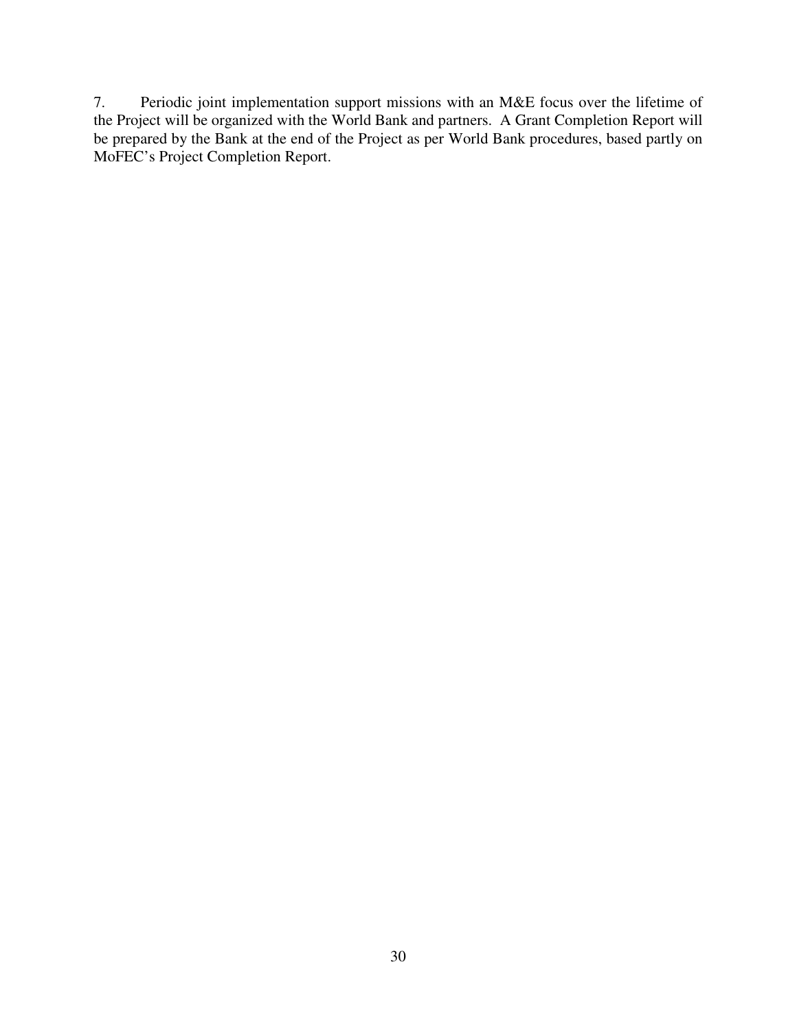7. Periodic joint implementation support missions with an M&E focus over the lifetime of the Project will be organized with the World Bank and partners. A Grant Completion Report will be prepared by the Bank at the end of the Project as per World Bank procedures, based partly on MoFEC's Project Completion Report.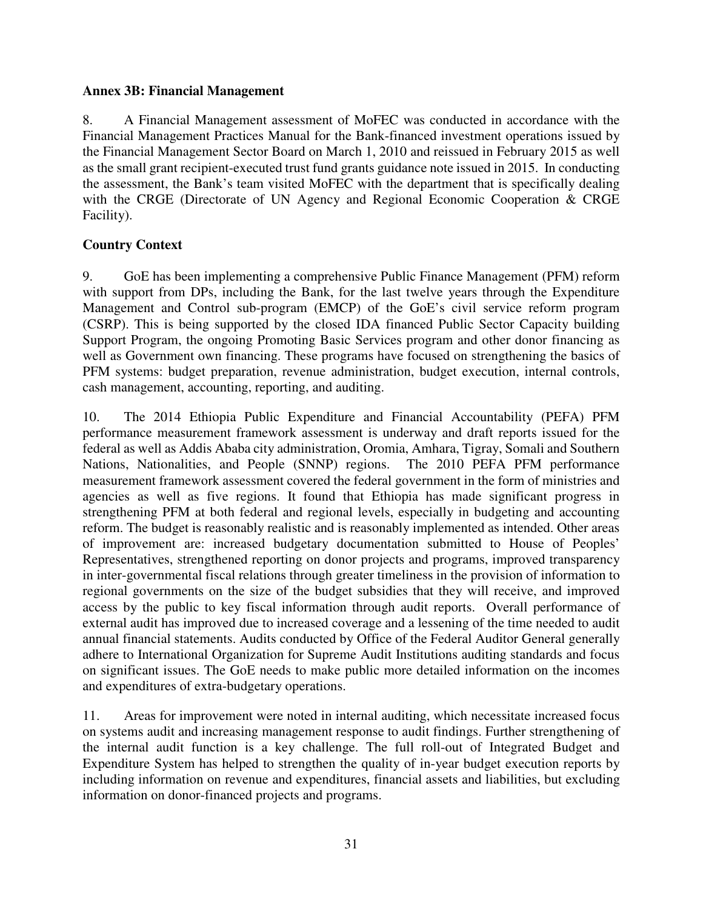**Annex 3B: Financial Management**

8. A Financial Management assessment of MoFEC was conducted in accordance with the Financial Management Practices Manual for the Bank-financed investment operations issued by the Financial Management Sector Board on March 1, 2010 and reissued in February 2015 as well as the small grant recipient-executed trust fund grants guidance note issued in 2015. In conducting the assessment, the Bank's team visited MoFEC with the department that is specifically dealing with the CRGE (Directorate of UN Agency and Regional Economic Cooperation & CRGE Facility).

**Country Context**

9. GoE has been implementing a comprehensive Public Finance Management (PFM) reform with support from DPs, including the Bank, for the last twelve years through the Expenditure Management and Control sub-program (EMCP) of the GoE's civil service reform program (CSRP). This is being supported by the closed IDA financed Public Sector Capacity building Support Program, the ongoing Promoting Basic Services program and other donor financing as well as Government own financing. These programs have focused on strengthening the basics of PFM systems: budget preparation, revenue administration, budget execution, internal controls, cash management, accounting, reporting, and auditing.

10. The 2014 Ethiopia Public Expenditure and Financial Accountability (PEFA) PFM performance measurement framework assessment is underway and draft reports issued for the federal as well as Addis Ababa city administration, Oromia, Amhara, Tigray, Somali and Southern Nations, Nationalities, and People (SNNP) regions. The 2010 PEFA PFM performance measurement framework assessment covered the federal government in the form of ministries and agencies as well as five regions. It found that Ethiopia has made significant progress in strengthening PFM at both federal and regional levels, especially in budgeting and accounting reform. The budget is reasonably realistic and is reasonably implemented as intended. Other areas of improvement are: increased budgetary documentation submitted to House of Peoples' Representatives, strengthened reporting on donor projects and programs, improved transparency in inter-governmental fiscal relations through greater timeliness in the provision of information to regional governments on the size of the budget subsidies that they will receive, and improved access by the public to key fiscal information through audit reports. Overall performance of external audit has improved due to increased coverage and a lessening of the time needed to audit annual financial statements. Audits conducted by Office of the Federal Auditor General generally adhere to International Organization for Supreme Audit Institutions auditing standards and focus on significant issues. The GoE needs to make public more detailed information on the incomes and expenditures of extra-budgetary operations.

11. Areas for improvement were noted in internal auditing, which necessitate increased focus on systems audit and increasing management response to audit findings. Further strengthening of the internal audit function is a key challenge. The full roll-out of Integrated Budget and Expenditure System has helped to strengthen the quality of in-year budget execution reports by including information on revenue and expenditures, financial assets and liabilities, but excluding information on donor-financed projects and programs.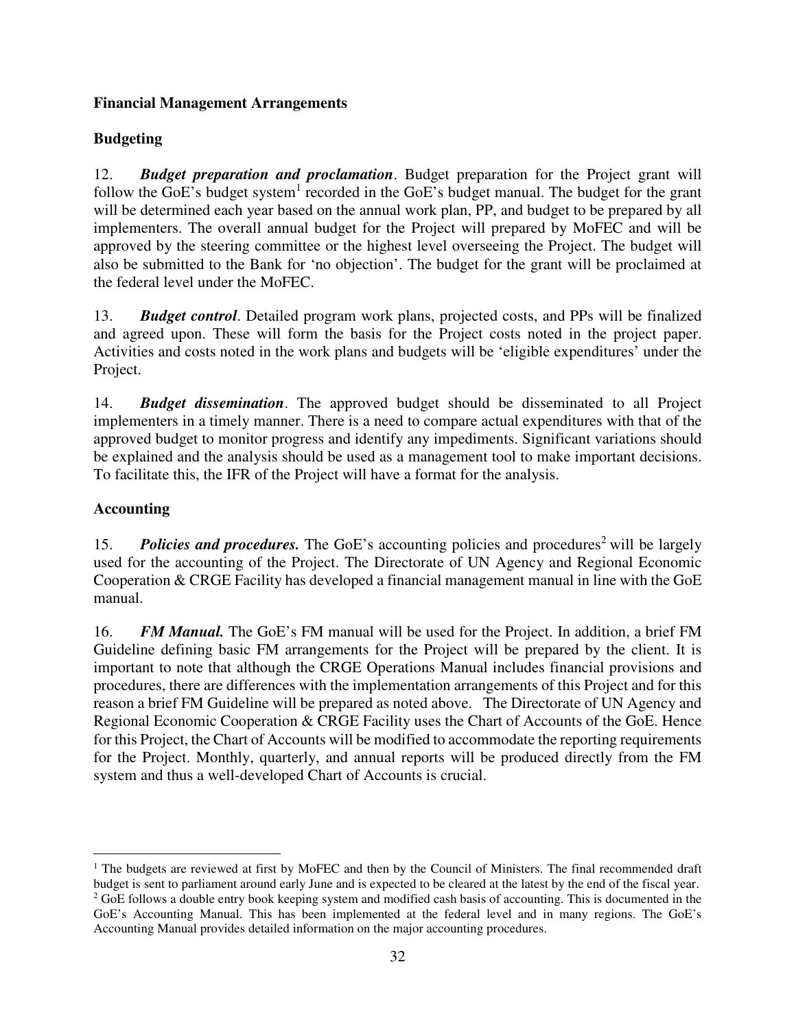**Financial Management Arrangements**

**Budgeting**

12. ***Budget preparation and proclamation***. Budget preparation for the Project grant will follow the GoE's budget system[1] recorded in the GoE's budget manual. The budget for the grant will be determined each year based on the annual work plan, PP, and budget to be prepared by all implementers. The overall annual budget for the Project will prepared by MoFEC and will be approved by the steering committee or the highest level overseeing the Project. The budget will also be submitted to the Bank for 'no objection'. The budget for the grant will be proclaimed at the federal level under the MoFEC.

13. ***Budget control***. Detailed program work plans, projected costs, and PPs will be finalized and agreed upon. These will form the basis for the Project costs noted in the project paper. Activities and costs noted in the work plans and budgets will be 'eligible expenditures' under the Project.

14. ***Budget dissemination***. The approved budget should be disseminated to all Project implementers in a timely manner. There is a need to compare actual expenditures with that of the approved budget to monitor progress and identify any impediments. Significant variations should be explained and the analysis should be used as a management tool to make important decisions. To facilitate this, the IFR of the Project will have a format for the analysis.

**Accounting**

15. ***Policies and procedures.*** The GoE's accounting policies and procedures[2] will be largely used for the accounting of the Project. The Directorate of UN Agency and Regional Economic Cooperation & CRGE Facility has developed a financial management manual in line with the GoE manual.

16. ***FM Manual.*** The GoE's FM manual will be used for the Project. In addition, a brief FM Guideline defining basic FM arrangements for the Project will be prepared by the client. It is important to note that although the CRGE Operations Manual includes financial provisions and procedures, there are differences with the implementation arrangements of this Project and for this reason a brief FM Guideline will be prepared as noted above. The Directorate of UN Agency and Regional Economic Cooperation & CRGE Facility uses the Chart of Accounts of the GoE. Hence for this Project, the Chart of Accounts will be modified to accommodate the reporting requirements for the Project. Monthly, quarterly, and annual reports will be produced directly from the FM system and thus a well-developed Chart of Accounts is crucial.

---

[1] The budgets are reviewed at first by MoFEC and then by the Council of Ministers. The final recommended draft budget is sent to parliament around early June and is expected to be cleared at the latest by the end of the fiscal year.

[2] GoE follows a double entry book keeping system and modified cash basis of accounting. This is documented in the GoE's Accounting Manual. This has been implemented at the federal level and in many regions. The GoE's Accounting Manual provides detailed information on the major accounting procedures.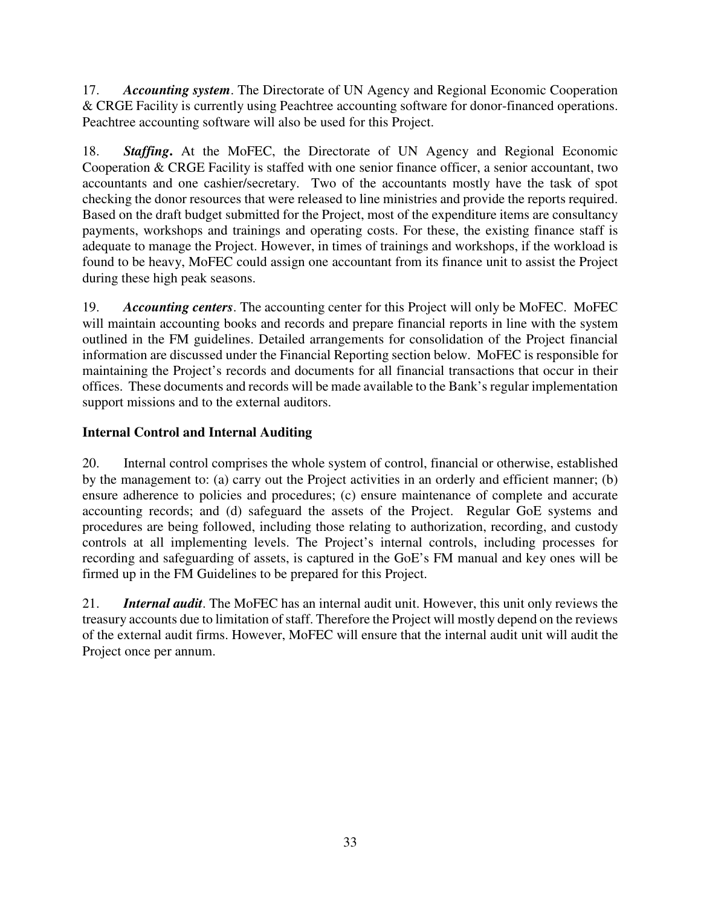17. ***Accounting system***. The Directorate of UN Agency and Regional Economic Cooperation & CRGE Facility is currently using Peachtree accounting software for donor-financed operations. Peachtree accounting software will also be used for this Project.

18. ***Staffing***. At the MoFEC, the Directorate of UN Agency and Regional Economic Cooperation & CRGE Facility is staffed with one senior finance officer, a senior accountant, two accountants and one cashier/secretary. Two of the accountants mostly have the task of spot checking the donor resources that were released to line ministries and provide the reports required. Based on the draft budget submitted for the Project, most of the expenditure items are consultancy payments, workshops and trainings and operating costs. For these, the existing finance staff is adequate to manage the Project. However, in times of trainings and workshops, if the workload is found to be heavy, MoFEC could assign one accountant from its finance unit to assist the Project during these high peak seasons.

19. ***Accounting centers***. The accounting center for this Project will only be MoFEC. MoFEC will maintain accounting books and records and prepare financial reports in line with the system outlined in the FM guidelines. Detailed arrangements for consolidation of the Project financial information are discussed under the Financial Reporting section below. MoFEC is responsible for maintaining the Project's records and documents for all financial transactions that occur in their offices. These documents and records will be made available to the Bank's regular implementation support missions and to the external auditors.

### Internal Control and Internal Auditing

20. Internal control comprises the whole system of control, financial or otherwise, established by the management to: (a) carry out the Project activities in an orderly and efficient manner; (b) ensure adherence to policies and procedures; (c) ensure maintenance of complete and accurate accounting records; and (d) safeguard the assets of the Project. Regular GoE systems and procedures are being followed, including those relating to authorization, recording, and custody controls at all implementing levels. The Project's internal controls, including processes for recording and safeguarding of assets, is captured in the GoE's FM manual and key ones will be firmed up in the FM Guidelines to be prepared for this Project.

21. ***Internal audit***. The MoFEC has an internal audit unit. However, this unit only reviews the treasury accounts due to limitation of staff. Therefore the Project will mostly depend on the reviews of the external audit firms. However, MoFEC will ensure that the internal audit unit will audit the Project once per annum.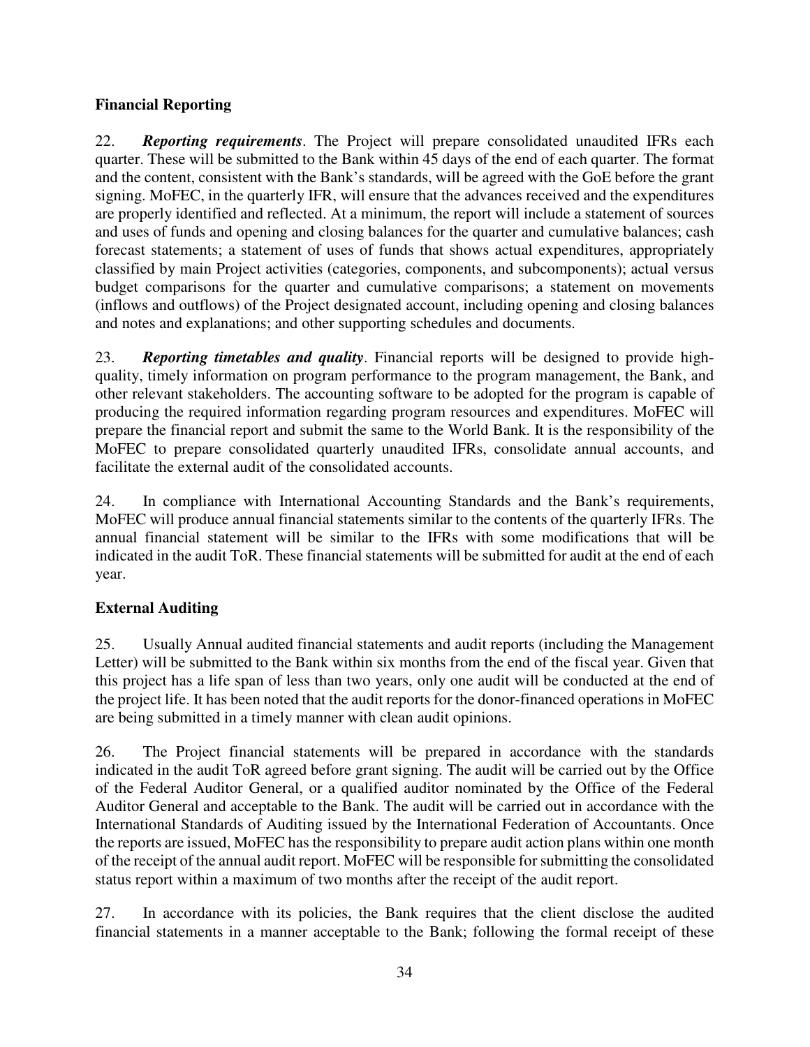**Financial Reporting**

22. ***Reporting requirements***. The Project will prepare consolidated unaudited IFRs each quarter. These will be submitted to the Bank within 45 days of the end of each quarter. The format and the content, consistent with the Bank's standards, will be agreed with the GoE before the grant signing. MoFEC, in the quarterly IFR, will ensure that the advances received and the expenditures are properly identified and reflected. At a minimum, the report will include a statement of sources and uses of funds and opening and closing balances for the quarter and cumulative balances; cash forecast statements; a statement of uses of funds that shows actual expenditures, appropriately classified by main Project activities (categories, components, and subcomponents); actual versus budget comparisons for the quarter and cumulative comparisons; a statement on movements (inflows and outflows) of the Project designated account, including opening and closing balances and notes and explanations; and other supporting schedules and documents.

23. ***Reporting timetables and quality***. Financial reports will be designed to provide high-quality, timely information on program performance to the program management, the Bank, and other relevant stakeholders. The accounting software to be adopted for the program is capable of producing the required information regarding program resources and expenditures. MoFEC will prepare the financial report and submit the same to the World Bank. It is the responsibility of the MoFEC to prepare consolidated quarterly unaudited IFRs, consolidate annual accounts, and facilitate the external audit of the consolidated accounts.

24. In compliance with International Accounting Standards and the Bank's requirements, MoFEC will produce annual financial statements similar to the contents of the quarterly IFRs. The annual financial statement will be similar to the IFRs with some modifications that will be indicated in the audit ToR. These financial statements will be submitted for audit at the end of each year.

**External Auditing**

25. Usually Annual audited financial statements and audit reports (including the Management Letter) will be submitted to the Bank within six months from the end of the fiscal year. Given that this project has a life span of less than two years, only one audit will be conducted at the end of the project life. It has been noted that the audit reports for the donor-financed operations in MoFEC are being submitted in a timely manner with clean audit opinions.

26. The Project financial statements will be prepared in accordance with the standards indicated in the audit ToR agreed before grant signing. The audit will be carried out by the Office of the Federal Auditor General, or a qualified auditor nominated by the Office of the Federal Auditor General and acceptable to the Bank. The audit will be carried out in accordance with the International Standards of Auditing issued by the International Federation of Accountants. Once the reports are issued, MoFEC has the responsibility to prepare audit action plans within one month of the receipt of the annual audit report. MoFEC will be responsible for submitting the consolidated status report within a maximum of two months after the receipt of the audit report.

27. In accordance with its policies, the Bank requires that the client disclose the audited financial statements in a manner acceptable to the Bank; following the formal receipt of these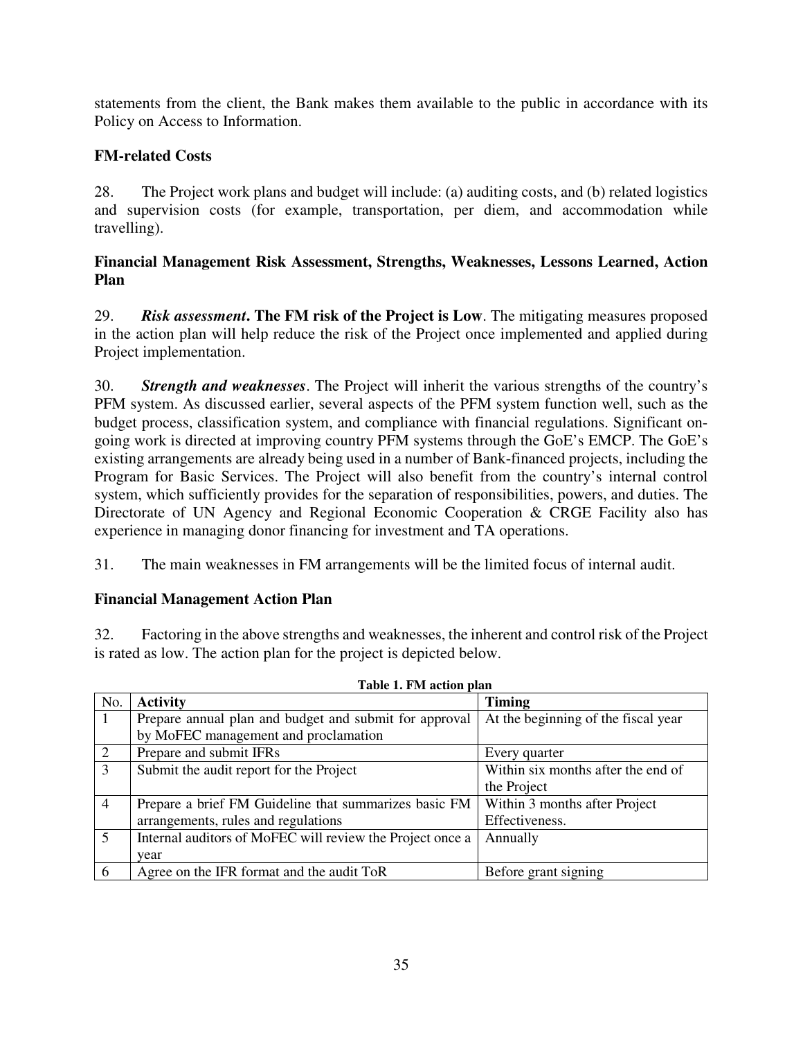statements from the client, the Bank makes them available to the public in accordance with its Policy on Access to Information.

**FM-related Costs**

28. The Project work plans and budget will include: (a) auditing costs, and (b) related logistics and supervision costs (for example, transportation, per diem, and accommodation while travelling).

**Financial Management Risk Assessment, Strengths, Weaknesses, Lessons Learned, Action Plan**

29. ***Risk assessment*. The FM risk of the Project is Low**. The mitigating measures proposed in the action plan will help reduce the risk of the Project once implemented and applied during Project implementation.

30. ***Strength and weaknesses***. The Project will inherit the various strengths of the country's PFM system. As discussed earlier, several aspects of the PFM system function well, such as the budget process, classification system, and compliance with financial regulations. Significant on-going work is directed at improving country PFM systems through the GoE's EMCP. The GoE's existing arrangements are already being used in a number of Bank-financed projects, including the Program for Basic Services. The Project will also benefit from the country's internal control system, which sufficiently provides for the separation of responsibilities, powers, and duties. The Directorate of UN Agency and Regional Economic Cooperation & CRGE Facility also has experience in managing donor financing for investment and TA operations.

31. The main weaknesses in FM arrangements will be the limited focus of internal audit.

**Financial Management Action Plan**

32. Factoring in the above strengths and weaknesses, the inherent and control risk of the Project is rated as low. The action plan for the project is depicted below.

**Table 1. FM action plan**

| No. | Activity | Timing |
|---|---|---|
| 1 | Prepare annual plan and budget and submit for approval by MoFEC management and proclamation | At the beginning of the fiscal year |
| 2 | Prepare and submit IFRs | Every quarter |
| 3 | Submit the audit report for the Project | Within six months after the end of the Project |
| 4 | Prepare a brief FM Guideline that summarizes basic FM arrangements, rules and regulations | Within 3 months after Project Effectiveness. |
| 5 | Internal auditors of MoFEC will review the Project once a year | Annually |
| 6 | Agree on the IFR format and the audit ToR | Before grant signing |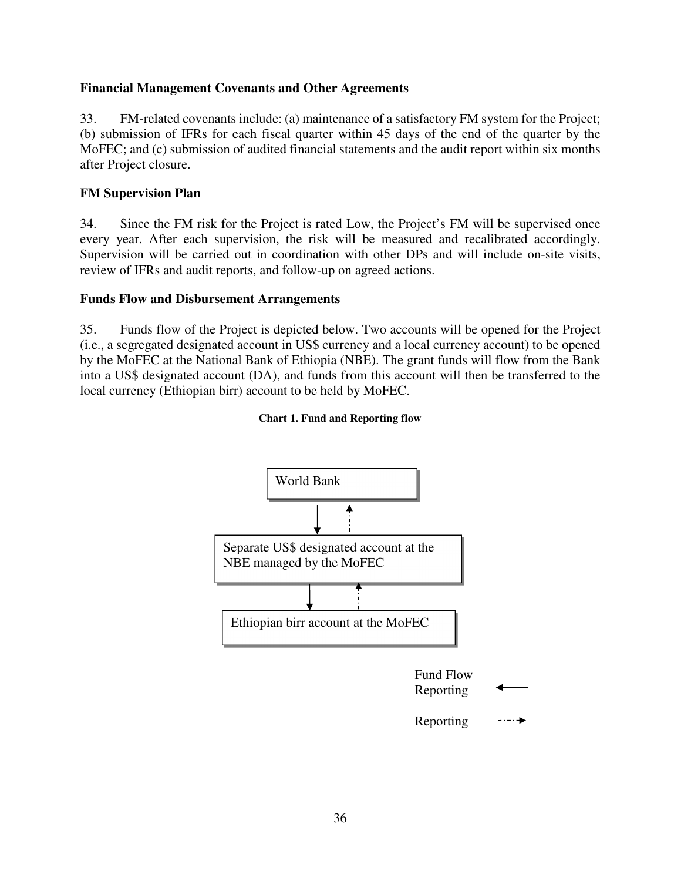**Financial Management Covenants and Other Agreements**

33. FM-related covenants include: (a) maintenance of a satisfactory FM system for the Project; (b) submission of IFRs for each fiscal quarter within 45 days of the end of the quarter by the MoFEC; and (c) submission of audited financial statements and the audit report within six months after Project closure.

**FM Supervision Plan**

34. Since the FM risk for the Project is rated Low, the Project's FM will be supervised once every year. After each supervision, the risk will be measured and recalibrated accordingly. Supervision will be carried out in coordination with other DPs and will include on-site visits, review of IFRs and audit reports, and follow-up on agreed actions.

**Funds Flow and Disbursement Arrangements**

35. Funds flow of the Project is depicted below. Two accounts will be opened for the Project (i.e., a segregated designated account in US$ currency and a local currency account) to be opened by the MoFEC at the National Bank of Ethiopia (NBE). The grant funds will flow from the Bank into a US$ designated account (DA), and funds from this account will then be transferred to the local currency (Ethiopian birr) account to be held by MoFEC.

**Chart 1. Fund and Reporting flow**

World Bank

Separate US$ designated account at the NBE managed by the MoFEC

Ethiopian birr account at the MoFEC

Fund Flow Reporting

Reporting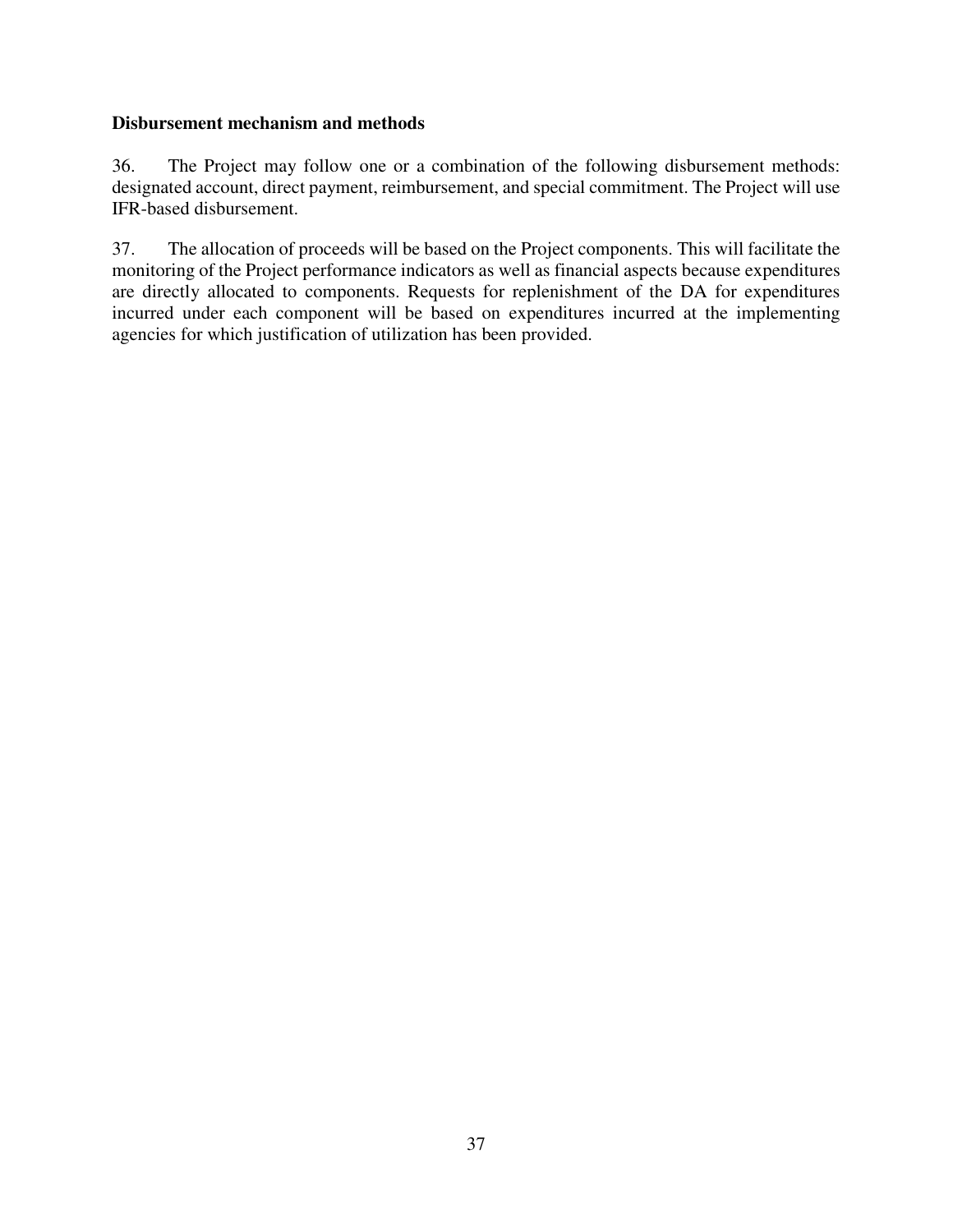**Disbursement mechanism and methods**

36. The Project may follow one or a combination of the following disbursement methods: designated account, direct payment, reimbursement, and special commitment. The Project will use IFR-based disbursement.

37. The allocation of proceeds will be based on the Project components. This will facilitate the monitoring of the Project performance indicators as well as financial aspects because expenditures are directly allocated to components. Requests for replenishment of the DA for expenditures incurred under each component will be based on expenditures incurred at the implementing agencies for which justification of utilization has been provided.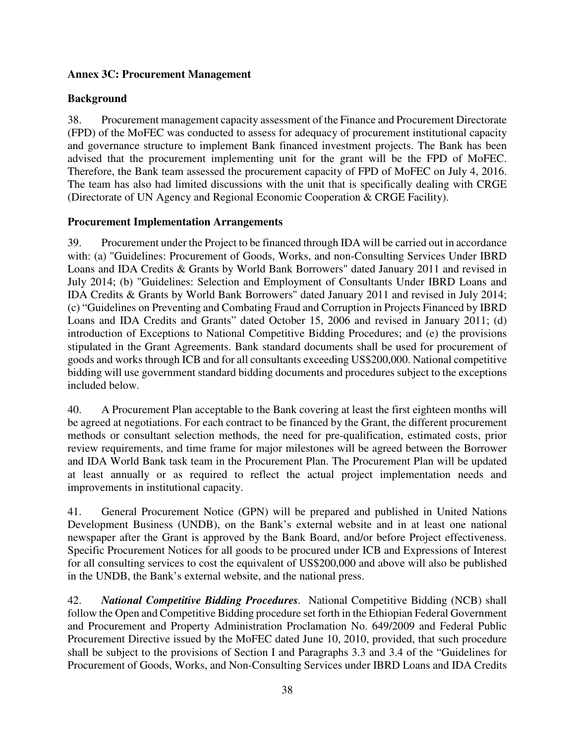**Annex 3C: Procurement Management**

**Background**

38. Procurement management capacity assessment of the Finance and Procurement Directorate (FPD) of the MoFEC was conducted to assess for adequacy of procurement institutional capacity and governance structure to implement Bank financed investment projects. The Bank has been advised that the procurement implementing unit for the grant will be the FPD of MoFEC. Therefore, the Bank team assessed the procurement capacity of FPD of MoFEC on July 4, 2016. The team has also had limited discussions with the unit that is specifically dealing with CRGE (Directorate of UN Agency and Regional Economic Cooperation & CRGE Facility).

**Procurement Implementation Arrangements**

39. Procurement under the Project to be financed through IDA will be carried out in accordance with: (a) "Guidelines: Procurement of Goods, Works, and non-Consulting Services Under IBRD Loans and IDA Credits & Grants by World Bank Borrowers" dated January 2011 and revised in July 2014; (b) "Guidelines: Selection and Employment of Consultants Under IBRD Loans and IDA Credits & Grants by World Bank Borrowers" dated January 2011 and revised in July 2014; (c) "Guidelines on Preventing and Combating Fraud and Corruption in Projects Financed by IBRD Loans and IDA Credits and Grants" dated October 15, 2006 and revised in January 2011; (d) introduction of Exceptions to National Competitive Bidding Procedures; and (e) the provisions stipulated in the Grant Agreements. Bank standard documents shall be used for procurement of goods and works through ICB and for all consultants exceeding US$200,000. National competitive bidding will use government standard bidding documents and procedures subject to the exceptions included below.

40. A Procurement Plan acceptable to the Bank covering at least the first eighteen months will be agreed at negotiations. For each contract to be financed by the Grant, the different procurement methods or consultant selection methods, the need for pre-qualification, estimated costs, prior review requirements, and time frame for major milestones will be agreed between the Borrower and IDA World Bank task team in the Procurement Plan. The Procurement Plan will be updated at least annually or as required to reflect the actual project implementation needs and improvements in institutional capacity.

41. General Procurement Notice (GPN) will be prepared and published in United Nations Development Business (UNDB), on the Bank's external website and in at least one national newspaper after the Grant is approved by the Bank Board, and/or before Project effectiveness. Specific Procurement Notices for all goods to be procured under ICB and Expressions of Interest for all consulting services to cost the equivalent of US$200,000 and above will also be published in the UNDB, the Bank's external website, and the national press.

42. ***National Competitive Bidding Procedures***. National Competitive Bidding (NCB) shall follow the Open and Competitive Bidding procedure set forth in the Ethiopian Federal Government and Procurement and Property Administration Proclamation No. 649/2009 and Federal Public Procurement Directive issued by the MoFEC dated June 10, 2010, provided, that such procedure shall be subject to the provisions of Section I and Paragraphs 3.3 and 3.4 of the "Guidelines for Procurement of Goods, Works, and Non-Consulting Services under IBRD Loans and IDA Credits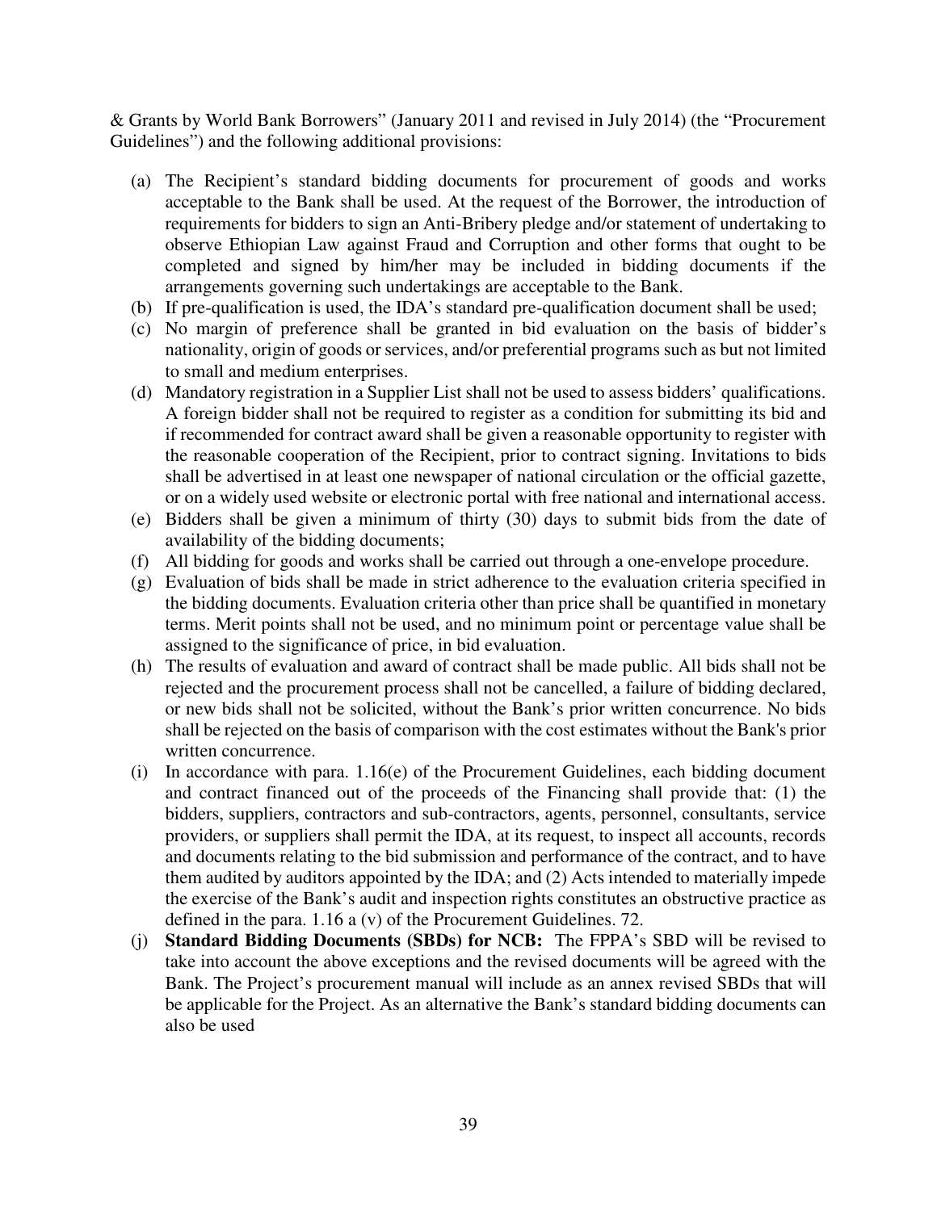& Grants by World Bank Borrowers" (January 2011 and revised in July 2014) (the "Procurement Guidelines") and the following additional provisions:

(a) The Recipient's standard bidding documents for procurement of goods and works acceptable to the Bank shall be used. At the request of the Borrower, the introduction of requirements for bidders to sign an Anti-Bribery pledge and/or statement of undertaking to observe Ethiopian Law against Fraud and Corruption and other forms that ought to be completed and signed by him/her may be included in bidding documents if the arrangements governing such undertakings are acceptable to the Bank.

(b) If pre-qualification is used, the IDA's standard pre-qualification document shall be used;

(c) No margin of preference shall be granted in bid evaluation on the basis of bidder's nationality, origin of goods or services, and/or preferential programs such as but not limited to small and medium enterprises.

(d) Mandatory registration in a Supplier List shall not be used to assess bidders' qualifications. A foreign bidder shall not be required to register as a condition for submitting its bid and if recommended for contract award shall be given a reasonable opportunity to register with the reasonable cooperation of the Recipient, prior to contract signing. Invitations to bids shall be advertised in at least one newspaper of national circulation or the official gazette, or on a widely used website or electronic portal with free national and international access.

(e) Bidders shall be given a minimum of thirty (30) days to submit bids from the date of availability of the bidding documents;

(f) All bidding for goods and works shall be carried out through a one-envelope procedure.

(g) Evaluation of bids shall be made in strict adherence to the evaluation criteria specified in the bidding documents. Evaluation criteria other than price shall be quantified in monetary terms. Merit points shall not be used, and no minimum point or percentage value shall be assigned to the significance of price, in bid evaluation.

(h) The results of evaluation and award of contract shall be made public. All bids shall not be rejected and the procurement process shall not be cancelled, a failure of bidding declared, or new bids shall not be solicited, without the Bank's prior written concurrence. No bids shall be rejected on the basis of comparison with the cost estimates without the Bank's prior written concurrence.

(i) In accordance with para. 1.16(e) of the Procurement Guidelines, each bidding document and contract financed out of the proceeds of the Financing shall provide that: (1) the bidders, suppliers, contractors and sub-contractors, agents, personnel, consultants, service providers, or suppliers shall permit the IDA, at its request, to inspect all accounts, records and documents relating to the bid submission and performance of the contract, and to have them audited by auditors appointed by the IDA; and (2) Acts intended to materially impede the exercise of the Bank's audit and inspection rights constitutes an obstructive practice as defined in the para. 1.16 a (v) of the Procurement Guidelines. 72.

(j) **Standard Bidding Documents (SBDs) for NCB:** The FPPA's SBD will be revised to take into account the above exceptions and the revised documents will be agreed with the Bank. The Project's procurement manual will include as an annex revised SBDs that will be applicable for the Project. As an alternative the Bank's standard bidding documents can also be used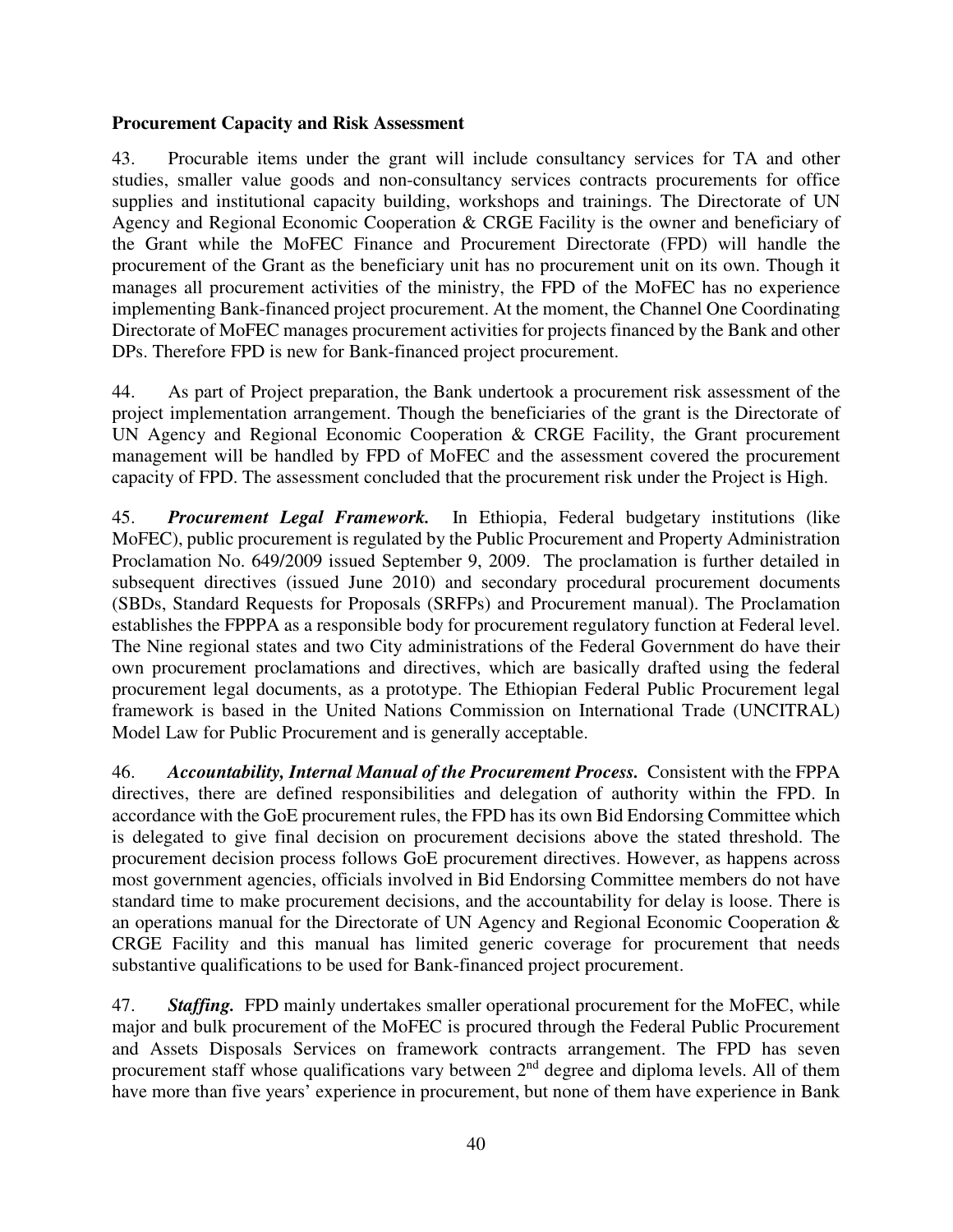**Procurement Capacity and Risk Assessment**

43. Procurable items under the grant will include consultancy services for TA and other studies, smaller value goods and non-consultancy services contracts procurements for office supplies and institutional capacity building, workshops and trainings. The Directorate of UN Agency and Regional Economic Cooperation & CRGE Facility is the owner and beneficiary of the Grant while the MoFEC Finance and Procurement Directorate (FPD) will handle the procurement of the Grant as the beneficiary unit has no procurement unit on its own. Though it manages all procurement activities of the ministry, the FPD of the MoFEC has no experience implementing Bank-financed project procurement. At the moment, the Channel One Coordinating Directorate of MoFEC manages procurement activities for projects financed by the Bank and other DPs. Therefore FPD is new for Bank-financed project procurement.

44. As part of Project preparation, the Bank undertook a procurement risk assessment of the project implementation arrangement. Though the beneficiaries of the grant is the Directorate of UN Agency and Regional Economic Cooperation & CRGE Facility, the Grant procurement management will be handled by FPD of MoFEC and the assessment covered the procurement capacity of FPD. The assessment concluded that the procurement risk under the Project is High.

45. ***Procurement Legal Framework.*** In Ethiopia, Federal budgetary institutions (like MoFEC), public procurement is regulated by the Public Procurement and Property Administration Proclamation No. 649/2009 issued September 9, 2009. The proclamation is further detailed in subsequent directives (issued June 2010) and secondary procedural procurement documents (SBDs, Standard Requests for Proposals (SRFPs) and Procurement manual). The Proclamation establishes the FPPPA as a responsible body for procurement regulatory function at Federal level. The Nine regional states and two City administrations of the Federal Government do have their own procurement proclamations and directives, which are basically drafted using the federal procurement legal documents, as a prototype. The Ethiopian Federal Public Procurement legal framework is based in the United Nations Commission on International Trade (UNCITRAL) Model Law for Public Procurement and is generally acceptable.

46. ***Accountability, Internal Manual of the Procurement Process.*** Consistent with the FPPA directives, there are defined responsibilities and delegation of authority within the FPD. In accordance with the GoE procurement rules, the FPD has its own Bid Endorsing Committee which is delegated to give final decision on procurement decisions above the stated threshold. The procurement decision process follows GoE procurement directives. However, as happens across most government agencies, officials involved in Bid Endorsing Committee members do not have standard time to make procurement decisions, and the accountability for delay is loose. There is an operations manual for the Directorate of UN Agency and Regional Economic Cooperation & CRGE Facility and this manual has limited generic coverage for procurement that needs substantive qualifications to be used for Bank-financed project procurement.

47. ***Staffing.*** FPD mainly undertakes smaller operational procurement for the MoFEC, while major and bulk procurement of the MoFEC is procured through the Federal Public Procurement and Assets Disposals Services on framework contracts arrangement. The FPD has seven procurement staff whose qualifications vary between 2nd degree and diploma levels. All of them have more than five years' experience in procurement, but none of them have experience in Bank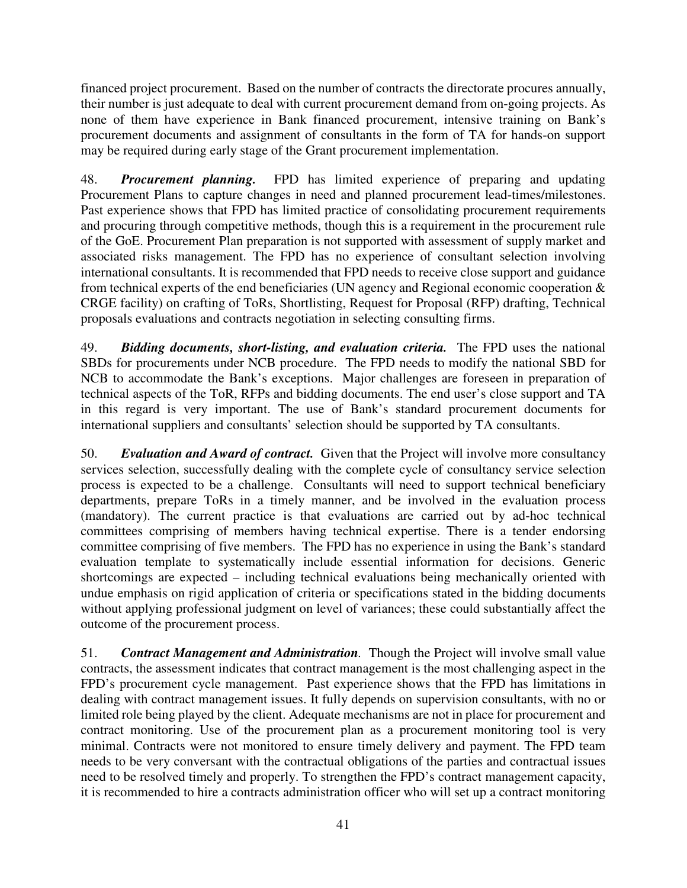financed project procurement. Based on the number of contracts the directorate procures annually, their number is just adequate to deal with current procurement demand from on-going projects. As none of them have experience in Bank financed procurement, intensive training on Bank's procurement documents and assignment of consultants in the form of TA for hands-on support may be required during early stage of the Grant procurement implementation.

48. ***Procurement planning.*** FPD has limited experience of preparing and updating Procurement Plans to capture changes in need and planned procurement lead-times/milestones. Past experience shows that FPD has limited practice of consolidating procurement requirements and procuring through competitive methods, though this is a requirement in the procurement rule of the GoE. Procurement Plan preparation is not supported with assessment of supply market and associated risks management. The FPD has no experience of consultant selection involving international consultants. It is recommended that FPD needs to receive close support and guidance from technical experts of the end beneficiaries (UN agency and Regional economic cooperation & CRGE facility) on crafting of ToRs, Shortlisting, Request for Proposal (RFP) drafting, Technical proposals evaluations and contracts negotiation in selecting consulting firms.

49. ***Bidding documents, short-listing, and evaluation criteria.*** The FPD uses the national SBDs for procurements under NCB procedure. The FPD needs to modify the national SBD for NCB to accommodate the Bank's exceptions. Major challenges are foreseen in preparation of technical aspects of the ToR, RFPs and bidding documents. The end user's close support and TA in this regard is very important. The use of Bank's standard procurement documents for international suppliers and consultants' selection should be supported by TA consultants.

50. ***Evaluation and Award of contract.*** Given that the Project will involve more consultancy services selection, successfully dealing with the complete cycle of consultancy service selection process is expected to be a challenge. Consultants will need to support technical beneficiary departments, prepare ToRs in a timely manner, and be involved in the evaluation process (mandatory). The current practice is that evaluations are carried out by ad-hoc technical committees comprising of members having technical expertise. There is a tender endorsing committee comprising of five members. The FPD has no experience in using the Bank's standard evaluation template to systematically include essential information for decisions. Generic shortcomings are expected – including technical evaluations being mechanically oriented with undue emphasis on rigid application of criteria or specifications stated in the bidding documents without applying professional judgment on level of variances; these could substantially affect the outcome of the procurement process.

51. ***Contract Management and Administration***. Though the Project will involve small value contracts, the assessment indicates that contract management is the most challenging aspect in the FPD's procurement cycle management. Past experience shows that the FPD has limitations in dealing with contract management issues. It fully depends on supervision consultants, with no or limited role being played by the client. Adequate mechanisms are not in place for procurement and contract monitoring. Use of the procurement plan as a procurement monitoring tool is very minimal. Contracts were not monitored to ensure timely delivery and payment. The FPD team needs to be very conversant with the contractual obligations of the parties and contractual issues need to be resolved timely and properly. To strengthen the FPD's contract management capacity, it is recommended to hire a contracts administration officer who will set up a contract monitoring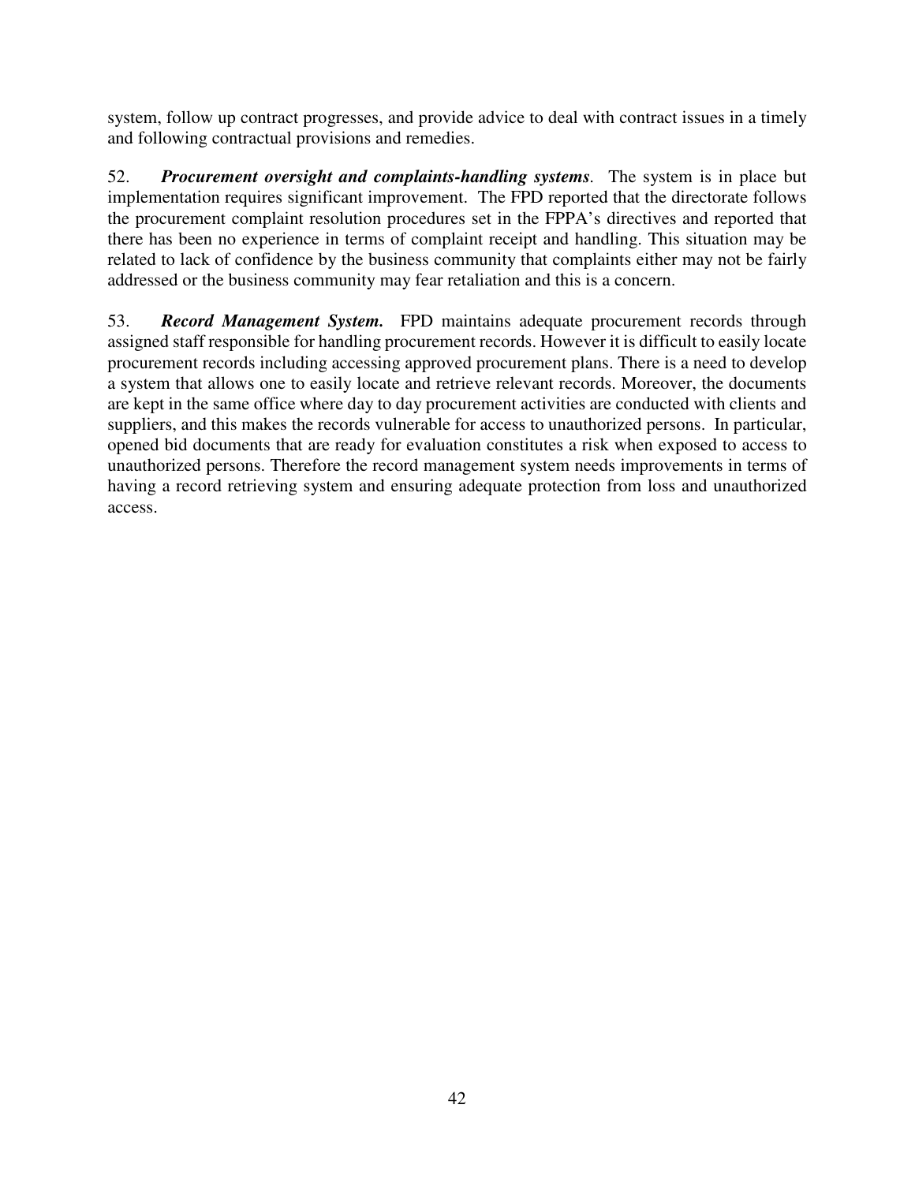system, follow up contract progresses, and provide advice to deal with contract issues in a timely and following contractual provisions and remedies.

52. ***Procurement oversight and complaints-handling systems***. The system is in place but implementation requires significant improvement. The FPD reported that the directorate follows the procurement complaint resolution procedures set in the FPPA's directives and reported that there has been no experience in terms of complaint receipt and handling. This situation may be related to lack of confidence by the business community that complaints either may not be fairly addressed or the business community may fear retaliation and this is a concern.

53. ***Record Management System.*** FPD maintains adequate procurement records through assigned staff responsible for handling procurement records. However it is difficult to easily locate procurement records including accessing approved procurement plans. There is a need to develop a system that allows one to easily locate and retrieve relevant records. Moreover, the documents are kept in the same office where day to day procurement activities are conducted with clients and suppliers, and this makes the records vulnerable for access to unauthorized persons. In particular, opened bid documents that are ready for evaluation constitutes a risk when exposed to access to unauthorized persons. Therefore the record management system needs improvements in terms of having a record retrieving system and ensuring adequate protection from loss and unauthorized access.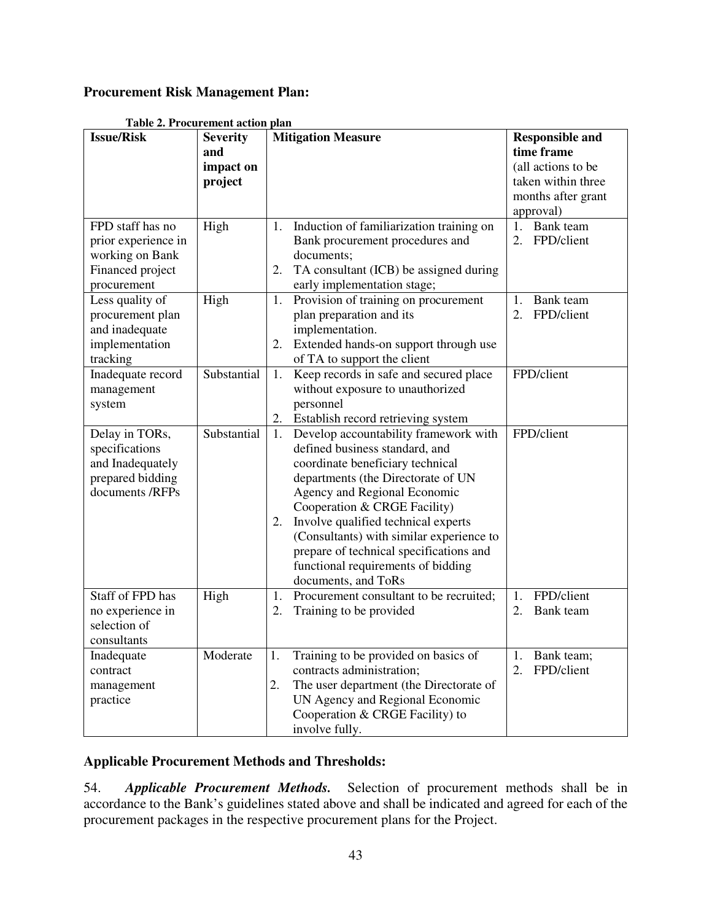**Procurement Risk Management Plan:**

**Table 2. Procurement action plan**

| Issue/Risk | Severity and impact on project | Mitigation Measure | Responsible and time frame (all actions to be taken within three months after grant approval) |
|---|---|---|---|
| FPD staff has no prior experience in working on Bank Financed project procurement | High | 1. Induction of familiarization training on Bank procurement procedures and documents; 2. TA consultant (ICB) be assigned during early implementation stage; | 1. Bank team 2. FPD/client |
| Less quality of procurement plan and inadequate implementation tracking | High | 1. Provision of training on procurement plan preparation and its implementation. 2. Extended hands-on support through use of TA to support the client | 1. Bank team 2. FPD/client |
| Inadequate record management system | Substantial | 1. Keep records in safe and secured place without exposure to unauthorized personnel 2. Establish record retrieving system | FPD/client |
| Delay in TORs, specifications and Inadequately prepared bidding documents /RFPs | Substantial | 1. Develop accountability framework with defined business standard, and coordinate beneficiary technical departments (the Directorate of UN Agency and Regional Economic Cooperation & CRGE Facility) 2. Involve qualified technical experts (Consultants) with similar experience to prepare of technical specifications and functional requirements of bidding documents, and ToRs | FPD/client |
| Staff of FPD has no experience in selection of consultants | High | 1. Procurement consultant to be recruited; 2. Training to be provided | 1. FPD/client 2. Bank team |
| Inadequate contract management practice | Moderate | 1. Training to be provided on basics of contracts administration; 2. The user department (the Directorate of UN Agency and Regional Economic Cooperation & CRGE Facility) to involve fully. | 1. Bank team; 2. FPD/client |

**Applicable Procurement Methods and Thresholds:**

54. ***Applicable Procurement Methods.*** Selection of procurement methods shall be in accordance to the Bank's guidelines stated above and shall be indicated and agreed for each of the procurement packages in the respective procurement plans for the Project.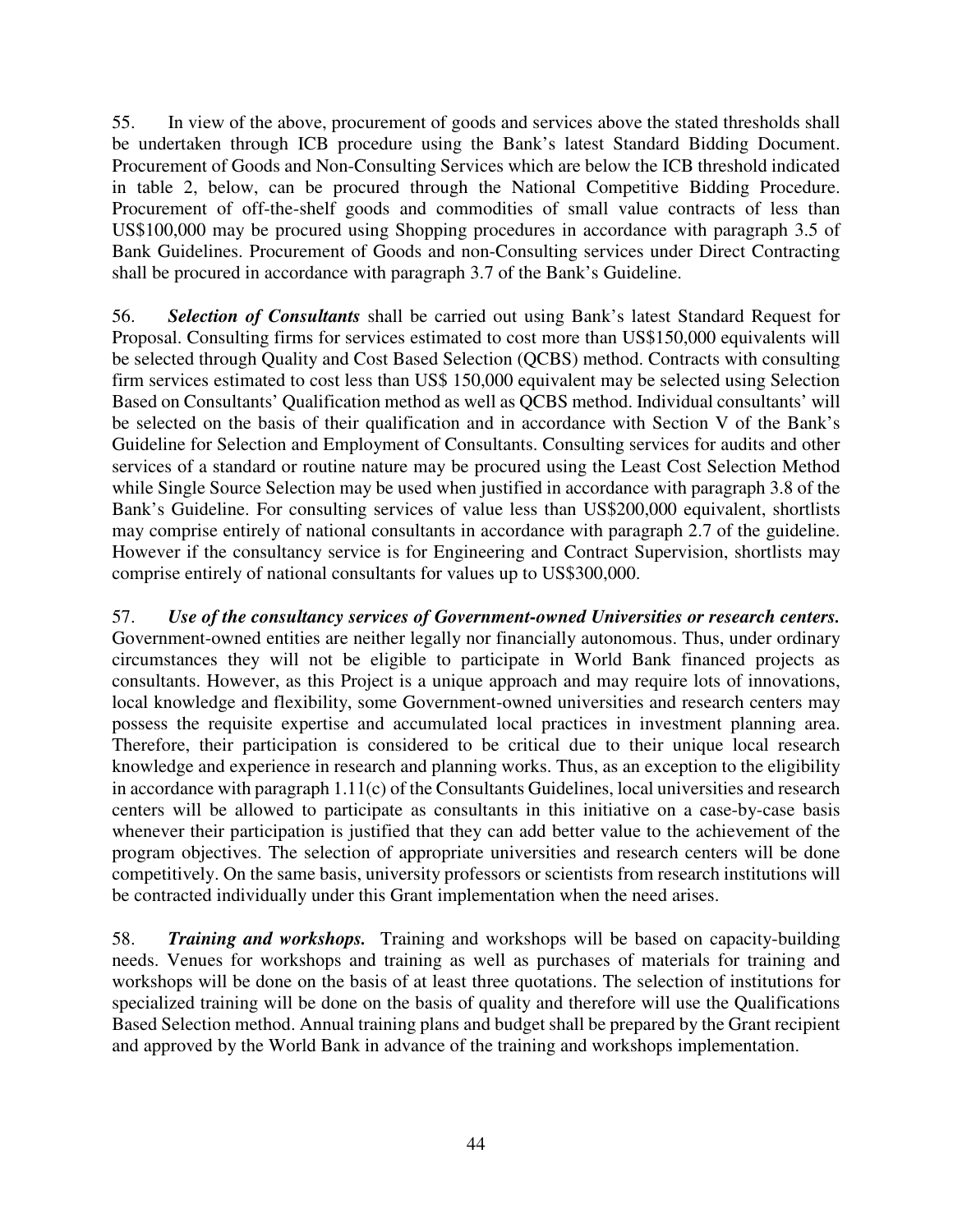55. In view of the above, procurement of goods and services above the stated thresholds shall be undertaken through ICB procedure using the Bank's latest Standard Bidding Document. Procurement of Goods and Non-Consulting Services which are below the ICB threshold indicated in table 2, below, can be procured through the National Competitive Bidding Procedure. Procurement of off-the-shelf goods and commodities of small value contracts of less than US$100,000 may be procured using Shopping procedures in accordance with paragraph 3.5 of Bank Guidelines. Procurement of Goods and non-Consulting services under Direct Contracting shall be procured in accordance with paragraph 3.7 of the Bank's Guideline.

56. ***Selection of Consultants*** shall be carried out using Bank's latest Standard Request for Proposal. Consulting firms for services estimated to cost more than US$150,000 equivalents will be selected through Quality and Cost Based Selection (QCBS) method. Contracts with consulting firm services estimated to cost less than US$ 150,000 equivalent may be selected using Selection Based on Consultants' Qualification method as well as QCBS method. Individual consultants' will be selected on the basis of their qualification and in accordance with Section V of the Bank's Guideline for Selection and Employment of Consultants. Consulting services for audits and other services of a standard or routine nature may be procured using the Least Cost Selection Method while Single Source Selection may be used when justified in accordance with paragraph 3.8 of the Bank's Guideline. For consulting services of value less than US$200,000 equivalent, shortlists may comprise entirely of national consultants in accordance with paragraph 2.7 of the guideline. However if the consultancy service is for Engineering and Contract Supervision, shortlists may comprise entirely of national consultants for values up to US$300,000.

57. ***Use of the consultancy services of Government-owned Universities or research centers.*** Government-owned entities are neither legally nor financially autonomous. Thus, under ordinary circumstances they will not be eligible to participate in World Bank financed projects as consultants. However, as this Project is a unique approach and may require lots of innovations, local knowledge and flexibility, some Government-owned universities and research centers may possess the requisite expertise and accumulated local practices in investment planning area. Therefore, their participation is considered to be critical due to their unique local research knowledge and experience in research and planning works. Thus, as an exception to the eligibility in accordance with paragraph 1.11(c) of the Consultants Guidelines, local universities and research centers will be allowed to participate as consultants in this initiative on a case-by-case basis whenever their participation is justified that they can add better value to the achievement of the program objectives. The selection of appropriate universities and research centers will be done competitively. On the same basis, university professors or scientists from research institutions will be contracted individually under this Grant implementation when the need arises.

58. ***Training and workshops.*** Training and workshops will be based on capacity-building needs. Venues for workshops and training as well as purchases of materials for training and workshops will be done on the basis of at least three quotations. The selection of institutions for specialized training will be done on the basis of quality and therefore will use the Qualifications Based Selection method. Annual training plans and budget shall be prepared by the Grant recipient and approved by the World Bank in advance of the training and workshops implementation.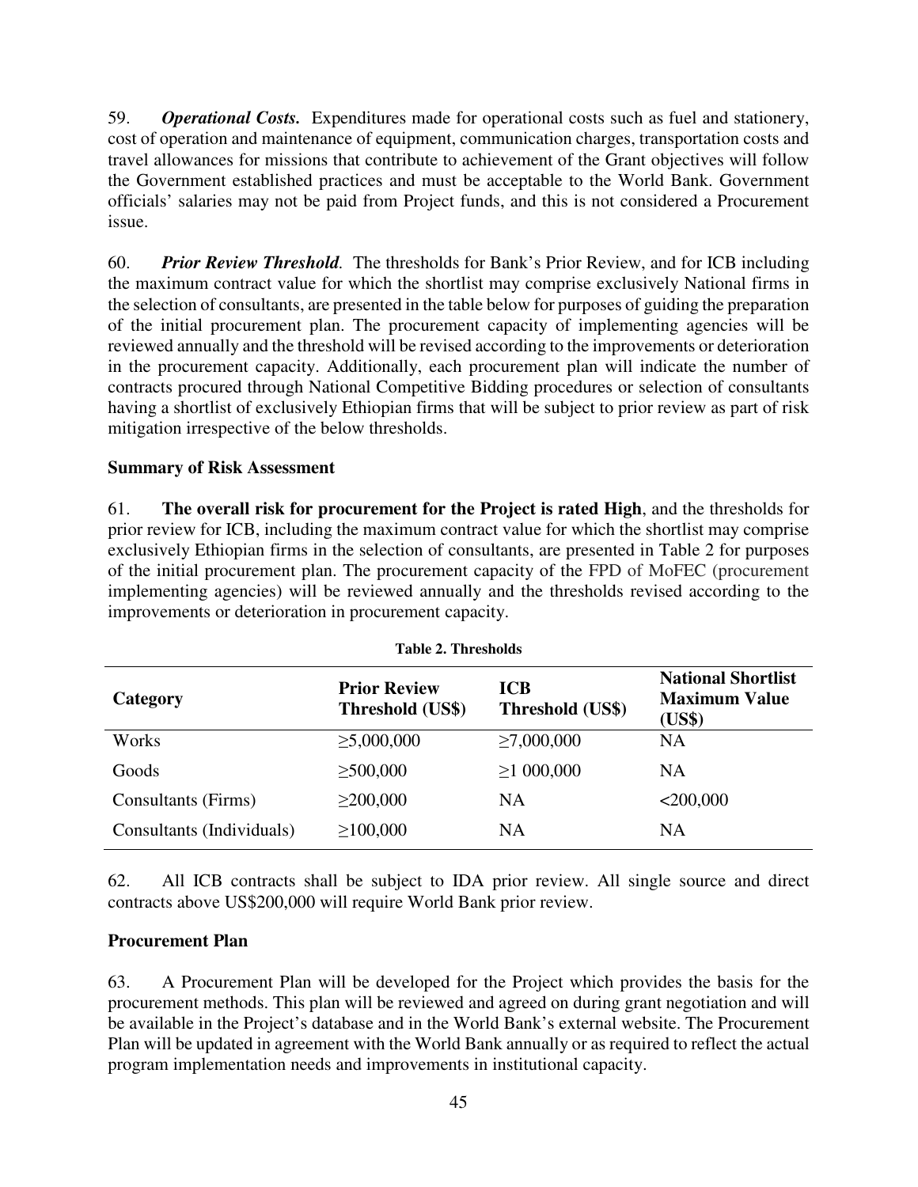59. ***Operational Costs.*** Expenditures made for operational costs such as fuel and stationery, cost of operation and maintenance of equipment, communication charges, transportation costs and travel allowances for missions that contribute to achievement of the Grant objectives will follow the Government established practices and must be acceptable to the World Bank. Government officials' salaries may not be paid from Project funds, and this is not considered a Procurement issue.

60. ***Prior Review Threshold.*** The thresholds for Bank's Prior Review, and for ICB including the maximum contract value for which the shortlist may comprise exclusively National firms in the selection of consultants, are presented in the table below for purposes of guiding the preparation of the initial procurement plan. The procurement capacity of implementing agencies will be reviewed annually and the threshold will be revised according to the improvements or deterioration in the procurement capacity. Additionally, each procurement plan will indicate the number of contracts procured through National Competitive Bidding procedures or selection of consultants having a shortlist of exclusively Ethiopian firms that will be subject to prior review as part of risk mitigation irrespective of the below thresholds.

**Summary of Risk Assessment**

61. **The overall risk for procurement for the Project is rated High**, and the thresholds for prior review for ICB, including the maximum contract value for which the shortlist may comprise exclusively Ethiopian firms in the selection of consultants, are presented in Table 2 for purposes of the initial procurement plan. The procurement capacity of the FPD of MoFEC (procurement implementing agencies) will be reviewed annually and the thresholds revised according to the improvements or deterioration in procurement capacity.

**Table 2. Thresholds**

| Category | Prior Review Threshold (US$) | ICB Threshold (US$) | National Shortlist Maximum Value (US$) |
|---|---|---|---|
| Works | ≥5,000,000 | ≥7,000,000 | NA |
| Goods | ≥500,000 | ≥1 000,000 | NA |
| Consultants (Firms) | ≥200,000 | NA | <200,000 |
| Consultants (Individuals) | ≥100,000 | NA | NA |

62. All ICB contracts shall be subject to IDA prior review. All single source and direct contracts above US$200,000 will require World Bank prior review.

**Procurement Plan**

63. A Procurement Plan will be developed for the Project which provides the basis for the procurement methods. This plan will be reviewed and agreed on during grant negotiation and will be available in the Project's database and in the World Bank's external website. The Procurement Plan will be updated in agreement with the World Bank annually or as required to reflect the actual program implementation needs and improvements in institutional capacity.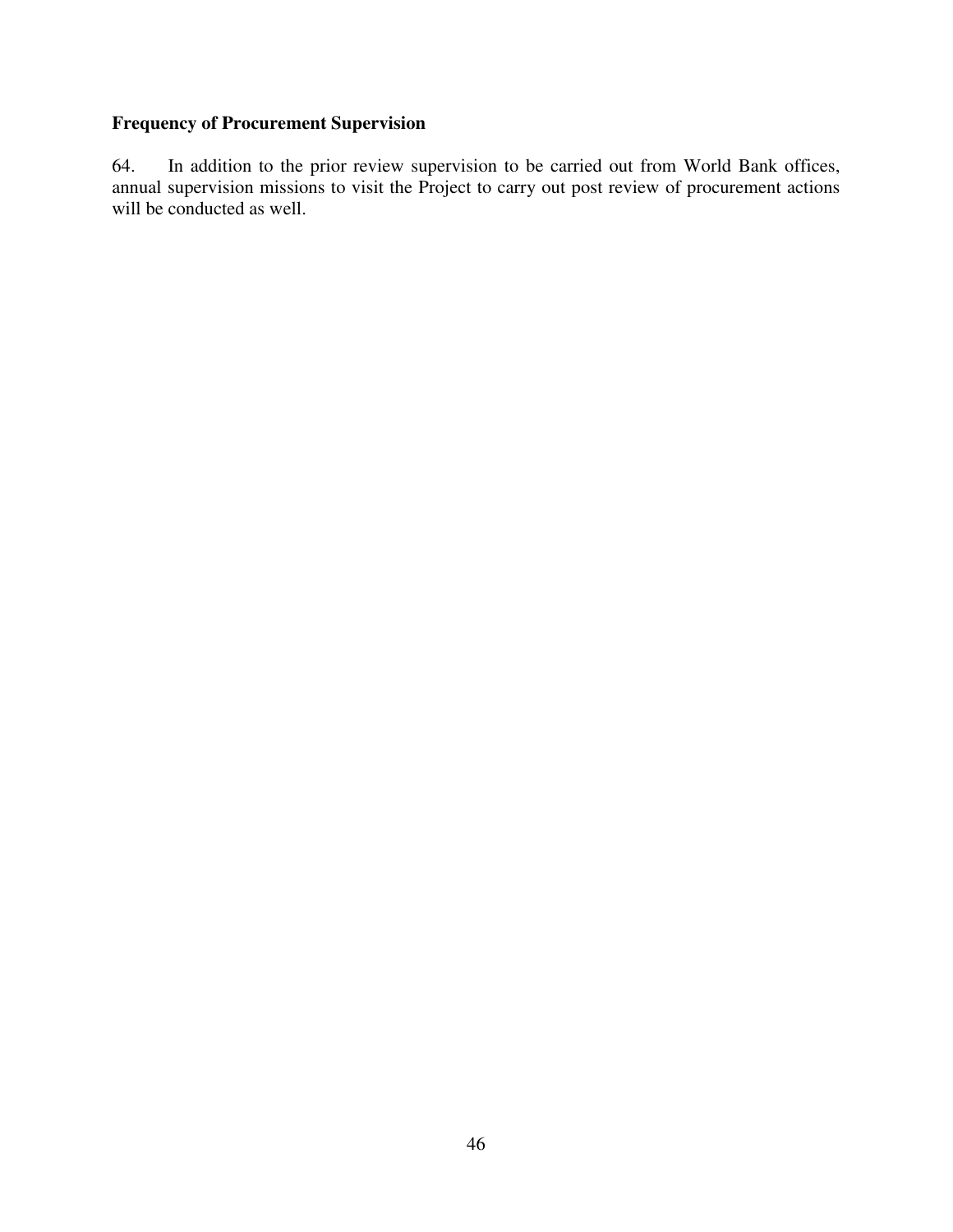**Frequency of Procurement Supervision**

64. In addition to the prior review supervision to be carried out from World Bank offices, annual supervision missions to visit the Project to carry out post review of procurement actions will be conducted as well.